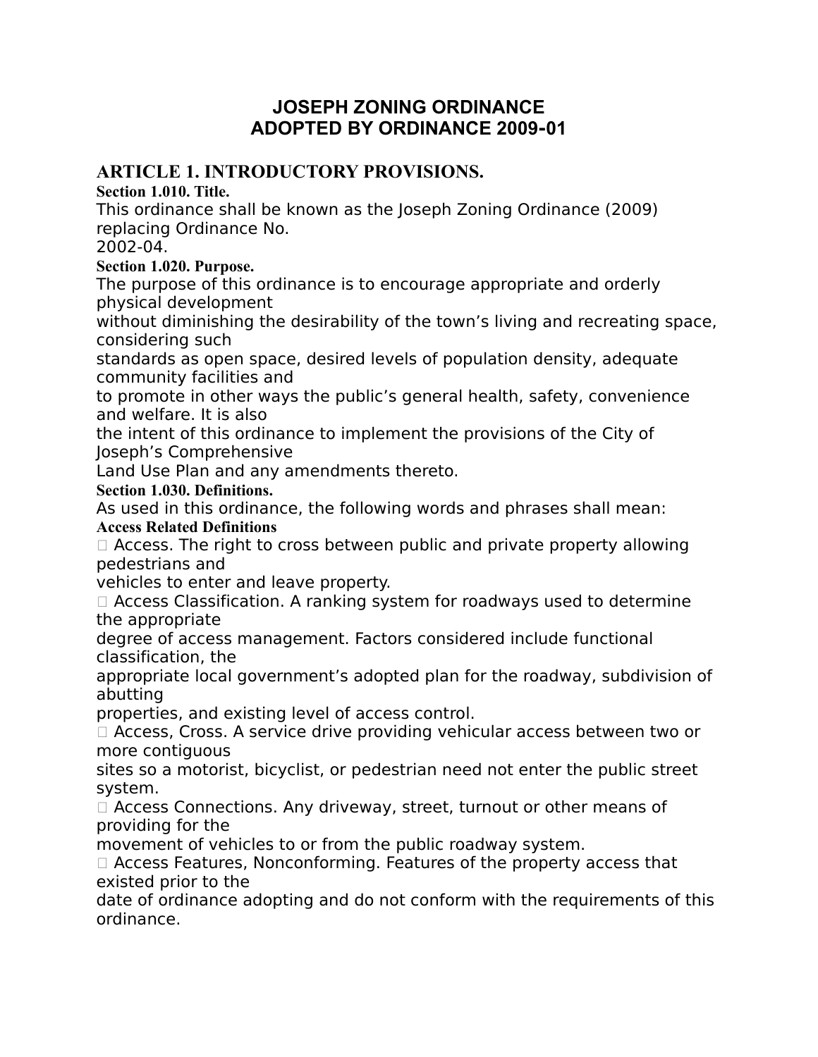# JOSEPH ZONING ORDINANCE
# ADOPTED BY ORDINANCE 2009-01

## ARTICLE 1. INTRODUCTORY PROVISIONS.

### Section 1.010. Title.

This ordinance shall be known as the Joseph Zoning Ordinance (2009) replacing Ordinance No. 2002-04.

### Section 1.020. Purpose.

The purpose of this ordinance is to encourage appropriate and orderly physical development without diminishing the desirability of the town's living and recreating space, considering such standards as open space, desired levels of population density, adequate community facilities and to promote in other ways the public's general health, safety, convenience and welfare. It is also the intent of this ordinance to implement the provisions of the City of Joseph's Comprehensive Land Use Plan and any amendments thereto.

### Section 1.030. Definitions.

As used in this ordinance, the following words and phrases shall mean:

**Access Related Definitions**

- Access. The right to cross between public and private property allowing pedestrians and vehicles to enter and leave property.
- Access Classification. A ranking system for roadways used to determine the appropriate degree of access management. Factors considered include functional classification, the appropriate local government's adopted plan for the roadway, subdivision of abutting properties, and existing level of access control.
- Access, Cross. A service drive providing vehicular access between two or more contiguous sites so a motorist, bicyclist, or pedestrian need not enter the public street system.
- Access Connections. Any driveway, street, turnout or other means of providing for the movement of vehicles to or from the public roadway system.
- Access Features, Nonconforming. Features of the property access that existed prior to the date of ordinance adopting and do not conform with the requirements of this ordinance.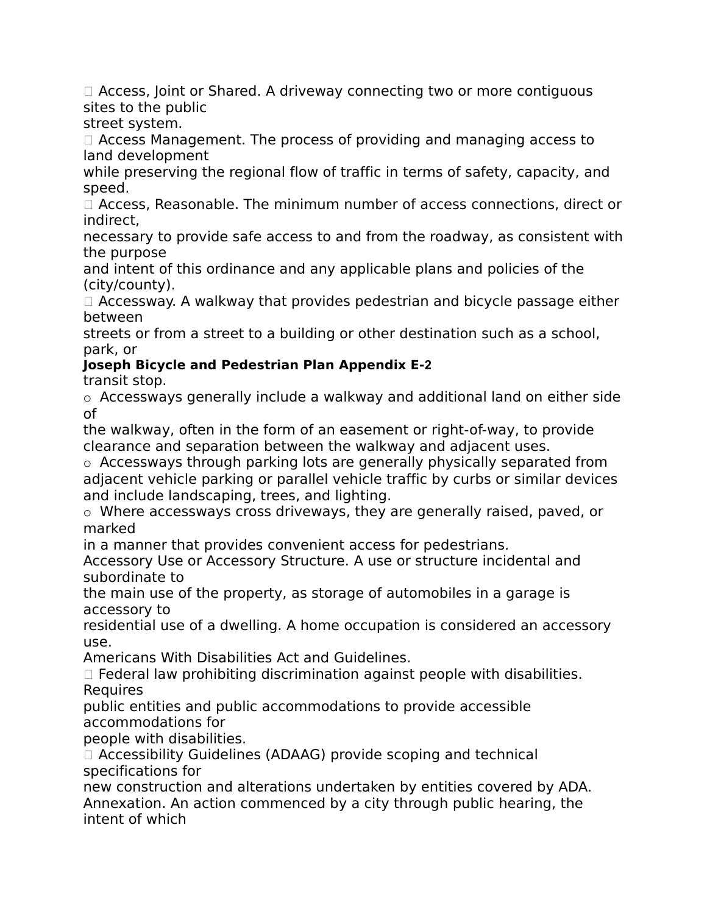- Access, Joint or Shared. A driveway connecting two or more contiguous sites to the public street system.
- Access Management. The process of providing and managing access to land development while preserving the regional flow of traffic in terms of safety, capacity, and speed.
- Access, Reasonable. The minimum number of access connections, direct or indirect, necessary to provide safe access to and from the roadway, as consistent with the purpose and intent of this ordinance and any applicable plans and policies of the (city/county).
- Accessway. A walkway that provides pedestrian and bicycle passage either between streets or from a street to a building or other destination such as a school, park, or transit stop.
    - Accessways generally include a walkway and additional land on either side of the walkway, often in the form of an easement or right-of-way, to provide clearance and separation between the walkway and adjacent uses.
    - Accessways through parking lots are generally physically separated from adjacent vehicle parking or parallel vehicle traffic by curbs or similar devices and include landscaping, trees, and lighting.
    - Where accessways cross driveways, they are generally raised, paved, or marked in a manner that provides convenient access for pedestrians.

Accessory Use or Accessory Structure. A use or structure incidental and subordinate to the main use of the property, as storage of automobiles in a garage is accessory to residential use of a dwelling. A home occupation is considered an accessory use.

Americans With Disabilities Act and Guidelines.

- Federal law prohibiting discrimination against people with disabilities. Requires public entities and public accommodations to provide accessible accommodations for people with disabilities.
- Accessibility Guidelines (ADAAG) provide scoping and technical specifications for new construction and alterations undertaken by entities covered by ADA.

Annexation. An action commenced by a city through public hearing, the intent of which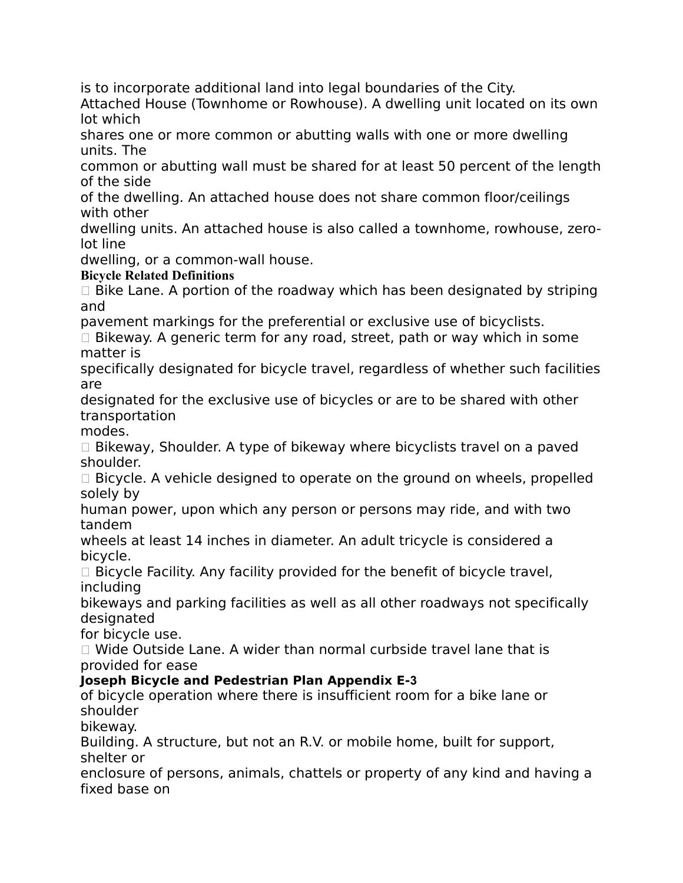is to incorporate additional land into legal boundaries of the City.

Attached House (Townhome or Rowhouse). A dwelling unit located on its own lot which shares one or more common or abutting walls with one or more dwelling units. The common or abutting wall must be shared for at least 50 percent of the length of the side of the dwelling. An attached house does not share common floor/ceilings with other dwelling units. An attached house is also called a townhome, rowhouse, zero-lot line dwelling, or a common-wall house.

**Bicycle Related Definitions**

- Bike Lane. A portion of the roadway which has been designated by striping and pavement markings for the preferential or exclusive use of bicyclists.
- Bikeway. A generic term for any road, street, path or way which in some matter is specifically designated for bicycle travel, regardless of whether such facilities are designated for the exclusive use of bicycles or are to be shared with other transportation modes.
- Bikeway, Shoulder. A type of bikeway where bicyclists travel on a paved shoulder.
- Bicycle. A vehicle designed to operate on the ground on wheels, propelled solely by human power, upon which any person or persons may ride, and with two tandem wheels at least 14 inches in diameter. An adult tricycle is considered a bicycle.
- Bicycle Facility. Any facility provided for the benefit of bicycle travel, including bikeways and parking facilities as well as all other roadways not specifically designated for bicycle use.
- Wide Outside Lane. A wider than normal curbside travel lane that is provided for ease of bicycle operation where there is insufficient room for a bike lane or shoulder bikeway.

Building. A structure, but not an R.V. or mobile home, built for support, shelter or enclosure of persons, animals, chattels or property of any kind and having a fixed base on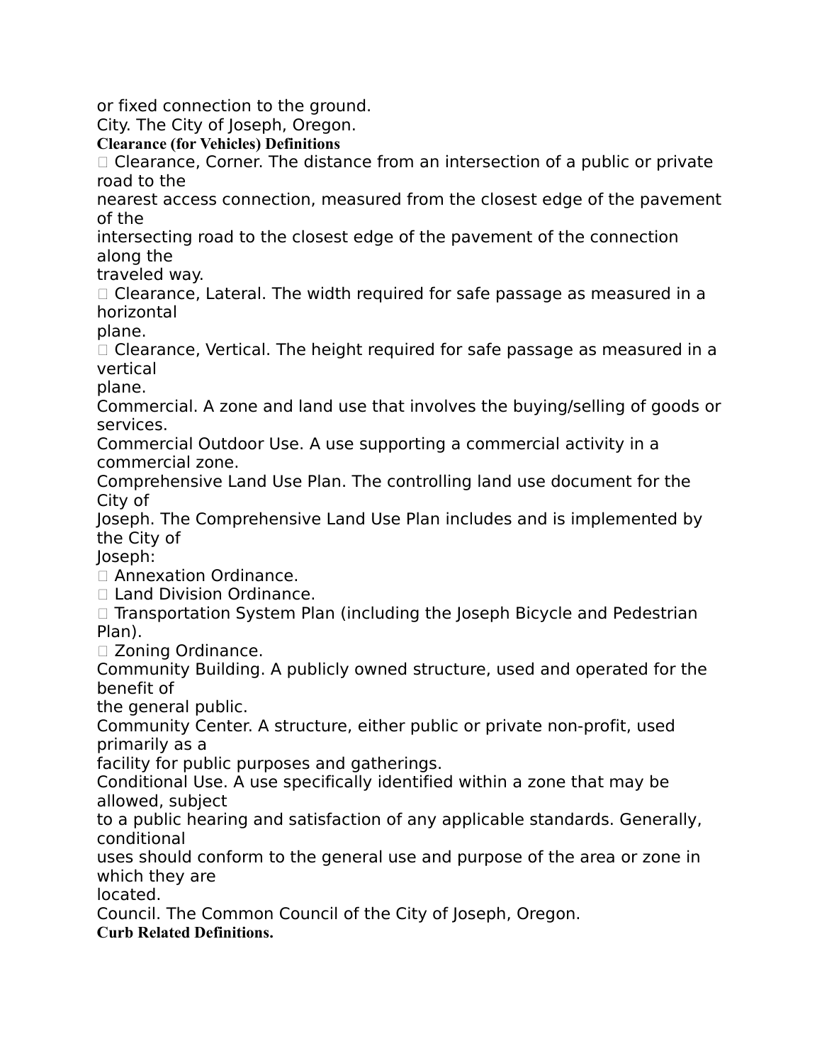or fixed connection to the ground.

City. The City of Joseph, Oregon.

**Clearance (for Vehicles) Definitions**

- Clearance, Corner. The distance from an intersection of a public or private road to the nearest access connection, measured from the closest edge of the pavement of the intersecting road to the closest edge of the pavement of the connection along the traveled way.
- Clearance, Lateral. The width required for safe passage as measured in a horizontal plane.
- Clearance, Vertical. The height required for safe passage as measured in a vertical plane.

Commercial. A zone and land use that involves the buying/selling of goods or services.

Commercial Outdoor Use. A use supporting a commercial activity in a commercial zone.

Comprehensive Land Use Plan. The controlling land use document for the City of Joseph. The Comprehensive Land Use Plan includes and is implemented by the City of Joseph:

- Annexation Ordinance.
- Land Division Ordinance.
- Transportation System Plan (including the Joseph Bicycle and Pedestrian Plan).
- Zoning Ordinance.

Community Building. A publicly owned structure, used and operated for the benefit of the general public.

Community Center. A structure, either public or private non-profit, used primarily as a facility for public purposes and gatherings.

Conditional Use. A use specifically identified within a zone that may be allowed, subject to a public hearing and satisfaction of any applicable standards. Generally, conditional uses should conform to the general use and purpose of the area or zone in which they are located.

Council. The Common Council of the City of Joseph, Oregon.

**Curb Related Definitions.**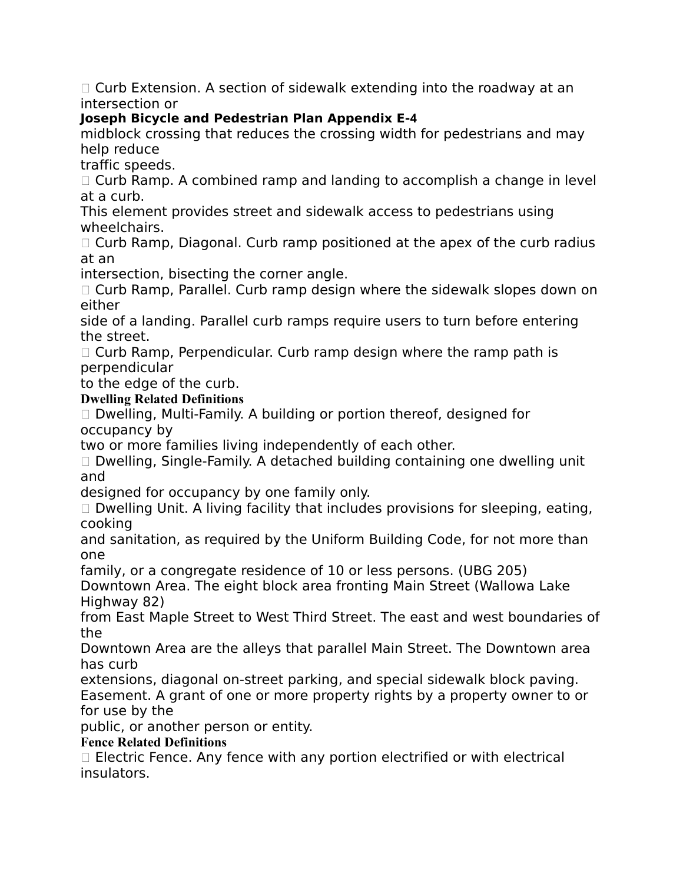- Curb Extension. A section of sidewalk extending into the roadway at an intersection or midblock crossing that reduces the crossing width for pedestrians and may help reduce traffic speeds.
- Curb Ramp. A combined ramp and landing to accomplish a change in level at a curb. This element provides street and sidewalk access to pedestrians using wheelchairs.
- Curb Ramp, Diagonal. Curb ramp positioned at the apex of the curb radius at an intersection, bisecting the corner angle.
- Curb Ramp, Parallel. Curb ramp design where the sidewalk slopes down on either side of a landing. Parallel curb ramps require users to turn before entering the street.
- Curb Ramp, Perpendicular. Curb ramp design where the ramp path is perpendicular to the edge of the curb.

**Dwelling Related Definitions**

- Dwelling, Multi-Family. A building or portion thereof, designed for occupancy by two or more families living independently of each other.
- Dwelling, Single-Family. A detached building containing one dwelling unit and designed for occupancy by one family only.
- Dwelling Unit. A living facility that includes provisions for sleeping, eating, cooking and sanitation, as required by the Uniform Building Code, for not more than one family, or a congregate residence of 10 or less persons. (UBG 205)

Downtown Area. The eight block area fronting Main Street (Wallowa Lake Highway 82) from East Maple Street to West Third Street. The east and west boundaries of the Downtown Area are the alleys that parallel Main Street. The Downtown area has curb extensions, diagonal on-street parking, and special sidewalk block paving.

Easement. A grant of one or more property rights by a property owner to or for use by the public, or another person or entity.

**Fence Related Definitions**

- Electric Fence. Any fence with any portion electrified or with electrical insulators.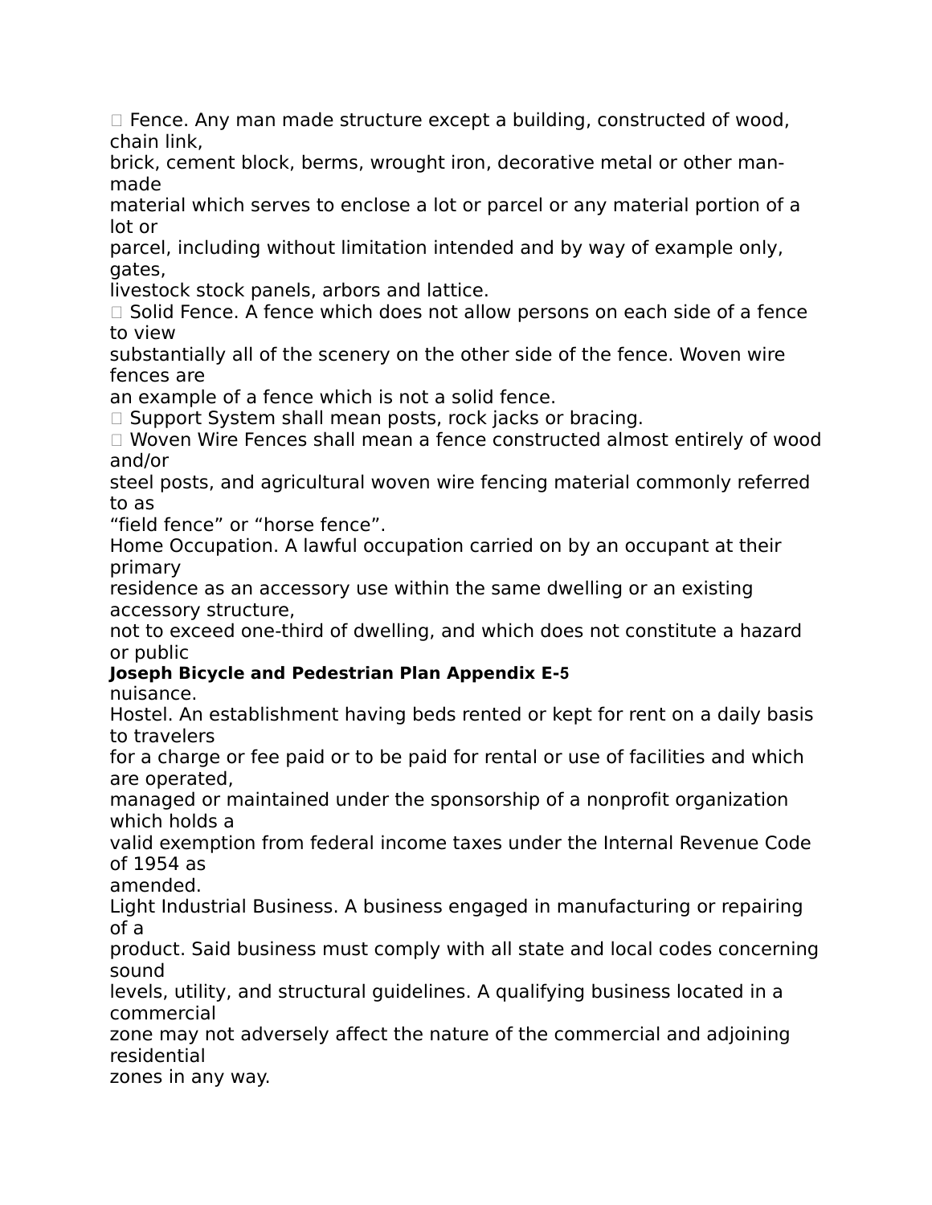- Fence. Any man made structure except a building, constructed of wood, chain link, brick, cement block, berms, wrought iron, decorative metal or other man-made material which serves to enclose a lot or parcel or any material portion of a lot or parcel, including without limitation intended and by way of example only, gates, livestock stock panels, arbors and lattice.
- Solid Fence. A fence which does not allow persons on each side of a fence to view substantially all of the scenery on the other side of the fence. Woven wire fences are an example of a fence which is not a solid fence.
- Support System shall mean posts, rock jacks or bracing.
- Woven Wire Fences shall mean a fence constructed almost entirely of wood and/or steel posts, and agricultural woven wire fencing material commonly referred to as "field fence" or "horse fence".

Home Occupation. A lawful occupation carried on by an occupant at their primary residence as an accessory use within the same dwelling or an existing accessory structure, not to exceed one-third of dwelling, and which does not constitute a hazard or public nuisance.

Hostel. An establishment having beds rented or kept for rent on a daily basis to travelers for a charge or fee paid or to be paid for rental or use of facilities and which are operated, managed or maintained under the sponsorship of a nonprofit organization which holds a valid exemption from federal income taxes under the Internal Revenue Code of 1954 as amended.

Light Industrial Business. A business engaged in manufacturing or repairing of a product. Said business must comply with all state and local codes concerning sound levels, utility, and structural guidelines. A qualifying business located in a commercial zone may not adversely affect the nature of the commercial and adjoining residential zones in any way.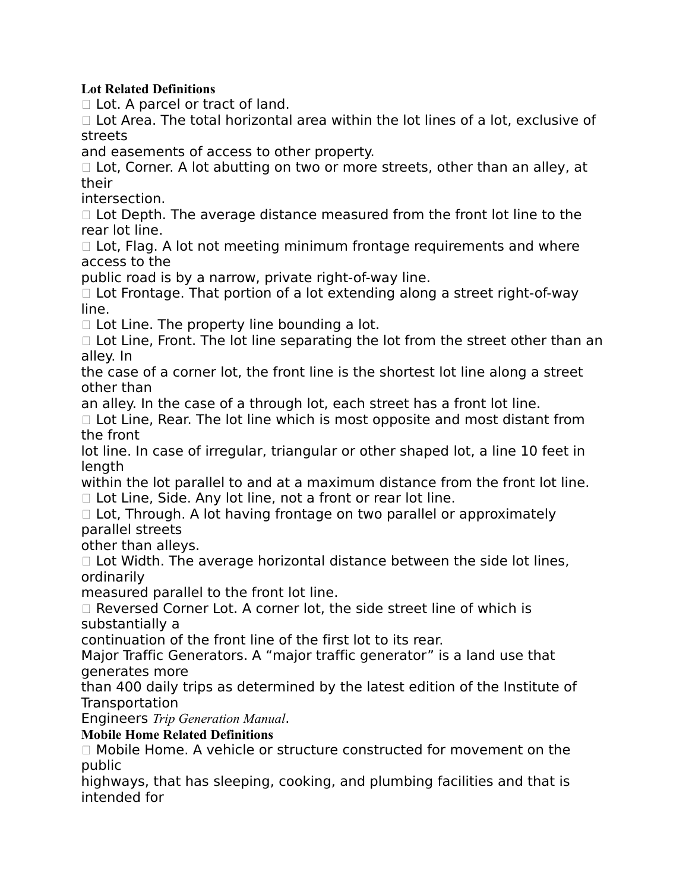**Lot Related Definitions**

- Lot. A parcel or tract of land.
- Lot Area. The total horizontal area within the lot lines of a lot, exclusive of streets and easements of access to other property.
- Lot, Corner. A lot abutting on two or more streets, other than an alley, at their intersection.
- Lot Depth. The average distance measured from the front lot line to the rear lot line.
- Lot, Flag. A lot not meeting minimum frontage requirements and where access to the public road is by a narrow, private right-of-way line.
- Lot Frontage. That portion of a lot extending along a street right-of-way line.
- Lot Line. The property line bounding a lot.
- Lot Line, Front. The lot line separating the lot from the street other than an alley. In the case of a corner lot, the front line is the shortest lot line along a street other than an alley. In the case of a through lot, each street has a front lot line.
- Lot Line, Rear. The lot line which is most opposite and most distant from the front lot line. In case of irregular, triangular or other shaped lot, a line 10 feet in length within the lot parallel to and at a maximum distance from the front lot line.
- Lot Line, Side. Any lot line, not a front or rear lot line.
- Lot, Through. A lot having frontage on two parallel or approximately parallel streets other than alleys.
- Lot Width. The average horizontal distance between the side lot lines, ordinarily measured parallel to the front lot line.
- Reversed Corner Lot. A corner lot, the side street line of which is substantially a continuation of the front line of the first lot to its rear.

Major Traffic Generators. A "major traffic generator" is a land use that generates more than 400 daily trips as determined by the latest edition of the Institute of Transportation Engineers *Trip Generation Manual*.

**Mobile Home Related Definitions**

- Mobile Home. A vehicle or structure constructed for movement on the public highways, that has sleeping, cooking, and plumbing facilities and that is intended for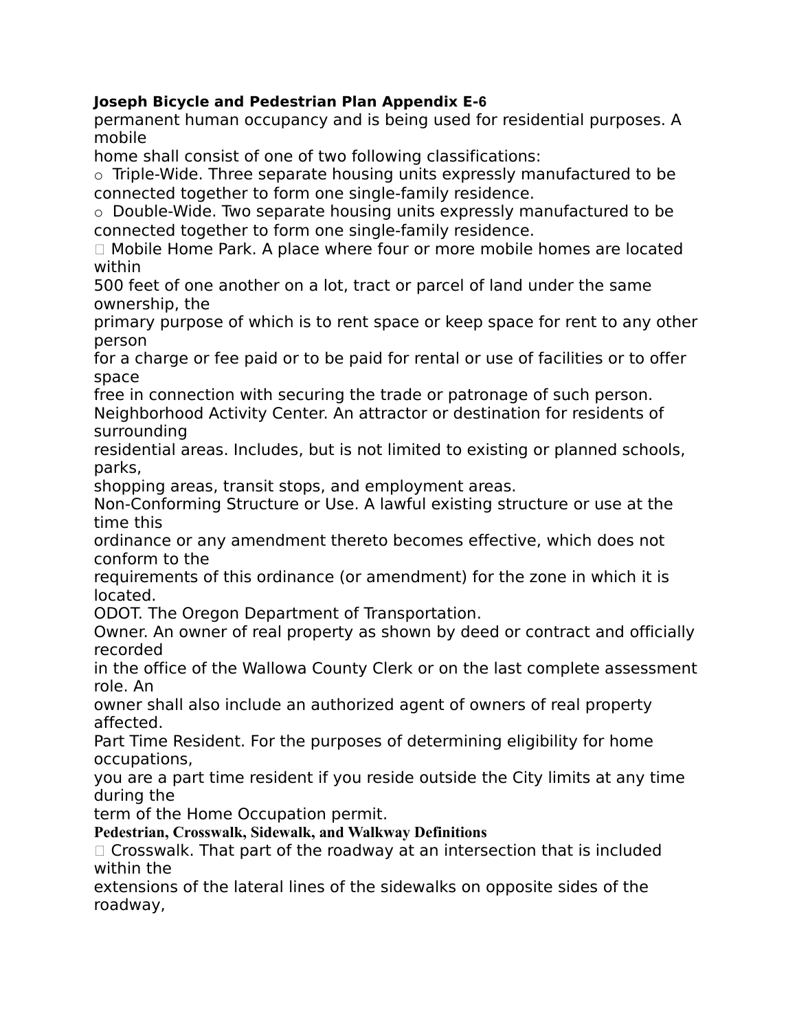permanent human occupancy and is being used for residential purposes. A mobile home shall consist of one of two following classifications:

- Triple-Wide. Three separate housing units expressly manufactured to be connected together to form one single-family residence.
- Double-Wide. Two separate housing units expressly manufactured to be connected together to form one single-family residence.

- Mobile Home Park. A place where four or more mobile homes are located within 500 feet of one another on a lot, tract or parcel of land under the same ownership, the primary purpose of which is to rent space or keep space for rent to any other person for a charge or fee paid or to be paid for rental or use of facilities or to offer space free in connection with securing the trade or patronage of such person.

Neighborhood Activity Center. An attractor or destination for residents of surrounding residential areas. Includes, but is not limited to existing or planned schools, parks, shopping areas, transit stops, and employment areas.

Non-Conforming Structure or Use. A lawful existing structure or use at the time this ordinance or any amendment thereto becomes effective, which does not conform to the requirements of this ordinance (or amendment) for the zone in which it is located.

ODOT. The Oregon Department of Transportation.

Owner. An owner of real property as shown by deed or contract and officially recorded in the office of the Wallowa County Clerk or on the last complete assessment role. An owner shall also include an authorized agent of owners of real property affected.

Part Time Resident. For the purposes of determining eligibility for home occupations, you are a part time resident if you reside outside the City limits at any time during the term of the Home Occupation permit.

**Pedestrian, Crosswalk, Sidewalk, and Walkway Definitions**

- Crosswalk. That part of the roadway at an intersection that is included within the extensions of the lateral lines of the sidewalks on opposite sides of the roadway,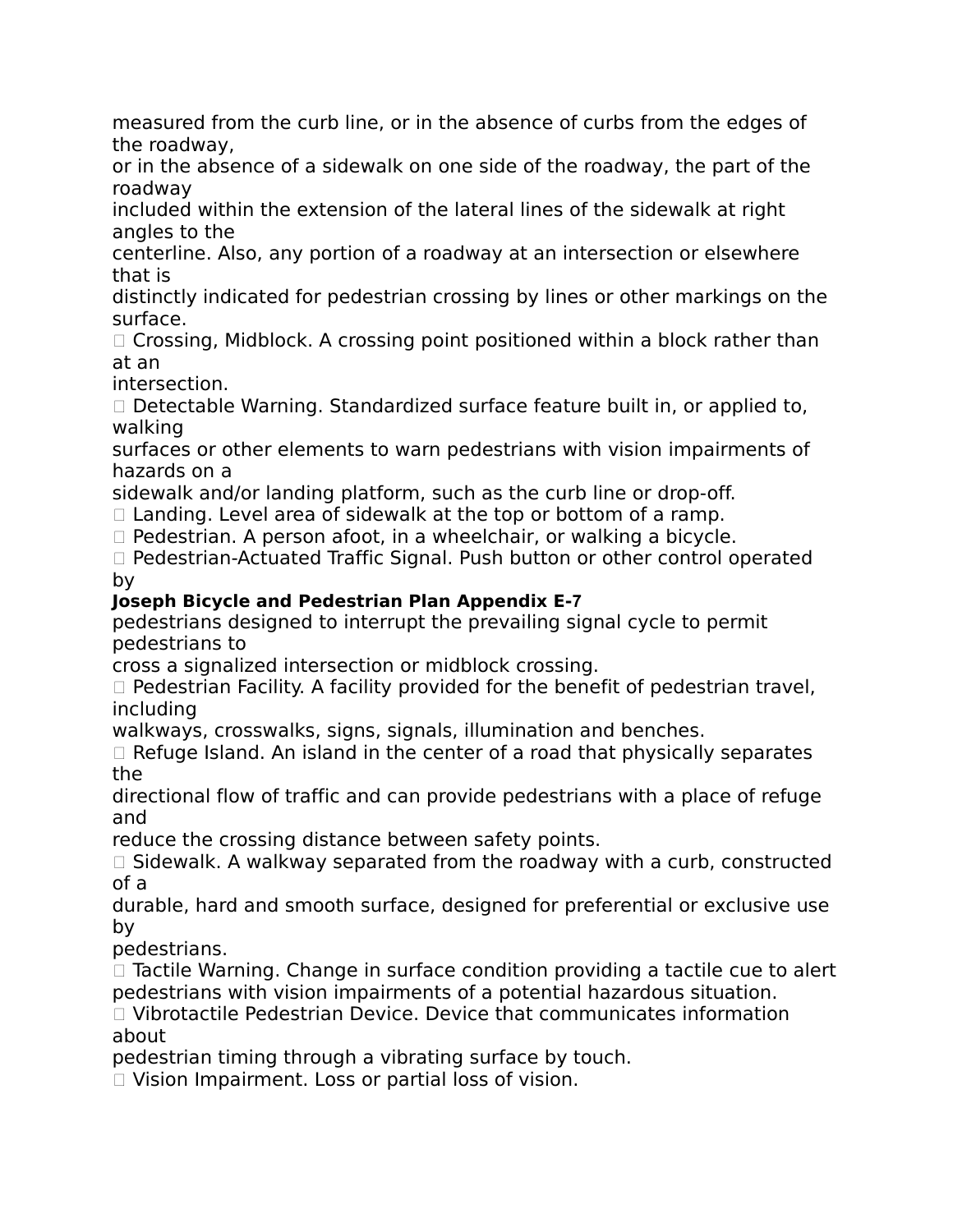measured from the curb line, or in the absence of curbs from the edges of the roadway, or in the absence of a sidewalk on one side of the roadway, the part of the roadway included within the extension of the lateral lines of the sidewalk at right angles to the centerline. Also, any portion of a roadway at an intersection or elsewhere that is distinctly indicated for pedestrian crossing by lines or other markings on the surface.

- Crossing, Midblock. A crossing point positioned within a block rather than at an intersection.
- Detectable Warning. Standardized surface feature built in, or applied to, walking surfaces or other elements to warn pedestrians with vision impairments of hazards on a sidewalk and/or landing platform, such as the curb line or drop-off.
- Landing. Level area of sidewalk at the top or bottom of a ramp.
- Pedestrian. A person afoot, in a wheelchair, or walking a bicycle.
- Pedestrian-Actuated Traffic Signal. Push button or other control operated by pedestrians designed to interrupt the prevailing signal cycle to permit pedestrians to cross a signalized intersection or midblock crossing.
- Pedestrian Facility. A facility provided for the benefit of pedestrian travel, including walkways, crosswalks, signs, signals, illumination and benches.
- Refuge Island. An island in the center of a road that physically separates the directional flow of traffic and can provide pedestrians with a place of refuge and reduce the crossing distance between safety points.
- Sidewalk. A walkway separated from the roadway with a curb, constructed of a durable, hard and smooth surface, designed for preferential or exclusive use by pedestrians.
- Tactile Warning. Change in surface condition providing a tactile cue to alert pedestrians with vision impairments of a potential hazardous situation.
- Vibrotactile Pedestrian Device. Device that communicates information about pedestrian timing through a vibrating surface by touch.
- Vision Impairment. Loss or partial loss of vision.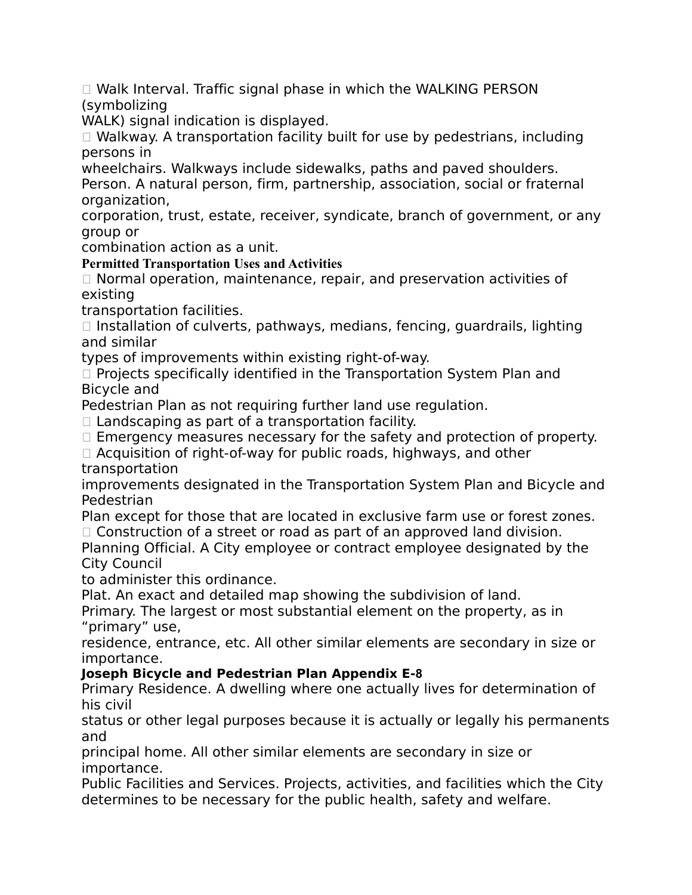- Walk Interval. Traffic signal phase in which the WALKING PERSON (symbolizing WALK) signal indication is displayed.
- Walkway. A transportation facility built for use by pedestrians, including persons in wheelchairs. Walkways include sidewalks, paths and paved shoulders.

Person. A natural person, firm, partnership, association, social or fraternal organization, corporation, trust, estate, receiver, syndicate, branch of government, or any group or combination action as a unit.

**Permitted Transportation Uses and Activities**

- Normal operation, maintenance, repair, and preservation activities of existing transportation facilities.
- Installation of culverts, pathways, medians, fencing, guardrails, lighting and similar types of improvements within existing right-of-way.
- Projects specifically identified in the Transportation System Plan and Bicycle and Pedestrian Plan as not requiring further land use regulation.
- Landscaping as part of a transportation facility.
- Emergency measures necessary for the safety and protection of property.
- Acquisition of right-of-way for public roads, highways, and other transportation improvements designated in the Transportation System Plan and Bicycle and Pedestrian Plan except for those that are located in exclusive farm use or forest zones.
- Construction of a street or road as part of an approved land division.

Planning Official. A City employee or contract employee designated by the City Council to administer this ordinance.

Plat. An exact and detailed map showing the subdivision of land.

Primary. The largest or most substantial element on the property, as in "primary" use, residence, entrance, etc. All other similar elements are secondary in size or importance.

Primary Residence. A dwelling where one actually lives for determination of his civil status or other legal purposes because it is actually or legally his permanents and principal home. All other similar elements are secondary in size or importance.

Public Facilities and Services. Projects, activities, and facilities which the City determines to be necessary for the public health, safety and welfare.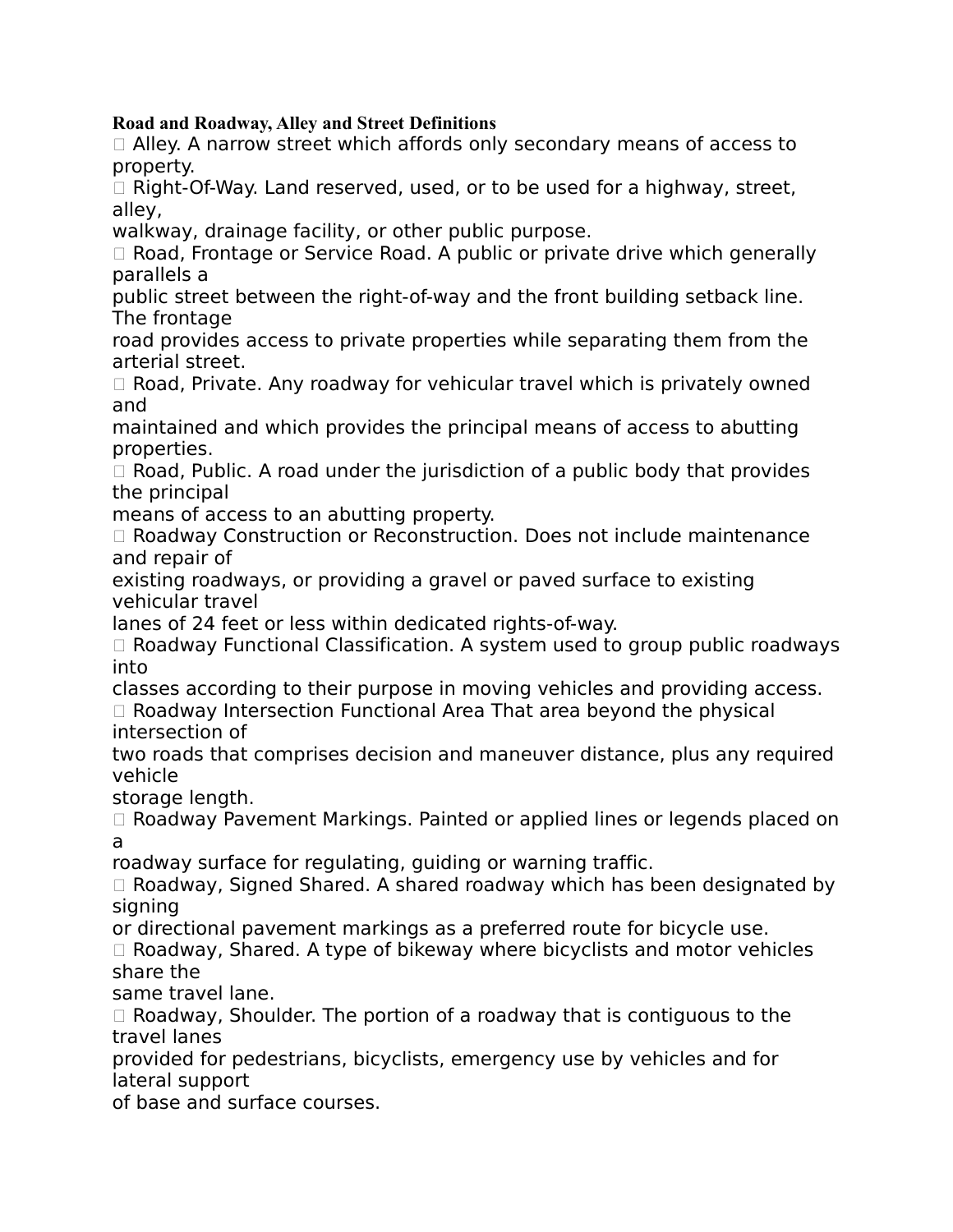**Road and Roadway, Alley and Street Definitions**

- Alley. A narrow street which affords only secondary means of access to property.
- Right-Of-Way. Land reserved, used, or to be used for a highway, street, alley, walkway, drainage facility, or other public purpose.
- Road, Frontage or Service Road. A public or private drive which generally parallels a public street between the right-of-way and the front building setback line. The frontage road provides access to private properties while separating them from the arterial street.
- Road, Private. Any roadway for vehicular travel which is privately owned and maintained and which provides the principal means of access to abutting properties.
- Road, Public. A road under the jurisdiction of a public body that provides the principal means of access to an abutting property.
- Roadway Construction or Reconstruction. Does not include maintenance and repair of existing roadways, or providing a gravel or paved surface to existing vehicular travel lanes of 24 feet or less within dedicated rights-of-way.
- Roadway Functional Classification. A system used to group public roadways into classes according to their purpose in moving vehicles and providing access.
- Roadway Intersection Functional Area That area beyond the physical intersection of two roads that comprises decision and maneuver distance, plus any required vehicle storage length.
- Roadway Pavement Markings. Painted or applied lines or legends placed on a roadway surface for regulating, guiding or warning traffic.
- Roadway, Signed Shared. A shared roadway which has been designated by signing or directional pavement markings as a preferred route for bicycle use.
- Roadway, Shared. A type of bikeway where bicyclists and motor vehicles share the same travel lane.
- Roadway, Shoulder. The portion of a roadway that is contiguous to the travel lanes provided for pedestrians, bicyclists, emergency use by vehicles and for lateral support of base and surface courses.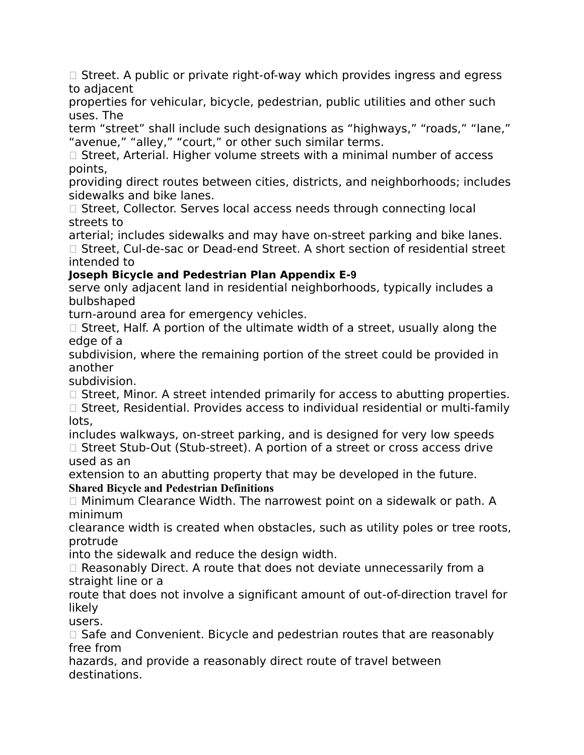- Street. A public or private right-of-way which provides ingress and egress to adjacent properties for vehicular, bicycle, pedestrian, public utilities and other such uses. The term "street" shall include such designations as "highways," "roads," "lane," "avenue," "alley," "court," or other such similar terms.
- Street, Arterial. Higher volume streets with a minimal number of access points, providing direct routes between cities, districts, and neighborhoods; includes sidewalks and bike lanes.
- Street, Collector. Serves local access needs through connecting local streets to arterial; includes sidewalks and may have on-street parking and bike lanes.
- Street, Cul-de-sac or Dead-end Street. A short section of residential street intended to serve only adjacent land in residential neighborhoods, typically includes a bulbshaped turn-around area for emergency vehicles.
- Street, Half. A portion of the ultimate width of a street, usually along the edge of a subdivision, where the remaining portion of the street could be provided in another subdivision.
- Street, Minor. A street intended primarily for access to abutting properties.
- Street, Residential. Provides access to individual residential or multi-family lots, includes walkways, on-street parking, and is designed for very low speeds
- Street Stub-Out (Stub-street). A portion of a street or cross access drive used as an extension to an abutting property that may be developed in the future.

**Shared Bicycle and Pedestrian Definitions**

- Minimum Clearance Width. The narrowest point on a sidewalk or path. A minimum clearance width is created when obstacles, such as utility poles or tree roots, protrude into the sidewalk and reduce the design width.
- Reasonably Direct. A route that does not deviate unnecessarily from a straight line or a route that does not involve a significant amount of out-of-direction travel for likely users.
- Safe and Convenient. Bicycle and pedestrian routes that are reasonably free from hazards, and provide a reasonably direct route of travel between destinations.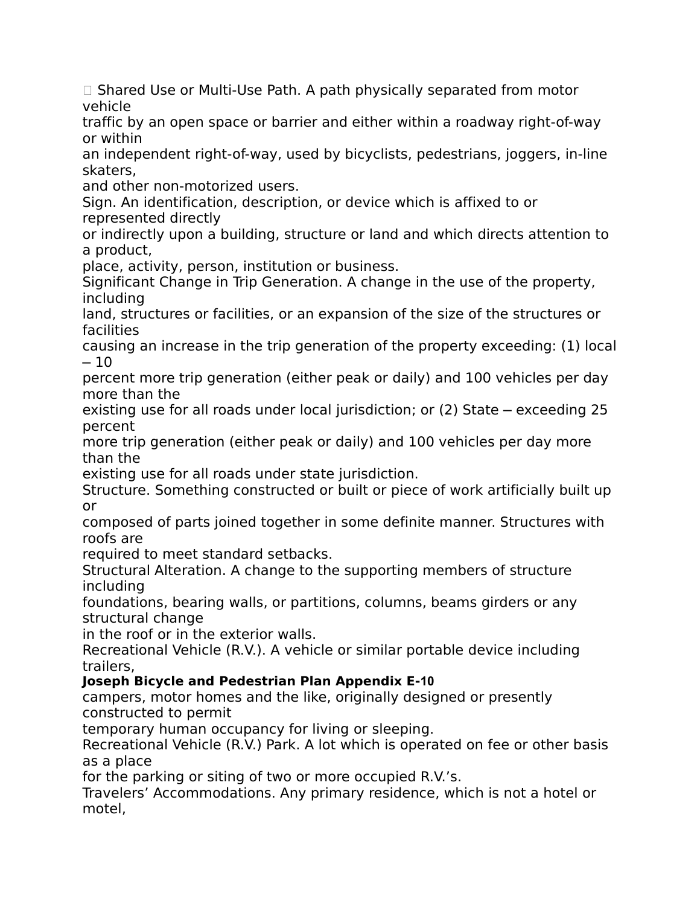Shared Use or Multi-Use Path. A path physically separated from motor vehicle traffic by an open space or barrier and either within a roadway right-of-way or within an independent right-of-way, used by bicyclists, pedestrians, joggers, in-line skaters, and other non-motorized users.

Sign. An identification, description, or device which is affixed to or represented directly or indirectly upon a building, structure or land and which directs attention to a product, place, activity, person, institution or business.

Significant Change in Trip Generation. A change in the use of the property, including land, structures or facilities, or an expansion of the size of the structures or facilities causing an increase in the trip generation of the property exceeding: (1) local – 10 percent more trip generation (either peak or daily) and 100 vehicles per day more than the existing use for all roads under local jurisdiction; or (2) State – exceeding 25 percent more trip generation (either peak or daily) and 100 vehicles per day more than the existing use for all roads under state jurisdiction.

Structure. Something constructed or built or piece of work artificially built up or composed of parts joined together in some definite manner. Structures with roofs are required to meet standard setbacks.

Structural Alteration. A change to the supporting members of structure including foundations, bearing walls, or partitions, columns, beams girders or any structural change in the roof or in the exterior walls.

Recreational Vehicle (R.V.). A vehicle or similar portable device including trailers, campers, motor homes and the like, originally designed or presently constructed to permit temporary human occupancy for living or sleeping.

Recreational Vehicle (R.V.) Park. A lot which is operated on fee or other basis as a place for the parking or siting of two or more occupied R.V.'s.

Travelers' Accommodations. Any primary residence, which is not a hotel or motel,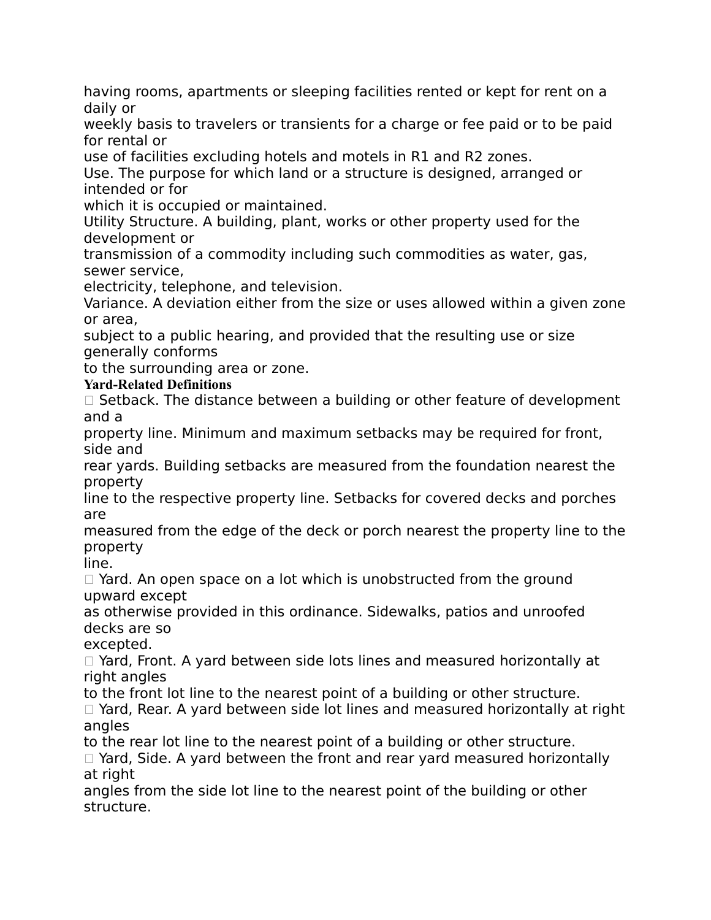having rooms, apartments or sleeping facilities rented or kept for rent on a daily or weekly basis to travelers or transients for a charge or fee paid or to be paid for rental or use of facilities excluding hotels and motels in R1 and R2 zones.

Use. The purpose for which land or a structure is designed, arranged or intended or for which it is occupied or maintained.

Utility Structure. A building, plant, works or other property used for the development or transmission of a commodity including such commodities as water, gas, sewer service, electricity, telephone, and television.

Variance. A deviation either from the size or uses allowed within a given zone or area, subject to a public hearing, and provided that the resulting use or size generally conforms to the surrounding area or zone.

**Yard-Related Definitions**

- Setback. The distance between a building or other feature of development and a property line. Minimum and maximum setbacks may be required for front, side and rear yards. Building setbacks are measured from the foundation nearest the property line to the respective property line. Setbacks for covered decks and porches are measured from the edge of the deck or porch nearest the property line to the property line.
- Yard. An open space on a lot which is unobstructed from the ground upward except as otherwise provided in this ordinance. Sidewalks, patios and unroofed decks are so excepted.
- Yard, Front. A yard between side lots lines and measured horizontally at right angles to the front lot line to the nearest point of a building or other structure.
- Yard, Rear. A yard between side lot lines and measured horizontally at right angles to the rear lot line to the nearest point of a building or other structure.
- Yard, Side. A yard between the front and rear yard measured horizontally at right angles from the side lot line to the nearest point of the building or other structure.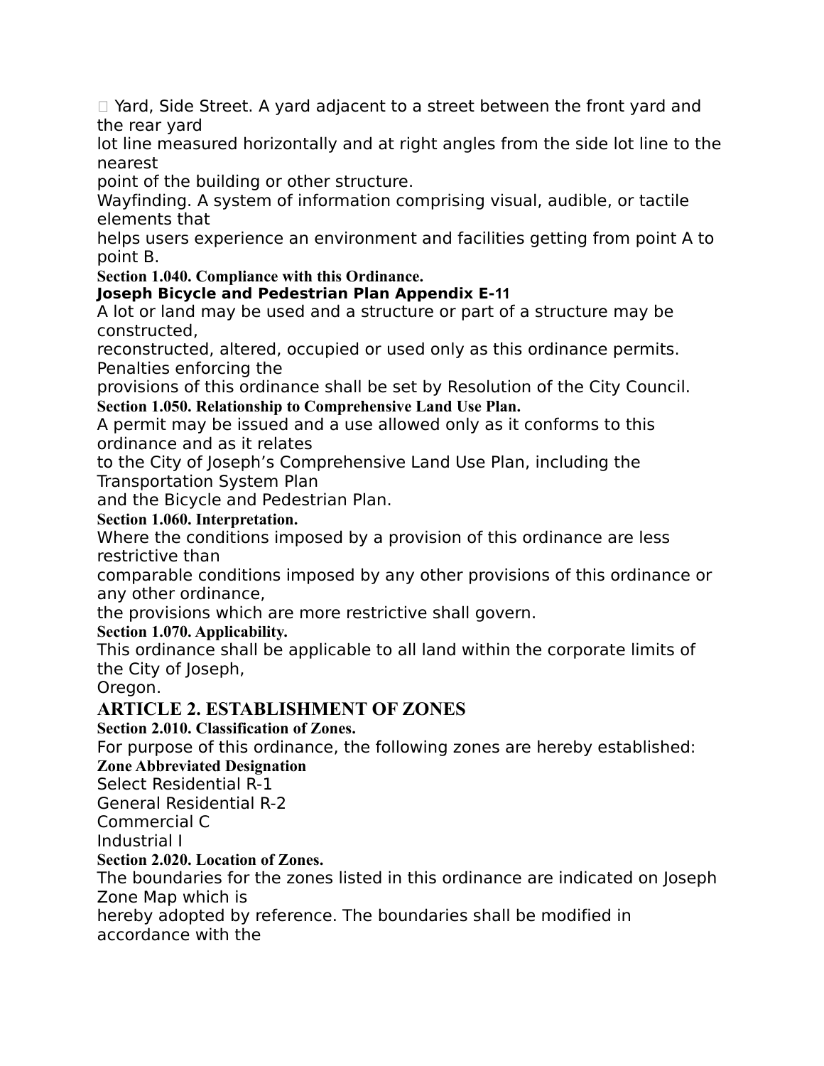Yard, Side Street. A yard adjacent to a street between the front yard and the rear yard lot line measured horizontally and at right angles from the side lot line to the nearest point of the building or other structure.

Wayfinding. A system of information comprising visual, audible, or tactile elements that helps users experience an environment and facilities getting from point A to point B.

**Section 1.040. Compliance with this Ordinance.**

A lot or land may be used and a structure or part of a structure may be constructed, reconstructed, altered, occupied or used only as this ordinance permits. Penalties enforcing the provisions of this ordinance shall be set by Resolution of the City Council.

**Section 1.050. Relationship to Comprehensive Land Use Plan.**

A permit may be issued and a use allowed only as it conforms to this ordinance and as it relates to the City of Joseph's Comprehensive Land Use Plan, including the Transportation System Plan and the Bicycle and Pedestrian Plan.

**Section 1.060. Interpretation.**

Where the conditions imposed by a provision of this ordinance are less restrictive than comparable conditions imposed by any other provisions of this ordinance or any other ordinance, the provisions which are more restrictive shall govern.

**Section 1.070. Applicability.**

This ordinance shall be applicable to all land within the corporate limits of the City of Joseph, Oregon.

## ARTICLE 2. ESTABLISHMENT OF ZONES

**Section 2.010. Classification of Zones.**

For purpose of this ordinance, the following zones are hereby established:

| Zone | Abbreviated Designation |
| --- | --- |
| Select Residential | R-1 |
| General Residential | R-2 |
| Commercial | C |
| Industrial | I |

**Section 2.020. Location of Zones.**

The boundaries for the zones listed in this ordinance are indicated on Joseph Zone Map which is hereby adopted by reference. The boundaries shall be modified in accordance with the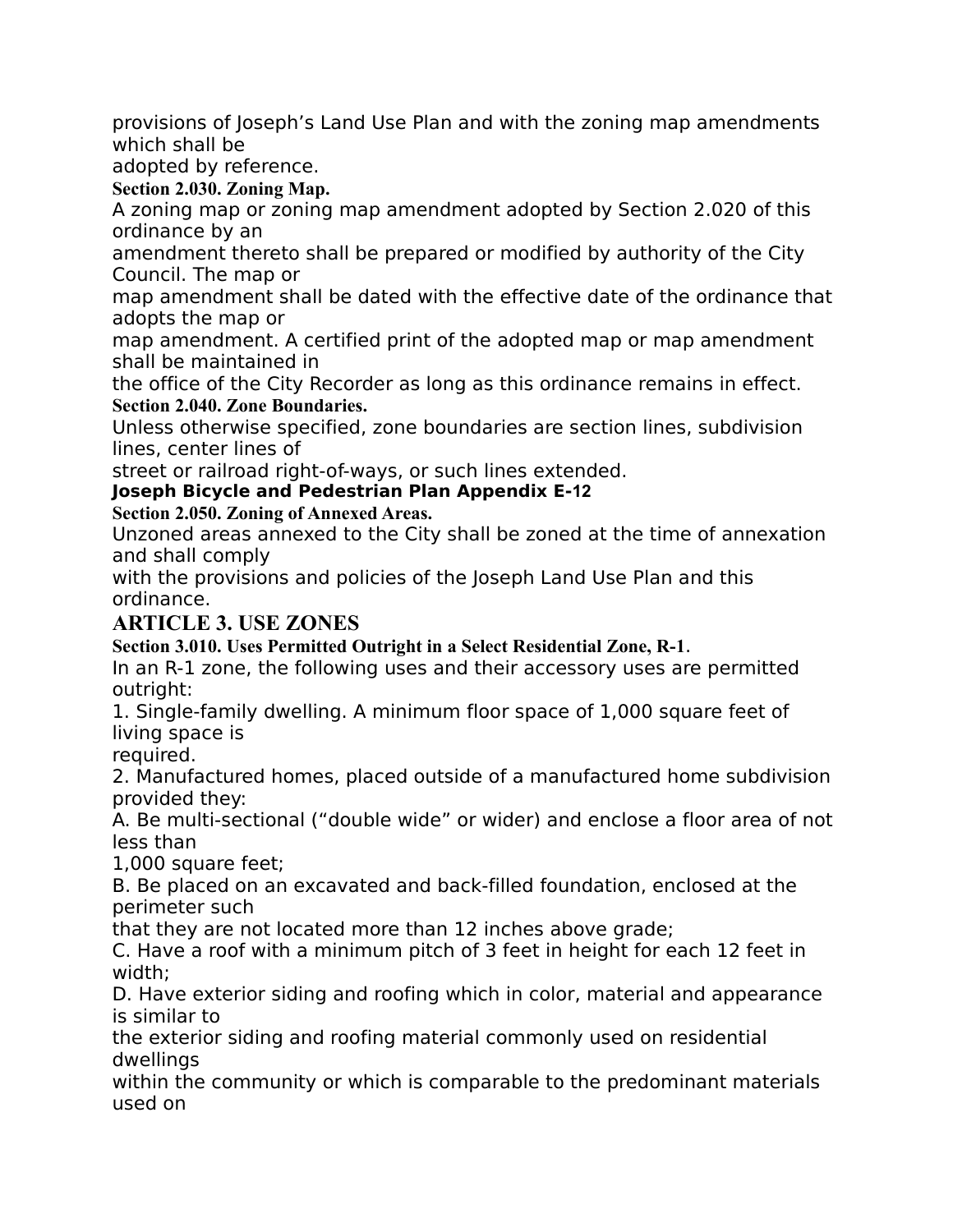provisions of Joseph's Land Use Plan and with the zoning map amendments which shall be adopted by reference.

**Section 2.030. Zoning Map.**

A zoning map or zoning map amendment adopted by Section 2.020 of this ordinance by an amendment thereto shall be prepared or modified by authority of the City Council. The map or map amendment shall be dated with the effective date of the ordinance that adopts the map or map amendment. A certified print of the adopted map or map amendment shall be maintained in the office of the City Recorder as long as this ordinance remains in effect.

**Section 2.040. Zone Boundaries.**

Unless otherwise specified, zone boundaries are section lines, subdivision lines, center lines of street or railroad right-of-ways, or such lines extended.

**Section 2.050. Zoning of Annexed Areas.**

Unzoned areas annexed to the City shall be zoned at the time of annexation and shall comply with the provisions and policies of the Joseph Land Use Plan and this ordinance.

## ARTICLE 3. USE ZONES

**Section 3.010. Uses Permitted Outright in a Select Residential Zone, R-1.**

In an R-1 zone, the following uses and their accessory uses are permitted outright:

1. Single-family dwelling. A minimum floor space of 1,000 square feet of living space is required.
2. Manufactured homes, placed outside of a manufactured home subdivision provided they:

A. Be multi-sectional ("double wide" or wider) and enclose a floor area of not less than 1,000 square feet;

B. Be placed on an excavated and back-filled foundation, enclosed at the perimeter such that they are not located more than 12 inches above grade;

C. Have a roof with a minimum pitch of 3 feet in height for each 12 feet in width;

D. Have exterior siding and roofing which in color, material and appearance is similar to the exterior siding and roofing material commonly used on residential dwellings within the community or which is comparable to the predominant materials used on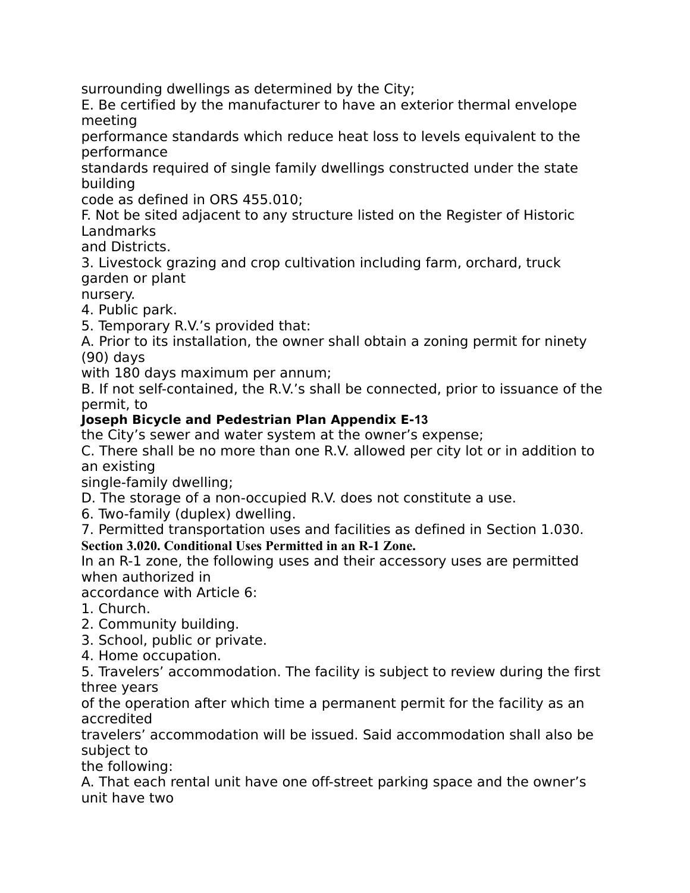surrounding dwellings as determined by the City;

E. Be certified by the manufacturer to have an exterior thermal envelope meeting performance standards which reduce heat loss to levels equivalent to the performance standards required of single family dwellings constructed under the state building code as defined in ORS 455.010;

F. Not be sited adjacent to any structure listed on the Register of Historic Landmarks and Districts.

3. Livestock grazing and crop cultivation including farm, orchard, truck garden or plant nursery.

4. Public park.

5. Temporary R.V.'s provided that:

A. Prior to its installation, the owner shall obtain a zoning permit for ninety (90) days with 180 days maximum per annum;

B. If not self-contained, the R.V.'s shall be connected, prior to issuance of the permit, to the City's sewer and water system at the owner's expense;

C. There shall be no more than one R.V. allowed per city lot or in addition to an existing single-family dwelling;

D. The storage of a non-occupied R.V. does not constitute a use.

6. Two-family (duplex) dwelling.

7. Permitted transportation uses and facilities as defined in Section 1.030.

**Section 3.020. Conditional Uses Permitted in an R-1 Zone.**

In an R-1 zone, the following uses and their accessory uses are permitted when authorized in accordance with Article 6:

1. Church.
2. Community building.
3. School, public or private.
4. Home occupation.
5. Travelers' accommodation. The facility is subject to review during the first three years of the operation after which time a permanent permit for the facility as an accredited travelers' accommodation will be issued. Said accommodation shall also be subject to the following:

A. That each rental unit have one off-street parking space and the owner's unit have two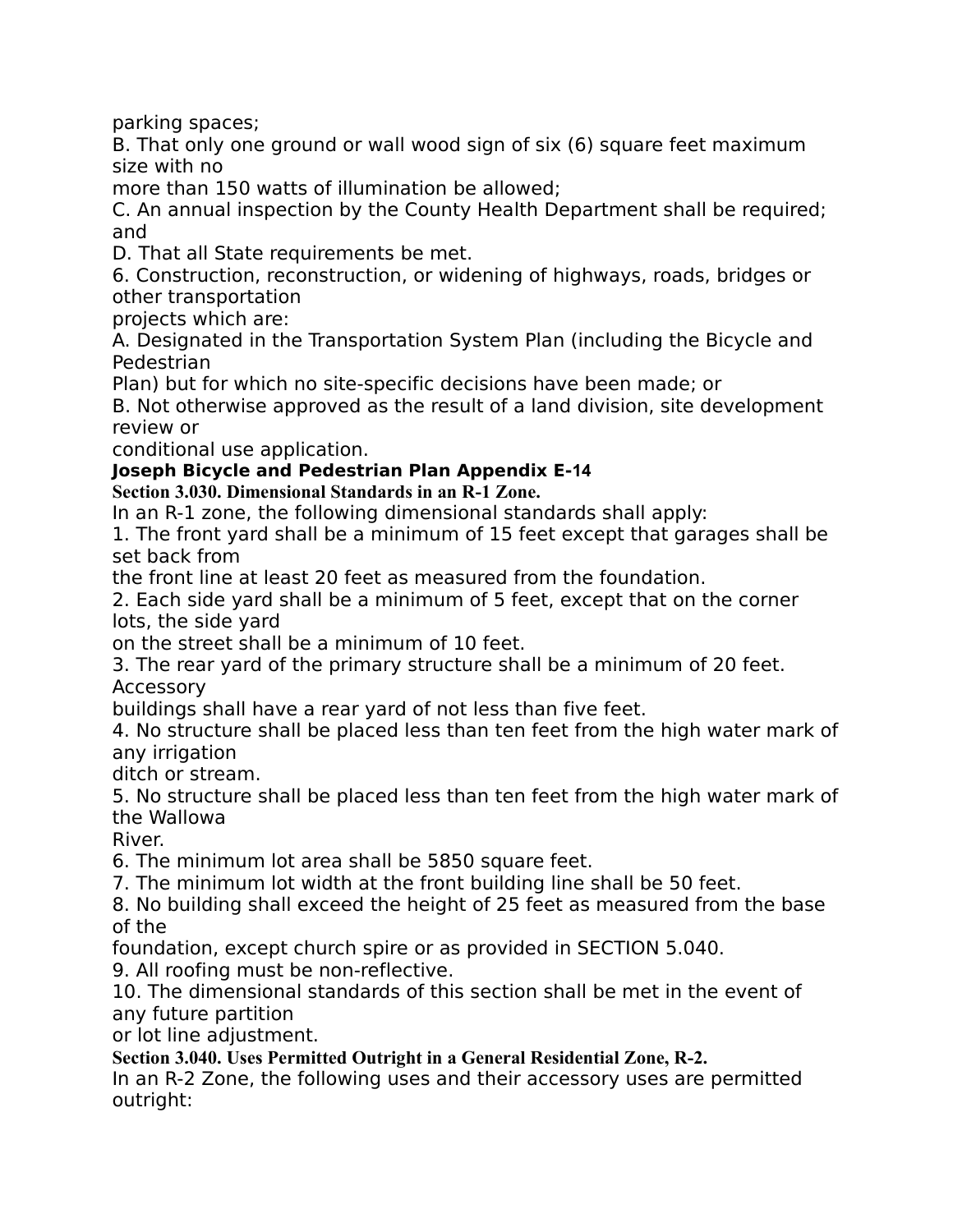parking spaces;

B. That only one ground or wall wood sign of six (6) square feet maximum size with no more than 150 watts of illumination be allowed;

C. An annual inspection by the County Health Department shall be required; and

D. That all State requirements be met.

6. Construction, reconstruction, or widening of highways, roads, bridges or other transportation projects which are:

A. Designated in the Transportation System Plan (including the Bicycle and Pedestrian Plan) but for which no site-specific decisions have been made; or

B. Not otherwise approved as the result of a land division, site development review or conditional use application.

**Joseph Bicycle and Pedestrian Plan Appendix E-14**

**Section 3.030. Dimensional Standards in an R-1 Zone.**

In an R-1 zone, the following dimensional standards shall apply:

1. The front yard shall be a minimum of 15 feet except that garages shall be set back from the front line at least 20 feet as measured from the foundation.
2. Each side yard shall be a minimum of 5 feet, except that on the corner lots, the side yard on the street shall be a minimum of 10 feet.
3. The rear yard of the primary structure shall be a minimum of 20 feet. Accessory buildings shall have a rear yard of not less than five feet.
4. No structure shall be placed less than ten feet from the high water mark of any irrigation ditch or stream.
5. No structure shall be placed less than ten feet from the high water mark of the Wallowa River.
6. The minimum lot area shall be 5850 square feet.
7. The minimum lot width at the front building line shall be 50 feet.
8. No building shall exceed the height of 25 feet as measured from the base of the foundation, except church spire or as provided in SECTION 5.040.
9. All roofing must be non-reflective.
10. The dimensional standards of this section shall be met in the event of any future partition or lot line adjustment.

**Section 3.040. Uses Permitted Outright in a General Residential Zone, R-2.**

In an R-2 Zone, the following uses and their accessory uses are permitted outright: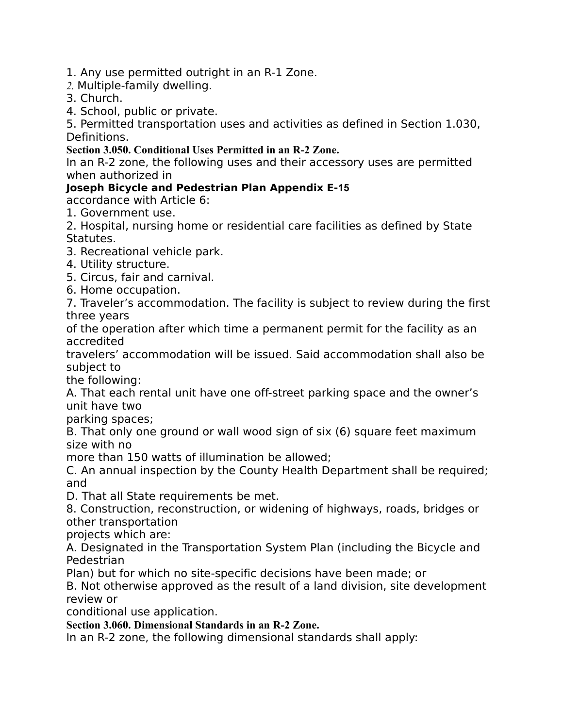1. Any use permitted outright in an R-1 Zone.
2. Multiple-family dwelling.
3. Church.
4. School, public or private.
5. Permitted transportation uses and activities as defined in Section 1.030, Definitions.

**Section 3.050. Conditional Uses Permitted in an R-2 Zone.**

In an R-2 zone, the following uses and their accessory uses are permitted when authorized in accordance with Article 6:

1. Government use.
2. Hospital, nursing home or residential care facilities as defined by State Statutes.
3. Recreational vehicle park.
4. Utility structure.
5. Circus, fair and carnival.
6. Home occupation.
7. Traveler's accommodation. The facility is subject to review during the first three years of the operation after which time a permanent permit for the facility as an accredited travelers' accommodation will be issued. Said accommodation shall also be subject to the following:
   A. That each rental unit have one off-street parking space and the owner's unit have two parking spaces;
   B. That only one ground or wall wood sign of six (6) square feet maximum size with no more than 150 watts of illumination be allowed;
   C. An annual inspection by the County Health Department shall be required; and
   D. That all State requirements be met.
8. Construction, reconstruction, or widening of highways, roads, bridges or other transportation projects which are:
   A. Designated in the Transportation System Plan (including the Bicycle and Pedestrian Plan) but for which no site-specific decisions have been made; or
   B. Not otherwise approved as the result of a land division, site development review or conditional use application.

**Section 3.060. Dimensional Standards in an R-2 Zone.**

In an R-2 zone, the following dimensional standards shall apply: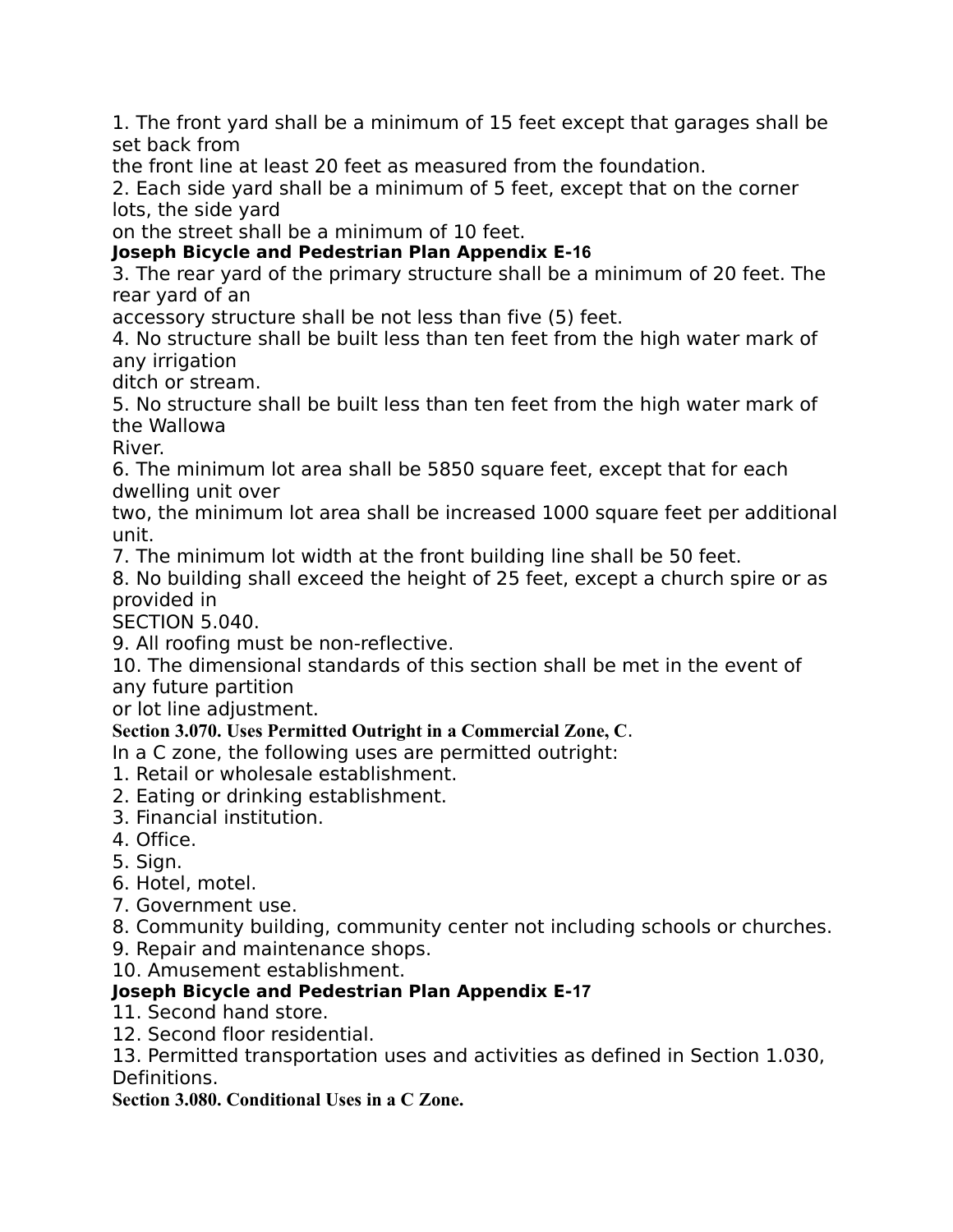1. The front yard shall be a minimum of 15 feet except that garages shall be set back from the front line at least 20 feet as measured from the foundation.
2. Each side yard shall be a minimum of 5 feet, except that on the corner lots, the side yard on the street shall be a minimum of 10 feet.
3. The rear yard of the primary structure shall be a minimum of 20 feet. The rear yard of an accessory structure shall be not less than five (5) feet.
4. No structure shall be built less than ten feet from the high water mark of any irrigation ditch or stream.
5. No structure shall be built less than ten feet from the high water mark of the Wallowa River.
6. The minimum lot area shall be 5850 square feet, except that for each dwelling unit over two, the minimum lot area shall be increased 1000 square feet per additional unit.
7. The minimum lot width at the front building line shall be 50 feet.
8. No building shall exceed the height of 25 feet, except a church spire or as provided in SECTION 5.040.
9. All roofing must be non-reflective.
10. The dimensional standards of this section shall be met in the event of any future partition or lot line adjustment.

**Section 3.070. Uses Permitted Outright in a Commercial Zone, C.**

In a C zone, the following uses are permitted outright:

1. Retail or wholesale establishment.
2. Eating or drinking establishment.
3. Financial institution.
4. Office.
5. Sign.
6. Hotel, motel.
7. Government use.
8. Community building, community center not including schools or churches.
9. Repair and maintenance shops.
10. Amusement establishment.
11. Second hand store.
12. Second floor residential.
13. Permitted transportation uses and activities as defined in Section 1.030, Definitions.

**Section 3.080. Conditional Uses in a C Zone.**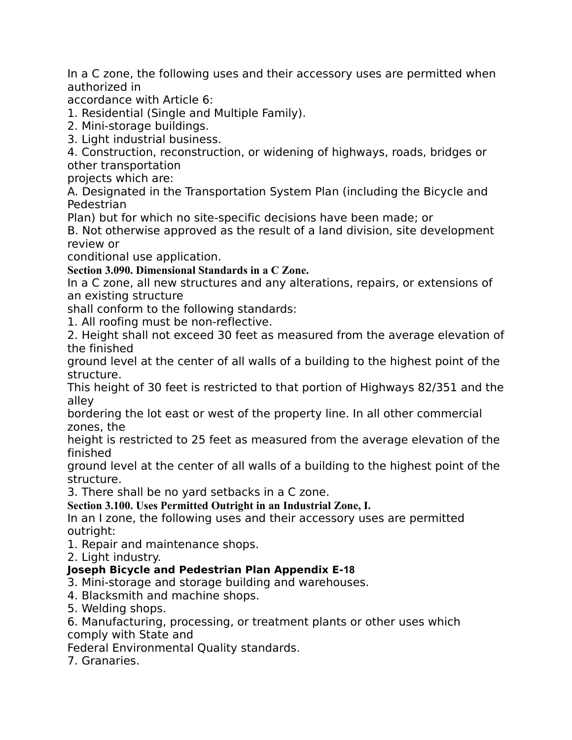In a C zone, the following uses and their accessory uses are permitted when authorized in accordance with Article 6:

1. Residential (Single and Multiple Family).
2. Mini-storage buildings.
3. Light industrial business.
4. Construction, reconstruction, or widening of highways, roads, bridges or other transportation projects which are:

A. Designated in the Transportation System Plan (including the Bicycle and Pedestrian Plan) but for which no site-specific decisions have been made; or

B. Not otherwise approved as the result of a land division, site development review or conditional use application.

### Section 3.090. Dimensional Standards in a C Zone.

In a C zone, all new structures and any alterations, repairs, or extensions of an existing structure shall conform to the following standards:

1. All roofing must be non-reflective.
2. Height shall not exceed 30 feet as measured from the average elevation of the finished ground level at the center of all walls of a building to the highest point of the structure. This height of 30 feet is restricted to that portion of Highways 82/351 and the alley bordering the lot east or west of the property line. In all other commercial zones, the height is restricted to 25 feet as measured from the average elevation of the finished ground level at the center of all walls of a building to the highest point of the structure.
3. There shall be no yard setbacks in a C zone.

### Section 3.100. Uses Permitted Outright in an Industrial Zone, I.

In an I zone, the following uses and their accessory uses are permitted outright:

1. Repair and maintenance shops.
2. Light industry.
3. Mini-storage and storage building and warehouses.
4. Blacksmith and machine shops.
5. Welding shops.
6. Manufacturing, processing, or treatment plants or other uses which comply with State and Federal Environmental Quality standards.
7. Granaries.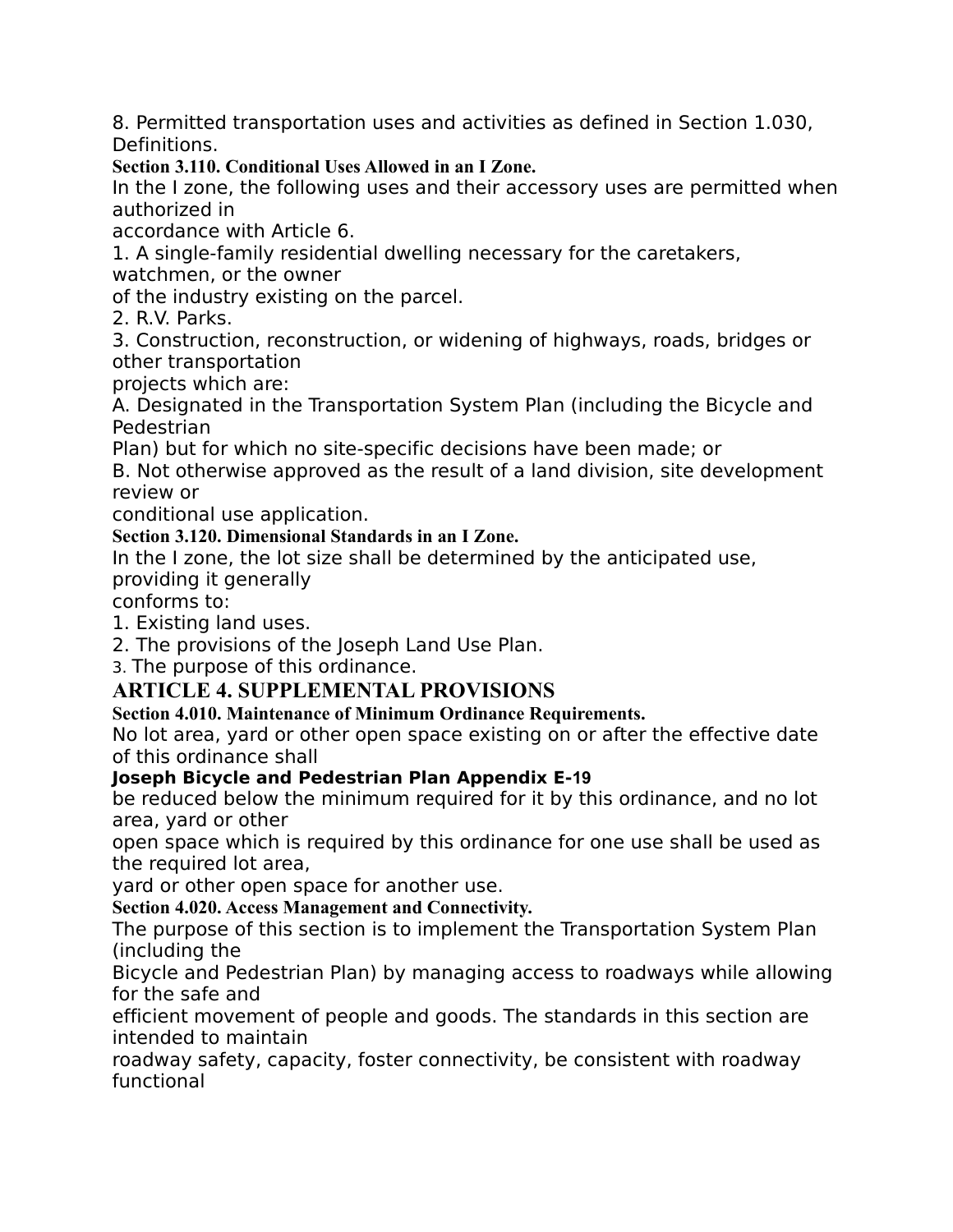8. Permitted transportation uses and activities as defined in Section 1.030, Definitions.

### Section 3.110. Conditional Uses Allowed in an I Zone.

In the I zone, the following uses and their accessory uses are permitted when authorized in accordance with Article 6.

1. A single-family residential dwelling necessary for the caretakers, watchmen, or the owner of the industry existing on the parcel.
2. R.V. Parks.
3. Construction, reconstruction, or widening of highways, roads, bridges or other transportation projects which are:

A. Designated in the Transportation System Plan (including the Bicycle and Pedestrian Plan) but for which no site-specific decisions have been made; or

B. Not otherwise approved as the result of a land division, site development review or conditional use application.

### Section 3.120. Dimensional Standards in an I Zone.

In the I zone, the lot size shall be determined by the anticipated use, providing it generally conforms to:

1. Existing land uses.
2. The provisions of the Joseph Land Use Plan.
3. The purpose of this ordinance.

## ARTICLE 4. SUPPLEMENTAL PROVISIONS

### Section 4.010. Maintenance of Minimum Ordinance Requirements.

No lot area, yard or other open space existing on or after the effective date of this ordinance shall be reduced below the minimum required for it by this ordinance, and no lot area, yard or other open space which is required by this ordinance for one use shall be used as the required lot area, yard or other open space for another use.

### Section 4.020. Access Management and Connectivity.

The purpose of this section is to implement the Transportation System Plan (including the Bicycle and Pedestrian Plan) by managing access to roadways while allowing for the safe and efficient movement of people and goods. The standards in this section are intended to maintain roadway safety, capacity, foster connectivity, be consistent with roadway functional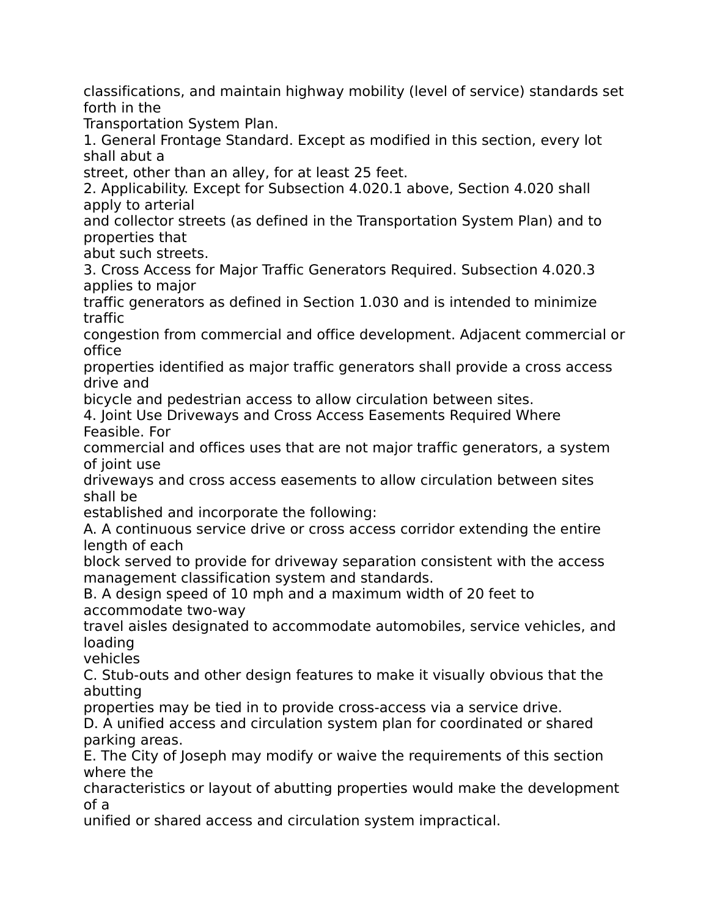classifications, and maintain highway mobility (level of service) standards set forth in the Transportation System Plan.

1. General Frontage Standard. Except as modified in this section, every lot shall abut a street, other than an alley, for at least 25 feet.
2. Applicability. Except for Subsection 4.020.1 above, Section 4.020 shall apply to arterial and collector streets (as defined in the Transportation System Plan) and to properties that abut such streets.
3. Cross Access for Major Traffic Generators Required. Subsection 4.020.3 applies to major traffic generators as defined in Section 1.030 and is intended to minimize traffic congestion from commercial and office development. Adjacent commercial or office properties identified as major traffic generators shall provide a cross access drive and bicycle and pedestrian access to allow circulation between sites.
4. Joint Use Driveways and Cross Access Easements Required Where Feasible. For commercial and offices uses that are not major traffic generators, a system of joint use driveways and cross access easements to allow circulation between sites shall be established and incorporate the following:
   A. A continuous service drive or cross access corridor extending the entire length of each block served to provide for driveway separation consistent with the access management classification system and standards.
   B. A design speed of 10 mph and a maximum width of 20 feet to accommodate two-way travel aisles designated to accommodate automobiles, service vehicles, and loading vehicles
   C. Stub-outs and other design features to make it visually obvious that the abutting properties may be tied in to provide cross-access via a service drive.
   D. A unified access and circulation system plan for coordinated or shared parking areas.
   E. The City of Joseph may modify or waive the requirements of this section where the characteristics or layout of abutting properties would make the development of a unified or shared access and circulation system impractical.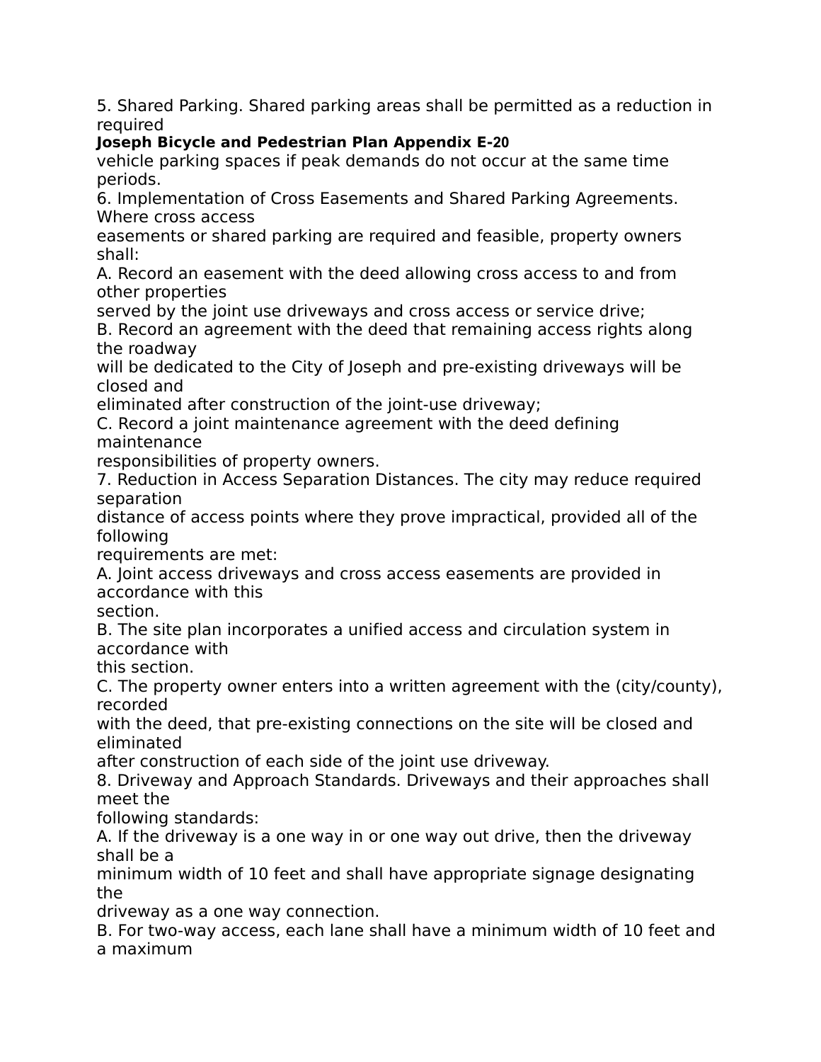5. Shared Parking. Shared parking areas shall be permitted as a reduction in required vehicle parking spaces if peak demands do not occur at the same time periods.

6. Implementation of Cross Easements and Shared Parking Agreements. Where cross access easements or shared parking are required and feasible, property owners shall:

A. Record an easement with the deed allowing cross access to and from other properties served by the joint use driveways and cross access or service drive;

B. Record an agreement with the deed that remaining access rights along the roadway will be dedicated to the City of Joseph and pre-existing driveways will be closed and eliminated after construction of the joint-use driveway;

C. Record a joint maintenance agreement with the deed defining maintenance responsibilities of property owners.

7. Reduction in Access Separation Distances. The city may reduce required separation distance of access points where they prove impractical, provided all of the following requirements are met:

A. Joint access driveways and cross access easements are provided in accordance with this section.

B. The site plan incorporates a unified access and circulation system in accordance with this section.

C. The property owner enters into a written agreement with the (city/county), recorded with the deed, that pre-existing connections on the site will be closed and eliminated after construction of each side of the joint use driveway.

8. Driveway and Approach Standards. Driveways and their approaches shall meet the following standards:

A. If the driveway is a one way in or one way out drive, then the driveway shall be a minimum width of 10 feet and shall have appropriate signage designating the driveway as a one way connection.

B. For two-way access, each lane shall have a minimum width of 10 feet and a maximum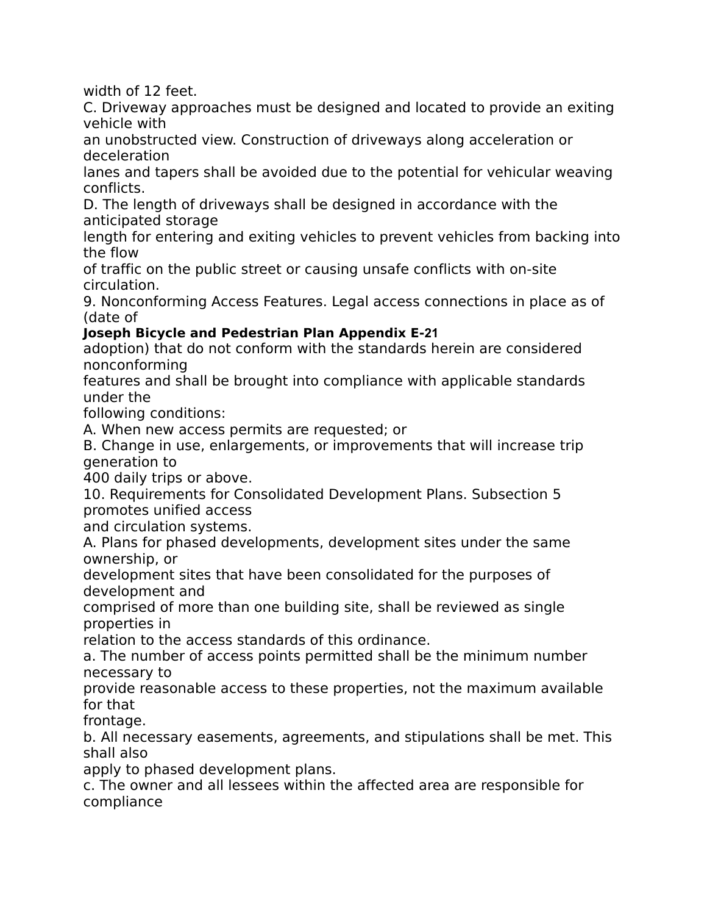width of 12 feet.

C. Driveway approaches must be designed and located to provide an exiting vehicle with an unobstructed view. Construction of driveways along acceleration or deceleration lanes and tapers shall be avoided due to the potential for vehicular weaving conflicts.

D. The length of driveways shall be designed in accordance with the anticipated storage length for entering and exiting vehicles to prevent vehicles from backing into the flow of traffic on the public street or causing unsafe conflicts with on-site circulation.

9. Nonconforming Access Features. Legal access connections in place as of (date of adoption) that do not conform with the standards herein are considered nonconforming features and shall be brought into compliance with applicable standards under the following conditions:

A. When new access permits are requested; or

B. Change in use, enlargements, or improvements that will increase trip generation to 400 daily trips or above.

10. Requirements for Consolidated Development Plans. Subsection 5 promotes unified access and circulation systems.

A. Plans for phased developments, development sites under the same ownership, or development sites that have been consolidated for the purposes of development and comprised of more than one building site, shall be reviewed as single properties in relation to the access standards of this ordinance.

a. The number of access points permitted shall be the minimum number necessary to provide reasonable access to these properties, not the maximum available for that frontage.

b. All necessary easements, agreements, and stipulations shall be met. This shall also apply to phased development plans.

c. The owner and all lessees within the affected area are responsible for compliance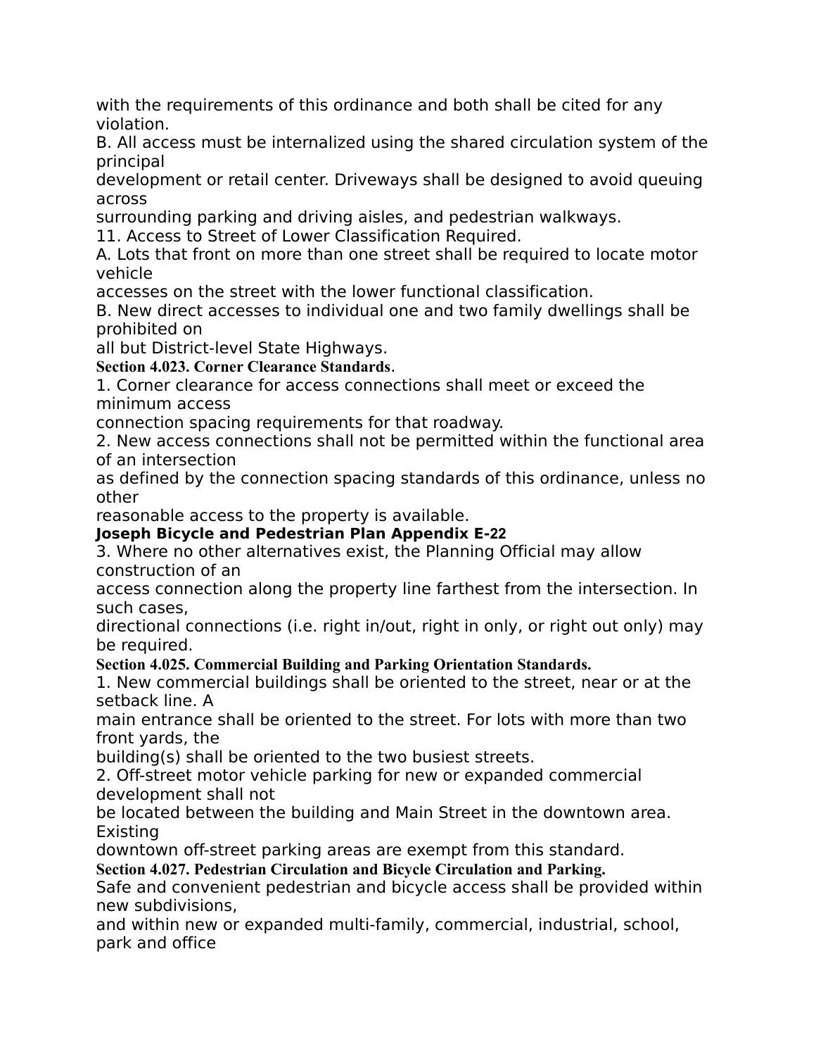with the requirements of this ordinance and both shall be cited for any violation.

B. All access must be internalized using the shared circulation system of the principal development or retail center. Driveways shall be designed to avoid queuing across surrounding parking and driving aisles, and pedestrian walkways.

11. Access to Street of Lower Classification Required.

A. Lots that front on more than one street shall be required to locate motor vehicle accesses on the street with the lower functional classification.

B. New direct accesses to individual one and two family dwellings shall be prohibited on all but District-level State Highways.

**Section 4.023. Corner Clearance Standards.**

1. Corner clearance for access connections shall meet or exceed the minimum access connection spacing requirements for that roadway.

2. New access connections shall not be permitted within the functional area of an intersection as defined by the connection spacing standards of this ordinance, unless no other reasonable access to the property is available.

3. Where no other alternatives exist, the Planning Official may allow construction of an access connection along the property line farthest from the intersection. In such cases, directional connections (i.e. right in/out, right in only, or right out only) may be required.

**Section 4.025. Commercial Building and Parking Orientation Standards.**

1. New commercial buildings shall be oriented to the street, near or at the setback line. A main entrance shall be oriented to the street. For lots with more than two front yards, the building(s) shall be oriented to the two busiest streets.

2. Off-street motor vehicle parking for new or expanded commercial development shall not be located between the building and Main Street in the downtown area. Existing downtown off-street parking areas are exempt from this standard.

**Section 4.027. Pedestrian Circulation and Bicycle Circulation and Parking.**

Safe and convenient pedestrian and bicycle access shall be provided within new subdivisions, and within new or expanded multi-family, commercial, industrial, school, park and office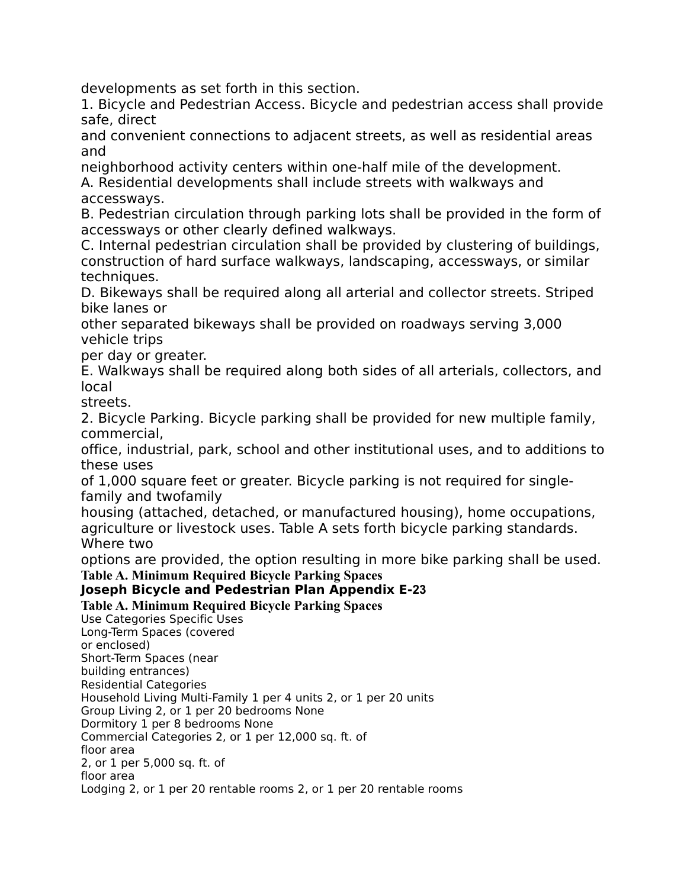developments as set forth in this section.

1. Bicycle and Pedestrian Access. Bicycle and pedestrian access shall provide safe, direct and convenient connections to adjacent streets, as well as residential areas and neighborhood activity centers within one-half mile of the development.

A. Residential developments shall include streets with walkways and accessways.

B. Pedestrian circulation through parking lots shall be provided in the form of accessways or other clearly defined walkways.

C. Internal pedestrian circulation shall be provided by clustering of buildings, construction of hard surface walkways, landscaping, accessways, or similar techniques.

D. Bikeways shall be required along all arterial and collector streets. Striped bike lanes or other separated bikeways shall be provided on roadways serving 3,000 vehicle trips per day or greater.

E. Walkways shall be required along both sides of all arterials, collectors, and local streets.

2. Bicycle Parking. Bicycle parking shall be provided for new multiple family, commercial, office, industrial, park, school and other institutional uses, and to additions to these uses of 1,000 square feet or greater. Bicycle parking is not required for single-family and twofamily housing (attached, detached, or manufactured housing), home occupations, agriculture or livestock uses. Table A sets forth bicycle parking standards. Where two options are provided, the option resulting in more bike parking shall be used.

**Table A. Minimum Required Bicycle Parking Spaces**

**Table A. Minimum Required Bicycle Parking Spaces**

| Use Categories | Specific Uses | Long-Term Spaces (covered or enclosed) | Short-Term Spaces (near building entrances) |
|---|---|---|---|
| Residential Categories | | | |
| Household Living | Multi-Family | 1 per 4 units | 2, or 1 per 20 units |
| Group Living | | 2, or 1 per 20 bedrooms | None |
| | Dormitory | 1 per 8 bedrooms | None |
| Commercial Categories | | 2, or 1 per 12,000 sq. ft. of floor area | 2, or 1 per 5,000 sq. ft. of floor area |
| | Lodging | 2, or 1 per 20 rentable rooms | 2, or 1 per 20 rentable rooms |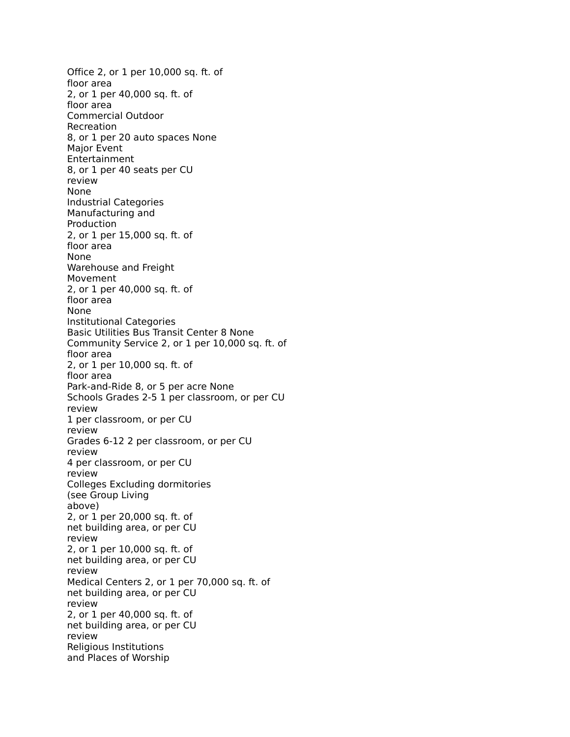| Use Categories | Specific Uses | Long-term Spaces | Short-term Spaces |
|---|---|---|---|
| Office | | 2, or 1 per 10,000 sq. ft. of floor area | 2, or 1 per 40,000 sq. ft. of floor area |
| Commercial Outdoor Recreation | | 8, or 1 per 20 auto spaces | None |
| Major Event Entertainment | | 8, or 1 per 40 seats per CU review | None |
| **Industrial Categories** | | | |
| Manufacturing and Production | | 2, or 1 per 15,000 sq. ft. of floor area | None |
| Warehouse and Freight Movement | | 2, or 1 per 40,000 sq. ft. of floor area | None |
| **Institutional Categories** | | | |
| Basic Utilities | Bus Transit Center | 8 | None |
| Community Service | | 2, or 1 per 10,000 sq. ft. of floor area | 2, or 1 per 10,000 sq. ft. of floor area |
| | Park-and-Ride | 8, or 5 per acre | None |
| Schools | Grades 2-5 | 1 per classroom, or per CU review | 1 per classroom, or per CU review |
| | Grades 6-12 | 2 per classroom, or per CU review | 4 per classroom, or per CU review |
| Colleges | Excluding dormitories (see Group Living above) | 2, or 1 per 20,000 sq. ft. of net building area, or per CU review | 2, or 1 per 10,000 sq. ft. of net building area, or per CU review |
| Medical Centers | | 2, or 1 per 70,000 sq. ft. of net building area, or per CU review | 2, or 1 per 40,000 sq. ft. of net building area, or per CU review |
| Religious Institutions and Places of Worship | | | |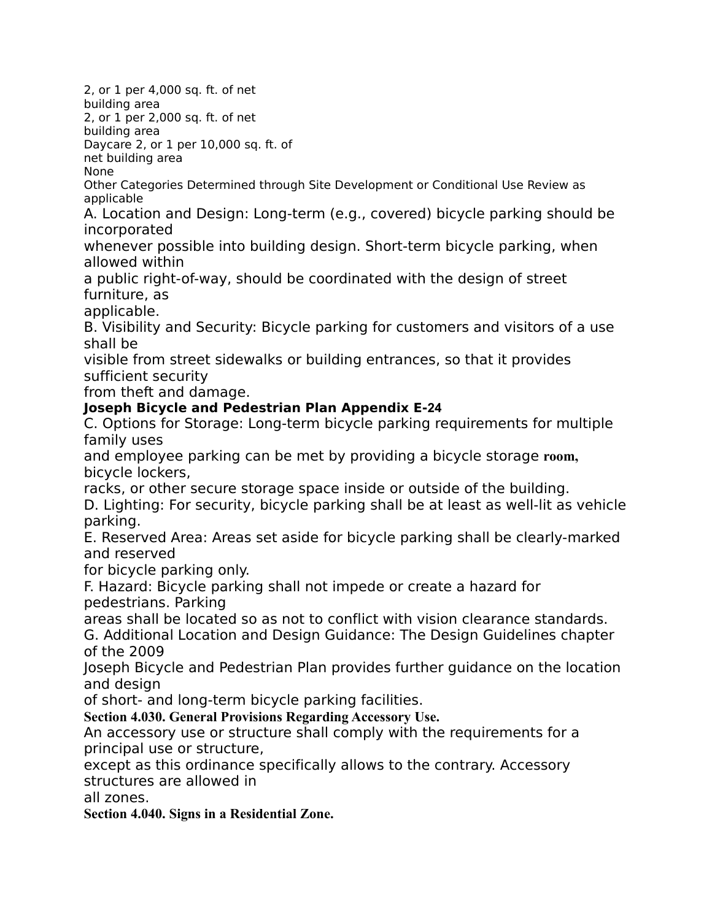2, or 1 per 4,000 sq. ft. of net building area

2, or 1 per 2,000 sq. ft. of net building area

Daycare 2, or 1 per 10,000 sq. ft. of net building area

None

Other Categories Determined through Site Development or Conditional Use Review as applicable

A. Location and Design: Long-term (e.g., covered) bicycle parking should be incorporated whenever possible into building design. Short-term bicycle parking, when allowed within a public right-of-way, should be coordinated with the design of street furniture, as applicable.

B. Visibility and Security: Bicycle parking for customers and visitors of a use shall be visible from street sidewalks or building entrances, so that it provides sufficient security from theft and damage.

**Joseph Bicycle and Pedestrian Plan Appendix E-24**

C. Options for Storage: Long-term bicycle parking requirements for multiple family uses and employee parking can be met by providing a bicycle storage room, bicycle lockers, racks, or other secure storage space inside or outside of the building.

D. Lighting: For security, bicycle parking shall be at least as well-lit as vehicle parking.

E. Reserved Area: Areas set aside for bicycle parking shall be clearly-marked and reserved for bicycle parking only.

F. Hazard: Bicycle parking shall not impede or create a hazard for pedestrians. Parking areas shall be located so as not to conflict with vision clearance standards.

G. Additional Location and Design Guidance: The Design Guidelines chapter of the 2009 Joseph Bicycle and Pedestrian Plan provides further guidance on the location and design of short- and long-term bicycle parking facilities.

**Section 4.030. General Provisions Regarding Accessory Use.**

An accessory use or structure shall comply with the requirements for a principal use or structure, except as this ordinance specifically allows to the contrary. Accessory structures are allowed in all zones.

**Section 4.040. Signs in a Residential Zone.**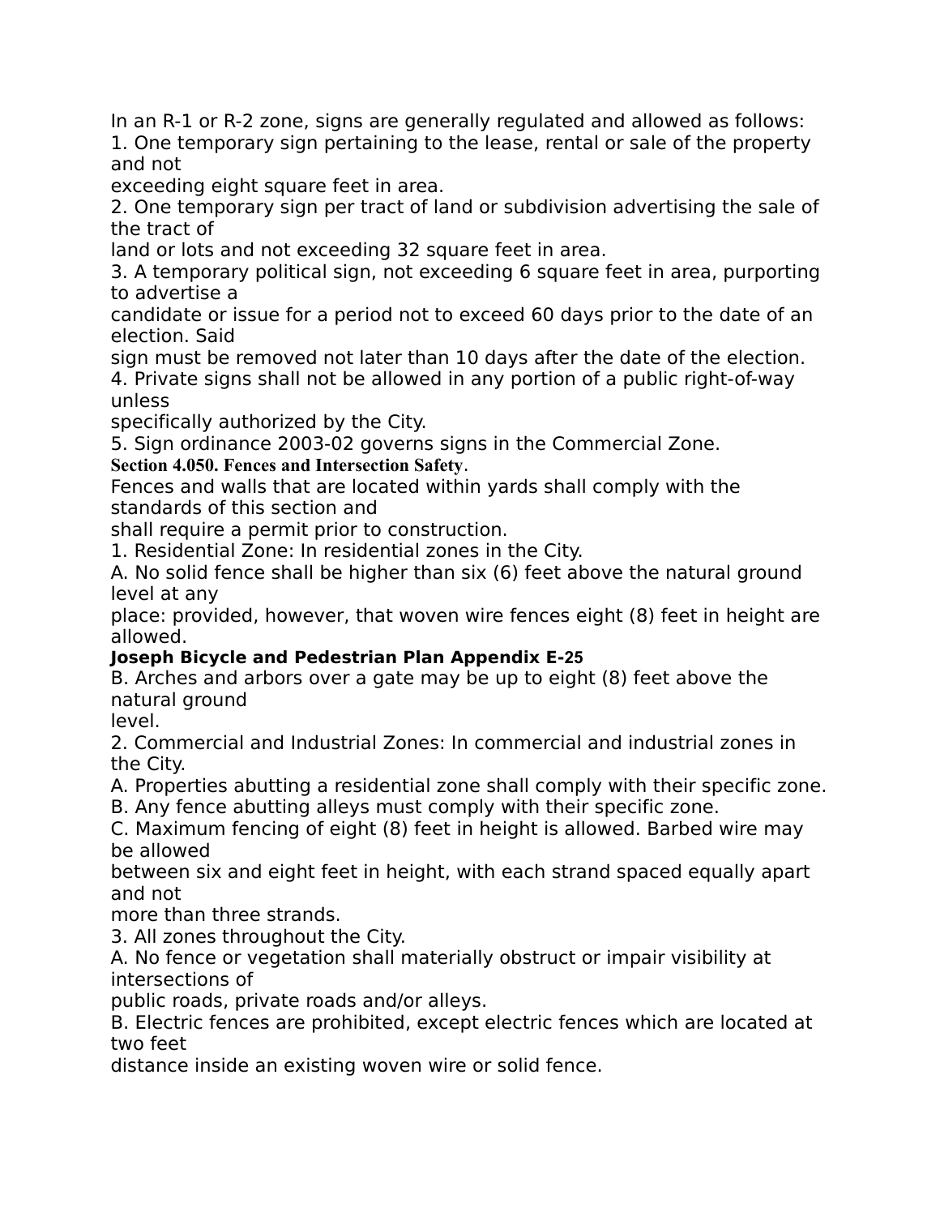In an R-1 or R-2 zone, signs are generally regulated and allowed as follows:

1. One temporary sign pertaining to the lease, rental or sale of the property and not exceeding eight square feet in area.
2. One temporary sign per tract of land or subdivision advertising the sale of the tract of land or lots and not exceeding 32 square feet in area.
3. A temporary political sign, not exceeding 6 square feet in area, purporting to advertise a candidate or issue for a period not to exceed 60 days prior to the date of an election. Said sign must be removed not later than 10 days after the date of the election.
4. Private signs shall not be allowed in any portion of a public right-of-way unless specifically authorized by the City.
5. Sign ordinance 2003-02 governs signs in the Commercial Zone.

**Section 4.050. Fences and Intersection Safety**.

Fences and walls that are located within yards shall comply with the standards of this section and shall require a permit prior to construction.

1. Residential Zone: In residential zones in the City.

A. No solid fence shall be higher than six (6) feet above the natural ground level at any place: provided, however, that woven wire fences eight (8) feet in height are allowed.

B. Arches and arbors over a gate may be up to eight (8) feet above the natural ground level.

2. Commercial and Industrial Zones: In commercial and industrial zones in the City.

A. Properties abutting a residential zone shall comply with their specific zone.

B. Any fence abutting alleys must comply with their specific zone.

C. Maximum fencing of eight (8) feet in height is allowed. Barbed wire may be allowed between six and eight feet in height, with each strand spaced equally apart and not more than three strands.

3. All zones throughout the City.

A. No fence or vegetation shall materially obstruct or impair visibility at intersections of public roads, private roads and/or alleys.

B. Electric fences are prohibited, except electric fences which are located at two feet distance inside an existing woven wire or solid fence.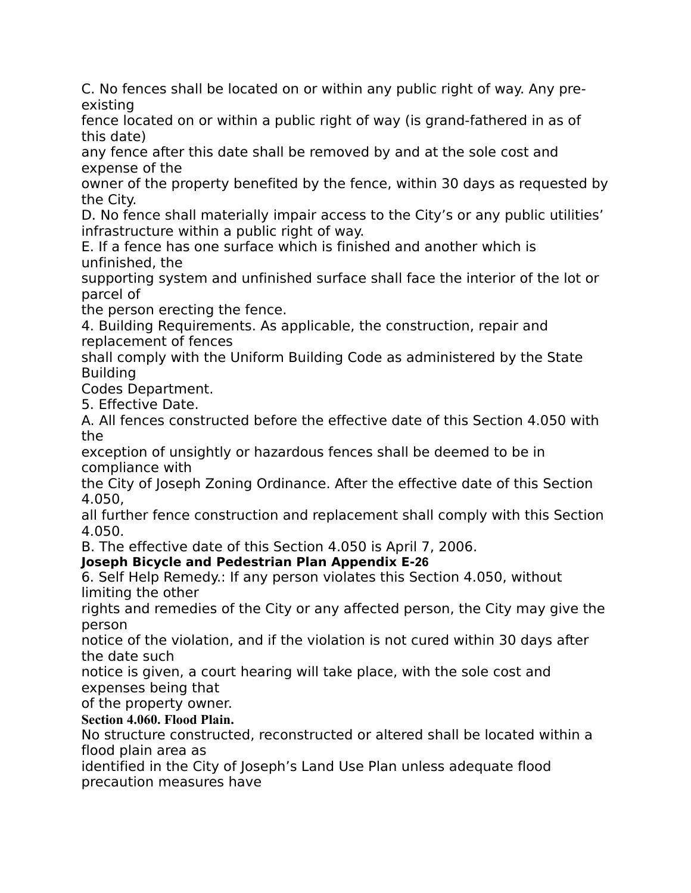C. No fences shall be located on or within any public right of way. Any pre-existing fence located on or within a public right of way (is grand-fathered in as of this date) any fence after this date shall be removed by and at the sole cost and expense of the owner of the property benefited by the fence, within 30 days as requested by the City.

D. No fence shall materially impair access to the City's or any public utilities' infrastructure within a public right of way.

E. If a fence has one surface which is finished and another which is unfinished, the supporting system and unfinished surface shall face the interior of the lot or parcel of the person erecting the fence.

4. Building Requirements. As applicable, the construction, repair and replacement of fences shall comply with the Uniform Building Code as administered by the State Building Codes Department.

5. Effective Date.

A. All fences constructed before the effective date of this Section 4.050 with the exception of unsightly or hazardous fences shall be deemed to be in compliance with the City of Joseph Zoning Ordinance. After the effective date of this Section 4.050, all further fence construction and replacement shall comply with this Section 4.050.

B. The effective date of this Section 4.050 is April 7, 2006.

6. Self Help Remedy.: If any person violates this Section 4.050, without limiting the other rights and remedies of the City or any affected person, the City may give the person notice of the violation, and if the violation is not cured within 30 days after the date such notice is given, a court hearing will take place, with the sole cost and expenses being that of the property owner.

**Section 4.060. Flood Plain.**

No structure constructed, reconstructed or altered shall be located within a flood plain area as identified in the City of Joseph's Land Use Plan unless adequate flood precaution measures have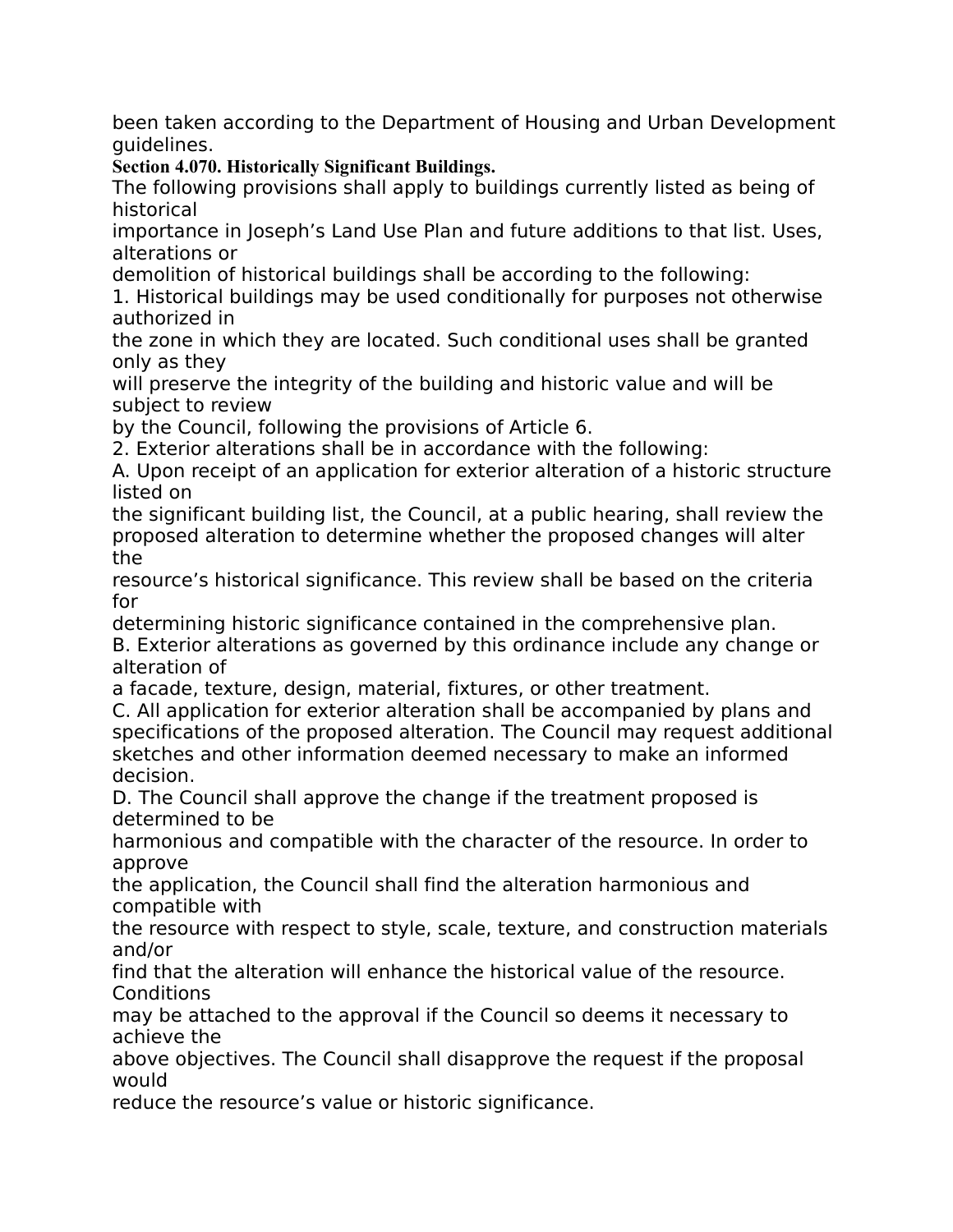been taken according to the Department of Housing and Urban Development guidelines.

**Section 4.070. Historically Significant Buildings.**

The following provisions shall apply to buildings currently listed as being of historical importance in Joseph's Land Use Plan and future additions to that list. Uses, alterations or demolition of historical buildings shall be according to the following:

1. Historical buildings may be used conditionally for purposes not otherwise authorized in the zone in which they are located. Such conditional uses shall be granted only as they will preserve the integrity of the building and historic value and will be subject to review by the Council, following the provisions of Article 6.

2. Exterior alterations shall be in accordance with the following:

A. Upon receipt of an application for exterior alteration of a historic structure listed on the significant building list, the Council, at a public hearing, shall review the proposed alteration to determine whether the proposed changes will alter the resource's historical significance. This review shall be based on the criteria for determining historic significance contained in the comprehensive plan.

B. Exterior alterations as governed by this ordinance include any change or alteration of a facade, texture, design, material, fixtures, or other treatment.

C. All application for exterior alteration shall be accompanied by plans and specifications of the proposed alteration. The Council may request additional sketches and other information deemed necessary to make an informed decision.

D. The Council shall approve the change if the treatment proposed is determined to be harmonious and compatible with the character of the resource. In order to approve the application, the Council shall find the alteration harmonious and compatible with the resource with respect to style, scale, texture, and construction materials and/or find that the alteration will enhance the historical value of the resource. Conditions may be attached to the approval if the Council so deems it necessary to achieve the above objectives. The Council shall disapprove the request if the proposal would reduce the resource's value or historic significance.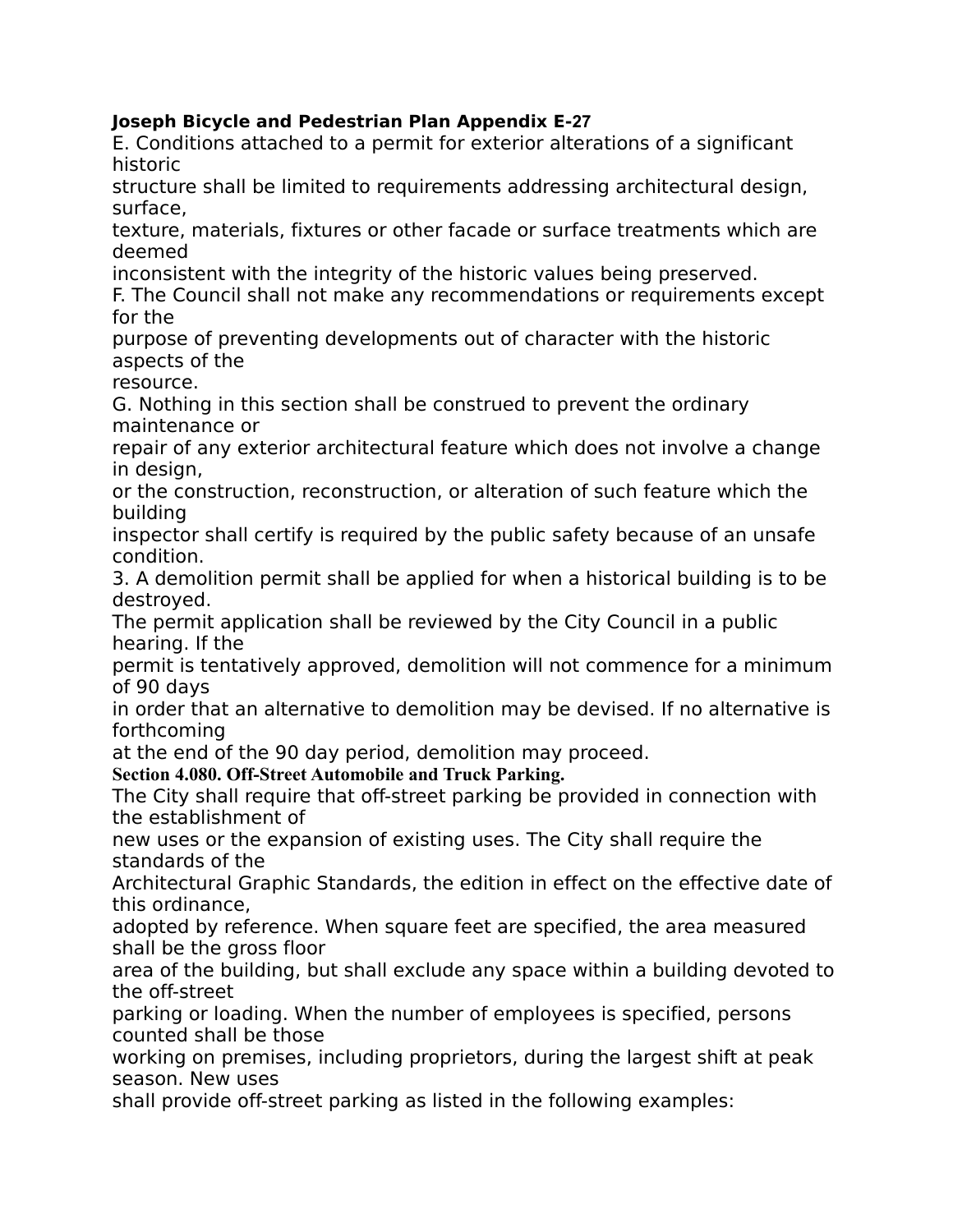E. Conditions attached to a permit for exterior alterations of a significant historic structure shall be limited to requirements addressing architectural design, surface, texture, materials, fixtures or other facade or surface treatments which are deemed inconsistent with the integrity of the historic values being preserved.

F. The Council shall not make any recommendations or requirements except for the purpose of preventing developments out of character with the historic aspects of the resource.

G. Nothing in this section shall be construed to prevent the ordinary maintenance or repair of any exterior architectural feature which does not involve a change in design, or the construction, reconstruction, or alteration of such feature which the building inspector shall certify is required by the public safety because of an unsafe condition.

3. A demolition permit shall be applied for when a historical building is to be destroyed. The permit application shall be reviewed by the City Council in a public hearing. If the permit is tentatively approved, demolition will not commence for a minimum of 90 days in order that an alternative to demolition may be devised. If no alternative is forthcoming at the end of the 90 day period, demolition may proceed.

**Section 4.080. Off-Street Automobile and Truck Parking.**

The City shall require that off-street parking be provided in connection with the establishment of new uses or the expansion of existing uses. The City shall require the standards of the Architectural Graphic Standards, the edition in effect on the effective date of this ordinance, adopted by reference. When square feet are specified, the area measured shall be the gross floor area of the building, but shall exclude any space within a building devoted to the off-street parking or loading. When the number of employees is specified, persons counted shall be those working on premises, including proprietors, during the largest shift at peak season. New uses shall provide off-street parking as listed in the following examples: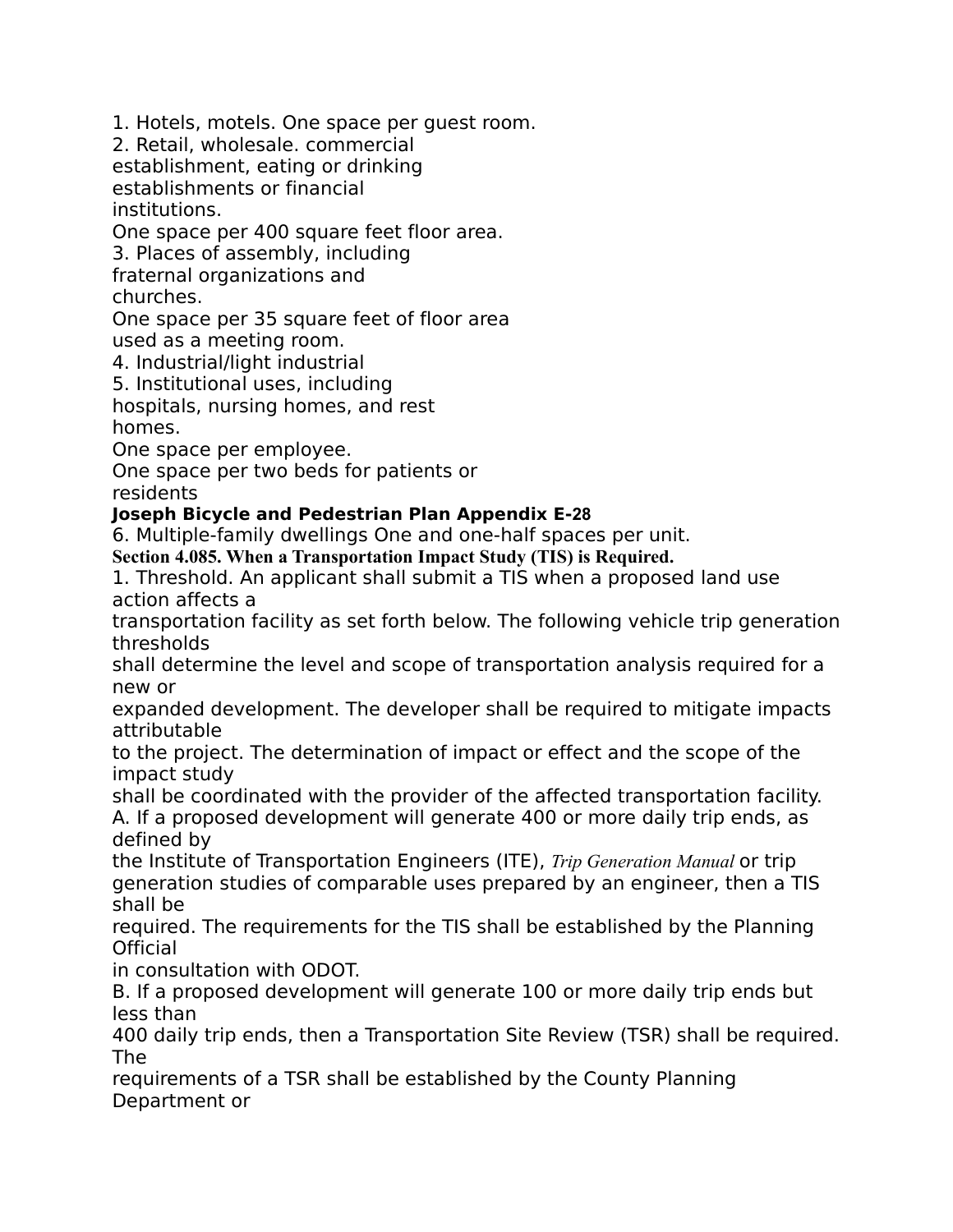1. Hotels, motels. One space per guest room.
2. Retail, wholesale. commercial establishment, eating or drinking establishments or financial institutions.
One space per 400 square feet floor area.
3. Places of assembly, including fraternal organizations and churches.
One space per 35 square feet of floor area used as a meeting room.
4. Industrial/light industrial
5. Institutional uses, including hospitals, nursing homes, and rest homes.
One space per employee.
One space per two beds for patients or residents

**Joseph Bicycle and Pedestrian Plan Appendix E-28**

6. Multiple-family dwellings One and one-half spaces per unit.

**Section 4.085. When a Transportation Impact Study (TIS) is Required.**

1. Threshold. An applicant shall submit a TIS when a proposed land use action affects a transportation facility as set forth below. The following vehicle trip generation thresholds shall determine the level and scope of transportation analysis required for a new or expanded development. The developer shall be required to mitigate impacts attributable to the project. The determination of impact or effect and the scope of the impact study shall be coordinated with the provider of the affected transportation facility.

A. If a proposed development will generate 400 or more daily trip ends, as defined by the Institute of Transportation Engineers (ITE), *Trip Generation Manual* or trip generation studies of comparable uses prepared by an engineer, then a TIS shall be required. The requirements for the TIS shall be established by the Planning Official in consultation with ODOT.

B. If a proposed development will generate 100 or more daily trip ends but less than 400 daily trip ends, then a Transportation Site Review (TSR) shall be required. The requirements of a TSR shall be established by the County Planning Department or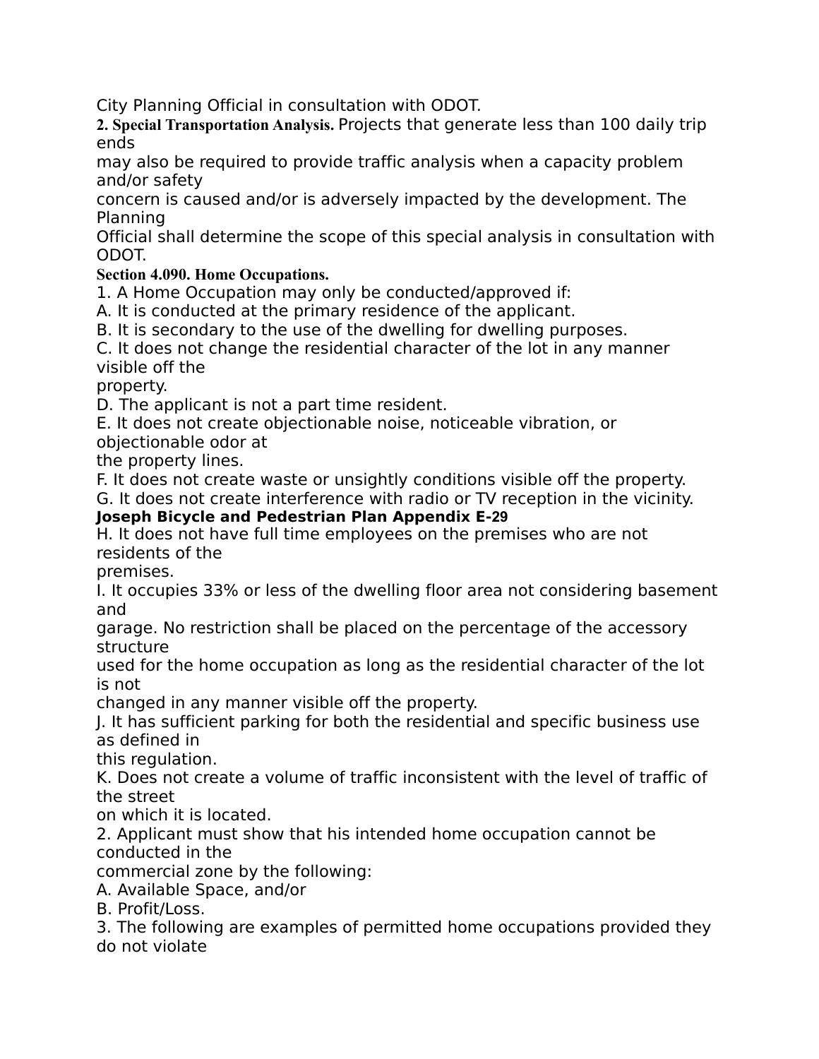City Planning Official in consultation with ODOT.

**2. Special Transportation Analysis.** Projects that generate less than 100 daily trip ends may also be required to provide traffic analysis when a capacity problem and/or safety concern is caused and/or is adversely impacted by the development. The Planning Official shall determine the scope of this special analysis in consultation with ODOT.

**Section 4.090. Home Occupations.**

1. A Home Occupation may only be conducted/approved if:

A. It is conducted at the primary residence of the applicant.

B. It is secondary to the use of the dwelling for dwelling purposes.

C. It does not change the residential character of the lot in any manner visible off the property.

D. The applicant is not a part time resident.

E. It does not create objectionable noise, noticeable vibration, or objectionable odor at the property lines.

F. It does not create waste or unsightly conditions visible off the property.

G. It does not create interference with radio or TV reception in the vicinity.

H. It does not have full time employees on the premises who are not residents of the premises.

I. It occupies 33% or less of the dwelling floor area not considering basement and garage. No restriction shall be placed on the percentage of the accessory structure used for the home occupation as long as the residential character of the lot is not changed in any manner visible off the property.

J. It has sufficient parking for both the residential and specific business use as defined in this regulation.

K. Does not create a volume of traffic inconsistent with the level of traffic of the street on which it is located.

2. Applicant must show that his intended home occupation cannot be conducted in the commercial zone by the following:

A. Available Space, and/or

B. Profit/Loss.

3. The following are examples of permitted home occupations provided they do not violate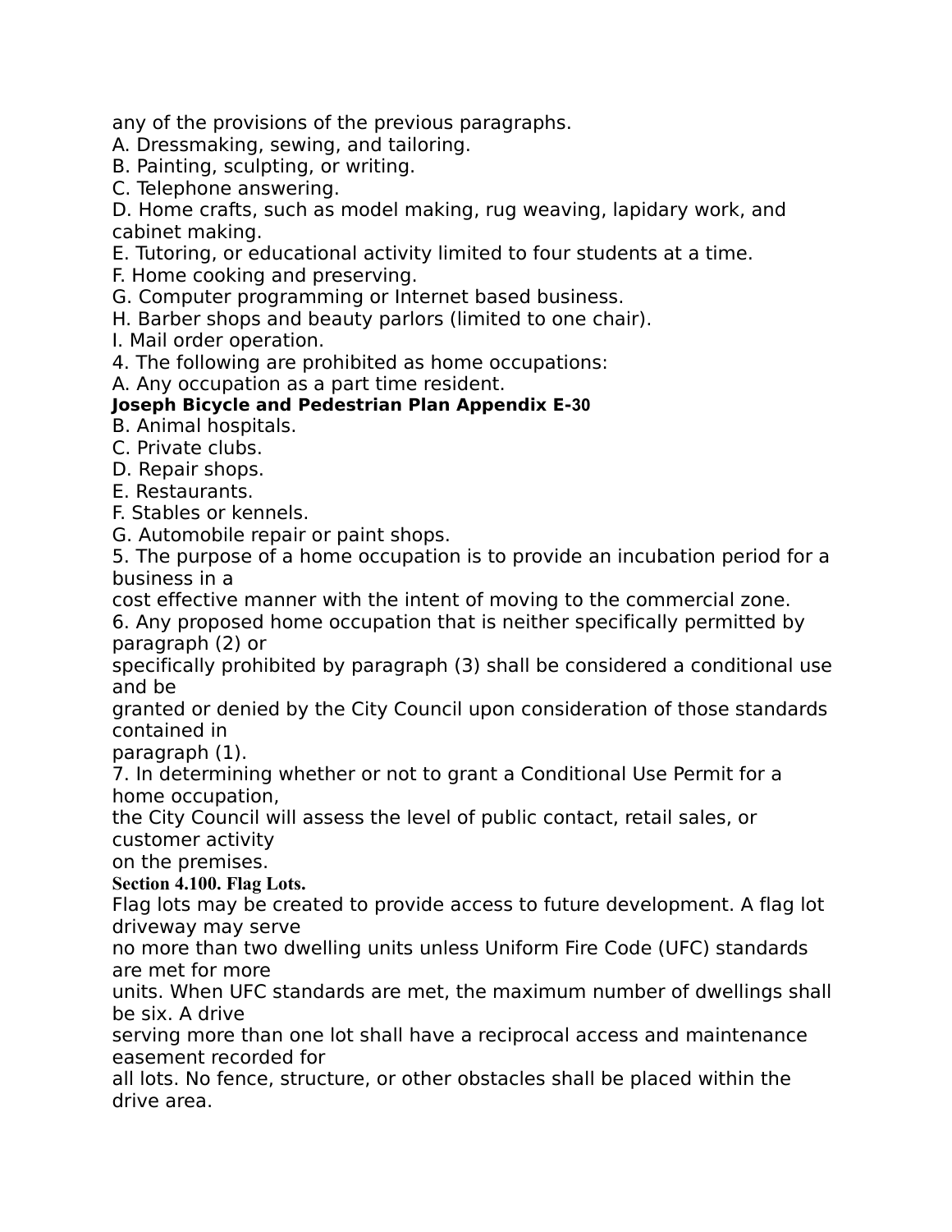any of the provisions of the previous paragraphs.
A. Dressmaking, sewing, and tailoring.
B. Painting, sculpting, or writing.
C. Telephone answering.
D. Home crafts, such as model making, rug weaving, lapidary work, and cabinet making.
E. Tutoring, or educational activity limited to four students at a time.
F. Home cooking and preserving.
G. Computer programming or Internet based business.
H. Barber shops and beauty parlors (limited to one chair).
I. Mail order operation.
4. The following are prohibited as home occupations:
A. Any occupation as a part time resident.
B. Animal hospitals.
C. Private clubs.
D. Repair shops.
E. Restaurants.
F. Stables or kennels.
G. Automobile repair or paint shops.
5. The purpose of a home occupation is to provide an incubation period for a business in a cost effective manner with the intent of moving to the commercial zone.
6. Any proposed home occupation that is neither specifically permitted by paragraph (2) or specifically prohibited by paragraph (3) shall be considered a conditional use and be granted or denied by the City Council upon consideration of those standards contained in paragraph (1).
7. In determining whether or not to grant a Conditional Use Permit for a home occupation, the City Council will assess the level of public contact, retail sales, or customer activity on the premises.

**Section 4.100. Flag Lots.**

Flag lots may be created to provide access to future development. A flag lot driveway may serve no more than two dwelling units unless Uniform Fire Code (UFC) standards are met for more units. When UFC standards are met, the maximum number of dwellings shall be six. A drive serving more than one lot shall have a reciprocal access and maintenance easement recorded for all lots. No fence, structure, or other obstacles shall be placed within the drive area.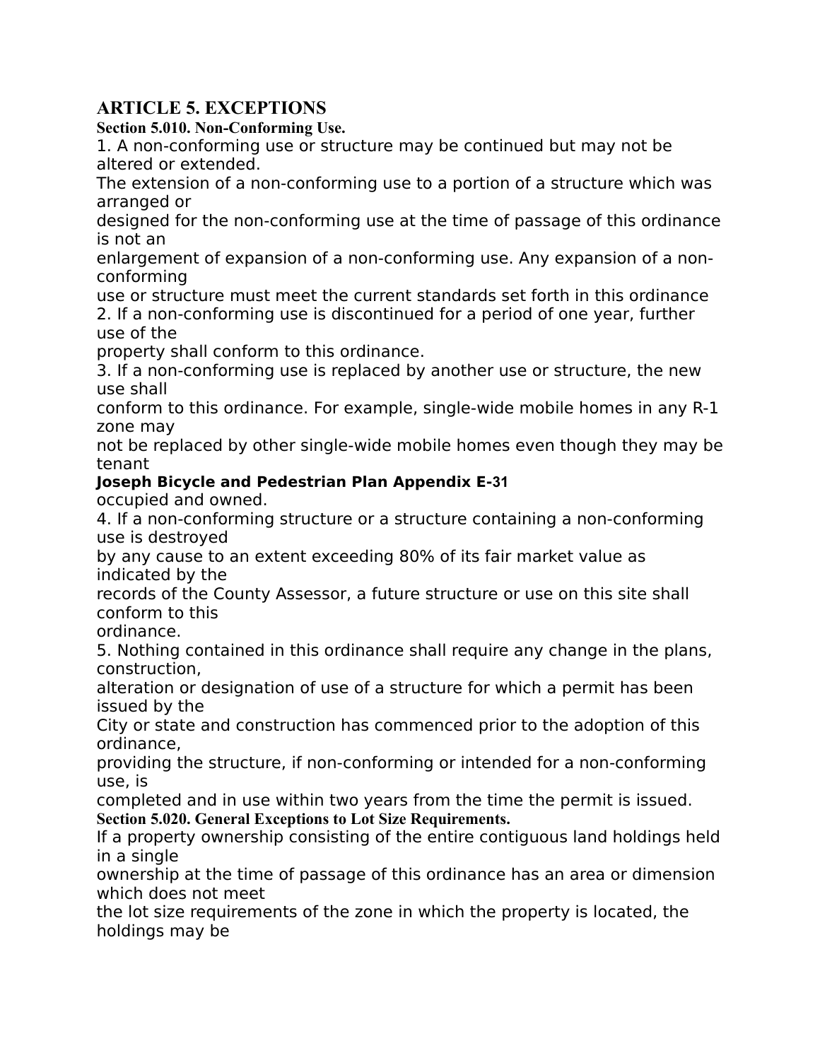## ARTICLE 5. EXCEPTIONS

### Section 5.010. Non-Conforming Use.

1. A non-conforming use or structure may be continued but may not be altered or extended.
The extension of a non-conforming use to a portion of a structure which was arranged or designed for the non-conforming use at the time of passage of this ordinance is not an enlargement of expansion of a non-conforming use. Any expansion of a non-conforming use or structure must meet the current standards set forth in this ordinance
2. If a non-conforming use is discontinued for a period of one year, further use of the property shall conform to this ordinance.
3. If a non-conforming use is replaced by another use or structure, the new use shall conform to this ordinance. For example, single-wide mobile homes in any R-1 zone may not be replaced by other single-wide mobile homes even though they may be tenant occupied and owned.
4. If a non-conforming structure or a structure containing a non-conforming use is destroyed by any cause to an extent exceeding 80% of its fair market value as indicated by the records of the County Assessor, a future structure or use on this site shall conform to this ordinance.
5. Nothing contained in this ordinance shall require any change in the plans, construction, alteration or designation of use of a structure for which a permit has been issued by the City or state and construction has commenced prior to the adoption of this ordinance, providing the structure, if non-conforming or intended for a non-conforming use, is completed and in use within two years from the time the permit is issued.

### Section 5.020. General Exceptions to Lot Size Requirements.

If a property ownership consisting of the entire contiguous land holdings held in a single ownership at the time of passage of this ordinance has an area or dimension which does not meet the lot size requirements of the zone in which the property is located, the holdings may be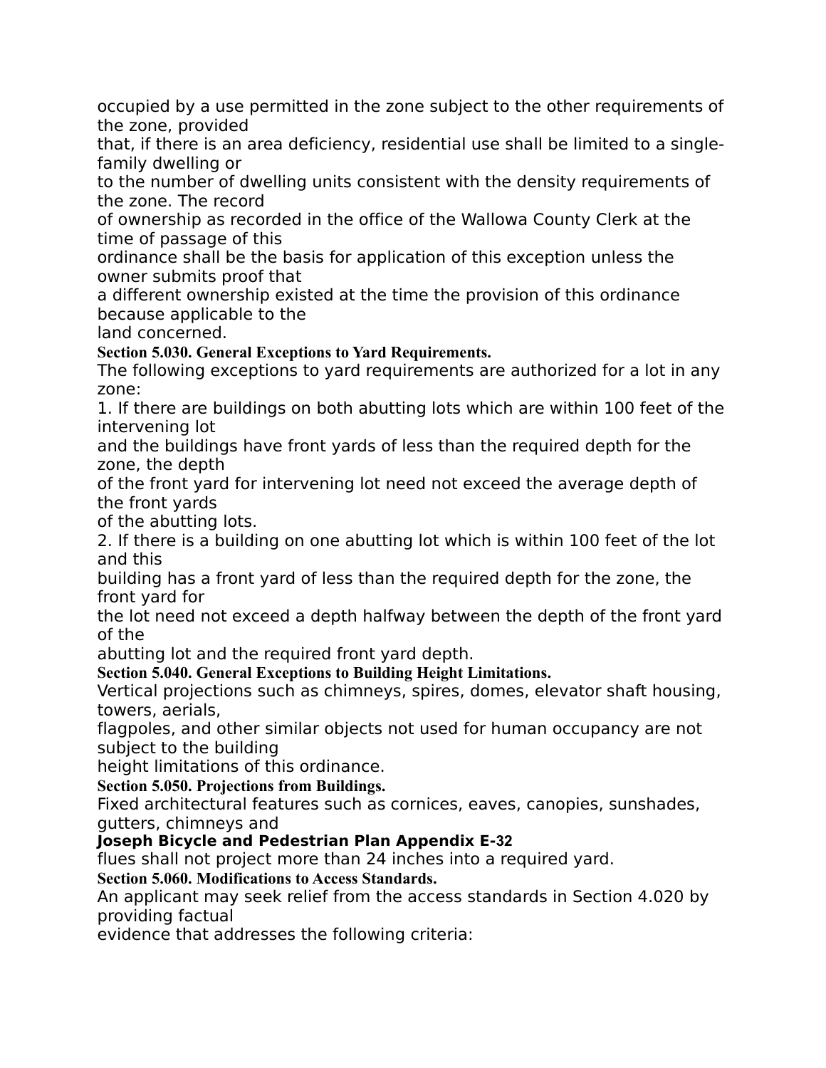occupied by a use permitted in the zone subject to the other requirements of the zone, provided that, if there is an area deficiency, residential use shall be limited to a single-family dwelling or to the number of dwelling units consistent with the density requirements of the zone. The record of ownership as recorded in the office of the Wallowa County Clerk at the time of passage of this ordinance shall be the basis for application of this exception unless the owner submits proof that a different ownership existed at the time the provision of this ordinance because applicable to the land concerned.

**Section 5.030. General Exceptions to Yard Requirements.**

The following exceptions to yard requirements are authorized for a lot in any zone:

1. If there are buildings on both abutting lots which are within 100 feet of the intervening lot and the buildings have front yards of less than the required depth for the zone, the depth of the front yard for intervening lot need not exceed the average depth of the front yards of the abutting lots.
2. If there is a building on one abutting lot which is within 100 feet of the lot and this building has a front yard of less than the required depth for the zone, the front yard for the lot need not exceed a depth halfway between the depth of the front yard of the abutting lot and the required front yard depth.

**Section 5.040. General Exceptions to Building Height Limitations.**

Vertical projections such as chimneys, spires, domes, elevator shaft housing, towers, aerials, flagpoles, and other similar objects not used for human occupancy are not subject to the building height limitations of this ordinance.

**Section 5.050. Projections from Buildings.**

Fixed architectural features such as cornices, eaves, canopies, sunshades, gutters, chimneys and flues shall not project more than 24 inches into a required yard.

**Section 5.060. Modifications to Access Standards.**

An applicant may seek relief from the access standards in Section 4.020 by providing factual evidence that addresses the following criteria: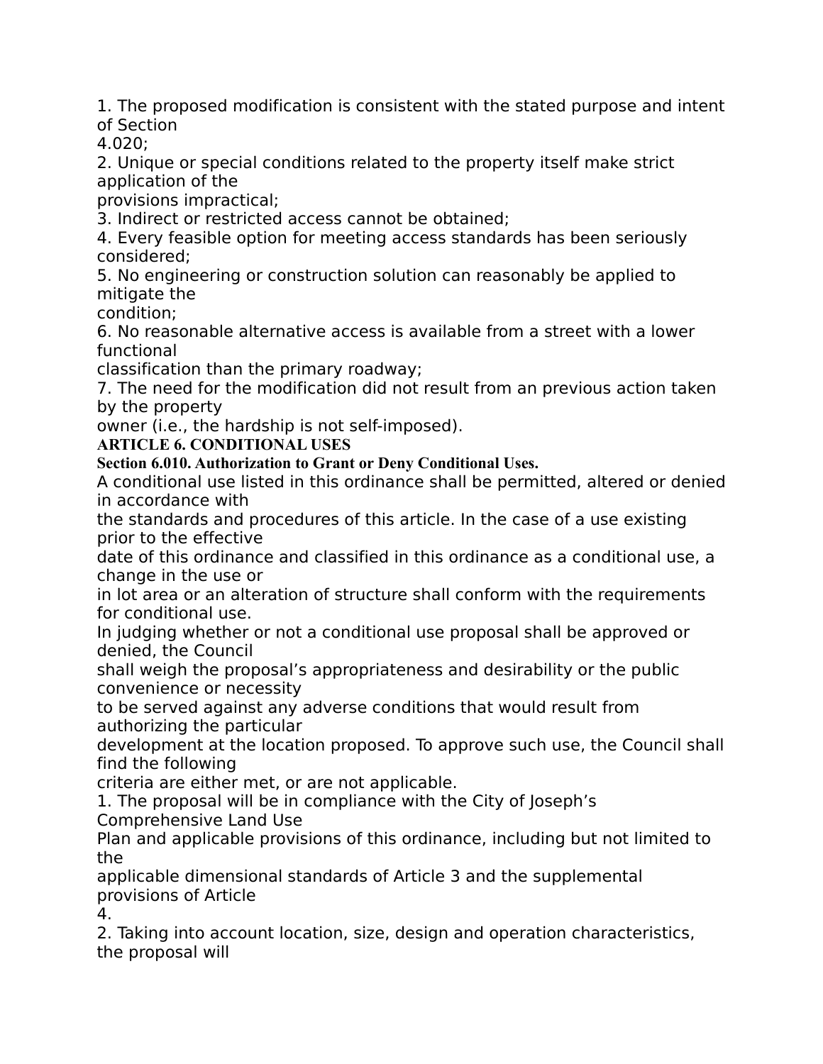1. The proposed modification is consistent with the stated purpose and intent of Section 4.020;
2. Unique or special conditions related to the property itself make strict application of the provisions impractical;
3. Indirect or restricted access cannot be obtained;
4. Every feasible option for meeting access standards has been seriously considered;
5. No engineering or construction solution can reasonably be applied to mitigate the condition;
6. No reasonable alternative access is available from a street with a lower functional classification than the primary roadway;
7. The need for the modification did not result from an previous action taken by the property owner (i.e., the hardship is not self-imposed).

## ARTICLE 6. CONDITIONAL USES

### Section 6.010. Authorization to Grant or Deny Conditional Uses.

A conditional use listed in this ordinance shall be permitted, altered or denied in accordance with the standards and procedures of this article. In the case of a use existing prior to the effective date of this ordinance and classified in this ordinance as a conditional use, a change in the use or in lot area or an alteration of structure shall conform with the requirements for conditional use.

In judging whether or not a conditional use proposal shall be approved or denied, the Council shall weigh the proposal's appropriateness and desirability or the public convenience or necessity to be served against any adverse conditions that would result from authorizing the particular development at the location proposed. To approve such use, the Council shall find the following criteria are either met, or are not applicable.

1. The proposal will be in compliance with the City of Joseph's Comprehensive Land Use Plan and applicable provisions of this ordinance, including but not limited to the applicable dimensional standards of Article 3 and the supplemental provisions of Article 4.
2. Taking into account location, size, design and operation characteristics, the proposal will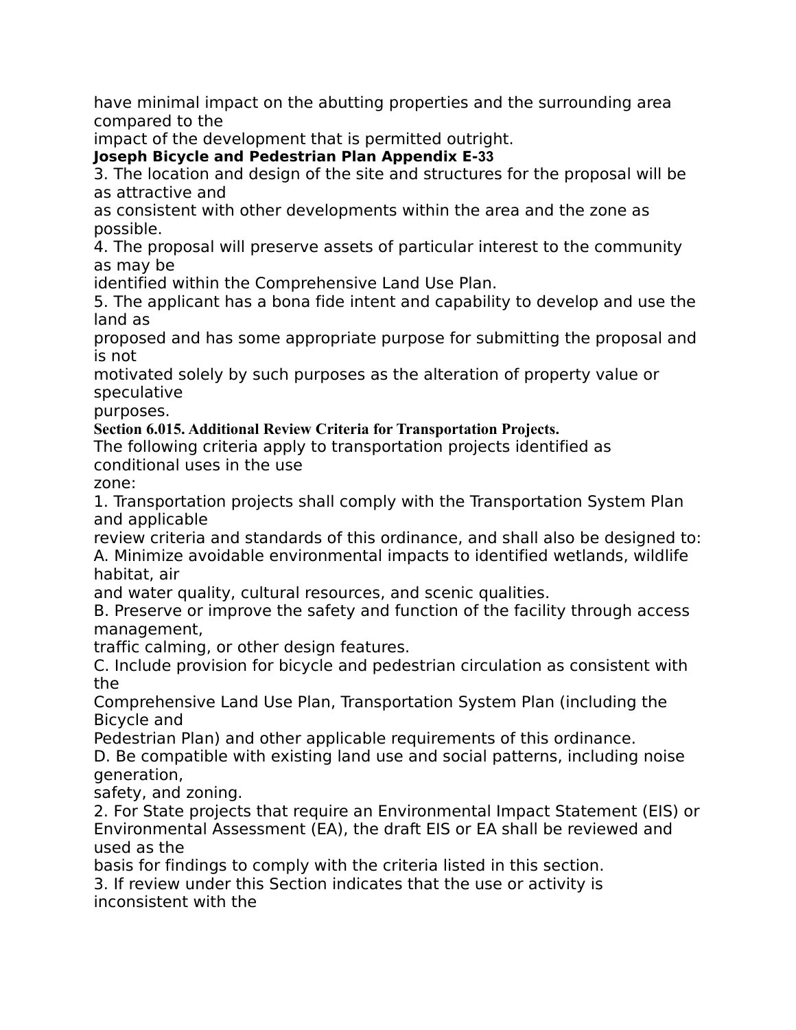have minimal impact on the abutting properties and the surrounding area compared to the impact of the development that is permitted outright.

3. The location and design of the site and structures for the proposal will be as attractive and as consistent with other developments within the area and the zone as possible.
4. The proposal will preserve assets of particular interest to the community as may be identified within the Comprehensive Land Use Plan.
5. The applicant has a bona fide intent and capability to develop and use the land as proposed and has some appropriate purpose for submitting the proposal and is not motivated solely by such purposes as the alteration of property value or speculative purposes.

**Section 6.015. Additional Review Criteria for Transportation Projects.**

The following criteria apply to transportation projects identified as conditional uses in the use zone:

1. Transportation projects shall comply with the Transportation System Plan and applicable review criteria and standards of this ordinance, and shall also be designed to:
   A. Minimize avoidable environmental impacts to identified wetlands, wildlife habitat, air and water quality, cultural resources, and scenic qualities.
   B. Preserve or improve the safety and function of the facility through access management, traffic calming, or other design features.
   C. Include provision for bicycle and pedestrian circulation as consistent with the Comprehensive Land Use Plan, Transportation System Plan (including the Bicycle and Pedestrian Plan) and other applicable requirements of this ordinance.
   D. Be compatible with existing land use and social patterns, including noise generation, safety, and zoning.
2. For State projects that require an Environmental Impact Statement (EIS) or Environmental Assessment (EA), the draft EIS or EA shall be reviewed and used as the basis for findings to comply with the criteria listed in this section.
3. If review under this Section indicates that the use or activity is inconsistent with the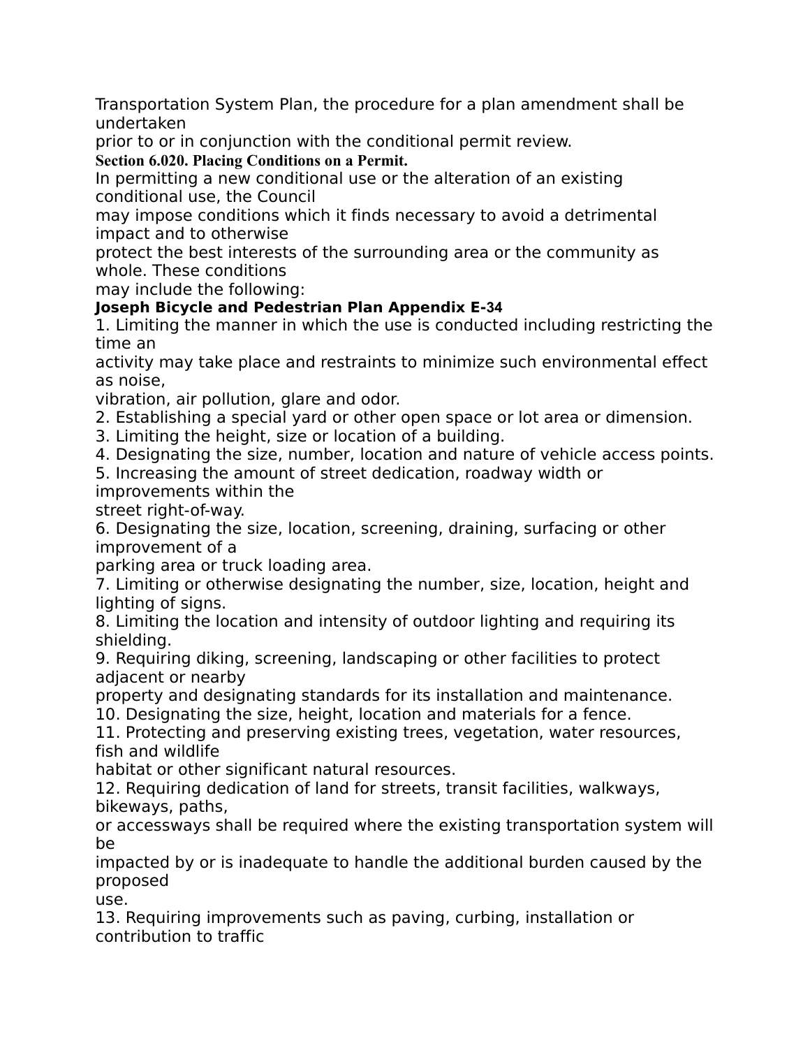Transportation System Plan, the procedure for a plan amendment shall be undertaken prior to or in conjunction with the conditional permit review.

**Section 6.020. Placing Conditions on a Permit.**

In permitting a new conditional use or the alteration of an existing conditional use, the Council may impose conditions which it finds necessary to avoid a detrimental impact and to otherwise protect the best interests of the surrounding area or the community as whole. These conditions may include the following:

1. Limiting the manner in which the use is conducted including restricting the time an activity may take place and restraints to minimize such environmental effect as noise, vibration, air pollution, glare and odor.
2. Establishing a special yard or other open space or lot area or dimension.
3. Limiting the height, size or location of a building.
4. Designating the size, number, location and nature of vehicle access points.
5. Increasing the amount of street dedication, roadway width or improvements within the street right-of-way.
6. Designating the size, location, screening, draining, surfacing or other improvement of a parking area or truck loading area.
7. Limiting or otherwise designating the number, size, location, height and lighting of signs.
8. Limiting the location and intensity of outdoor lighting and requiring its shielding.
9. Requiring diking, screening, landscaping or other facilities to protect adjacent or nearby property and designating standards for its installation and maintenance.
10. Designating the size, height, location and materials for a fence.
11. Protecting and preserving existing trees, vegetation, water resources, fish and wildlife habitat or other significant natural resources.
12. Requiring dedication of land for streets, transit facilities, walkways, bikeways, paths, or accessways shall be required where the existing transportation system will be impacted by or is inadequate to handle the additional burden caused by the proposed use.
13. Requiring improvements such as paving, curbing, installation or contribution to traffic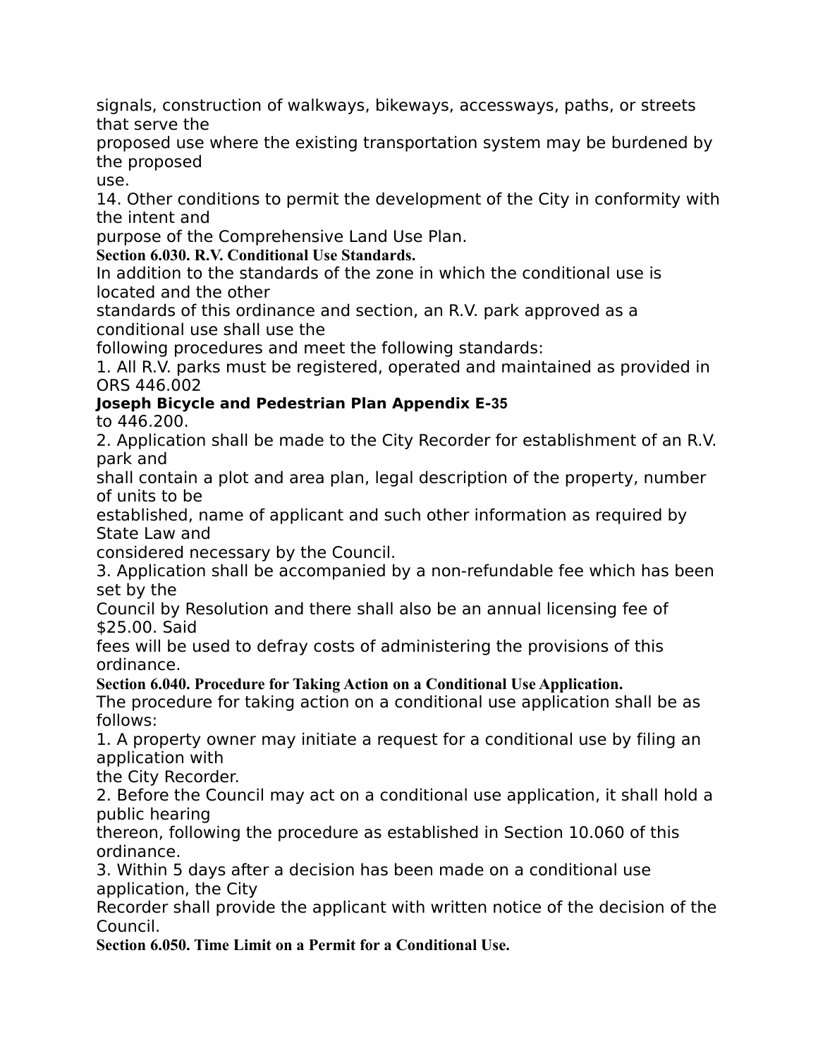signals, construction of walkways, bikeways, accessways, paths, or streets that serve the proposed use where the existing transportation system may be burdened by the proposed use.

14. Other conditions to permit the development of the City in conformity with the intent and purpose of the Comprehensive Land Use Plan.

**Section 6.030. R.V. Conditional Use Standards.**

In addition to the standards of the zone in which the conditional use is located and the other standards of this ordinance and section, an R.V. park approved as a conditional use shall use the following procedures and meet the following standards:

1. All R.V. parks must be registered, operated and maintained as provided in ORS 446.002 to 446.200.
2. Application shall be made to the City Recorder for establishment of an R.V. park and shall contain a plot and area plan, legal description of the property, number of units to be established, name of applicant and such other information as required by State Law and considered necessary by the Council.
3. Application shall be accompanied by a non-refundable fee which has been set by the Council by Resolution and there shall also be an annual licensing fee of $25.00. Said fees will be used to defray costs of administering the provisions of this ordinance.

**Section 6.040. Procedure for Taking Action on a Conditional Use Application.**

The procedure for taking action on a conditional use application shall be as follows:

1. A property owner may initiate a request for a conditional use by filing an application with the City Recorder.
2. Before the Council may act on a conditional use application, it shall hold a public hearing thereon, following the procedure as established in Section 10.060 of this ordinance.
3. Within 5 days after a decision has been made on a conditional use application, the City Recorder shall provide the applicant with written notice of the decision of the Council.

**Section 6.050. Time Limit on a Permit for a Conditional Use.**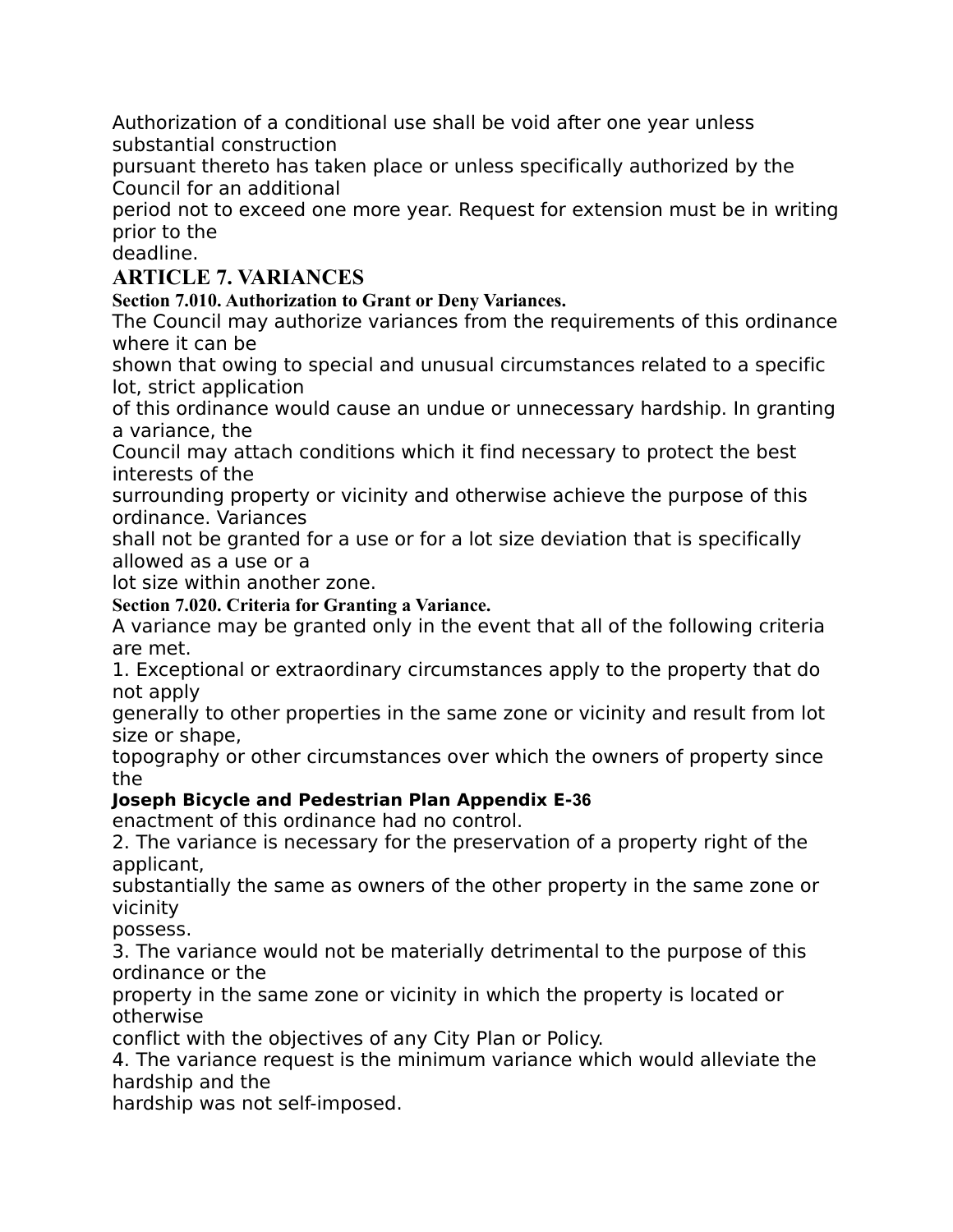Authorization of a conditional use shall be void after one year unless substantial construction pursuant thereto has taken place or unless specifically authorized by the Council for an additional period not to exceed one more year. Request for extension must be in writing prior to the deadline.

## ARTICLE 7. VARIANCES

### Section 7.010. Authorization to Grant or Deny Variances.

The Council may authorize variances from the requirements of this ordinance where it can be shown that owing to special and unusual circumstances related to a specific lot, strict application of this ordinance would cause an undue or unnecessary hardship. In granting a variance, the Council may attach conditions which it find necessary to protect the best interests of the surrounding property or vicinity and otherwise achieve the purpose of this ordinance. Variances shall not be granted for a use or for a lot size deviation that is specifically allowed as a use or a lot size within another zone.

### Section 7.020. Criteria for Granting a Variance.

A variance may be granted only in the event that all of the following criteria are met.

1. Exceptional or extraordinary circumstances apply to the property that do not apply generally to other properties in the same zone or vicinity and result from lot size or shape, topography or other circumstances over which the owners of property since the enactment of this ordinance had no control.
2. The variance is necessary for the preservation of a property right of the applicant, substantially the same as owners of the other property in the same zone or vicinity possess.
3. The variance would not be materially detrimental to the purpose of this ordinance or the property in the same zone or vicinity in which the property is located or otherwise conflict with the objectives of any City Plan or Policy.
4. The variance request is the minimum variance which would alleviate the hardship and the hardship was not self-imposed.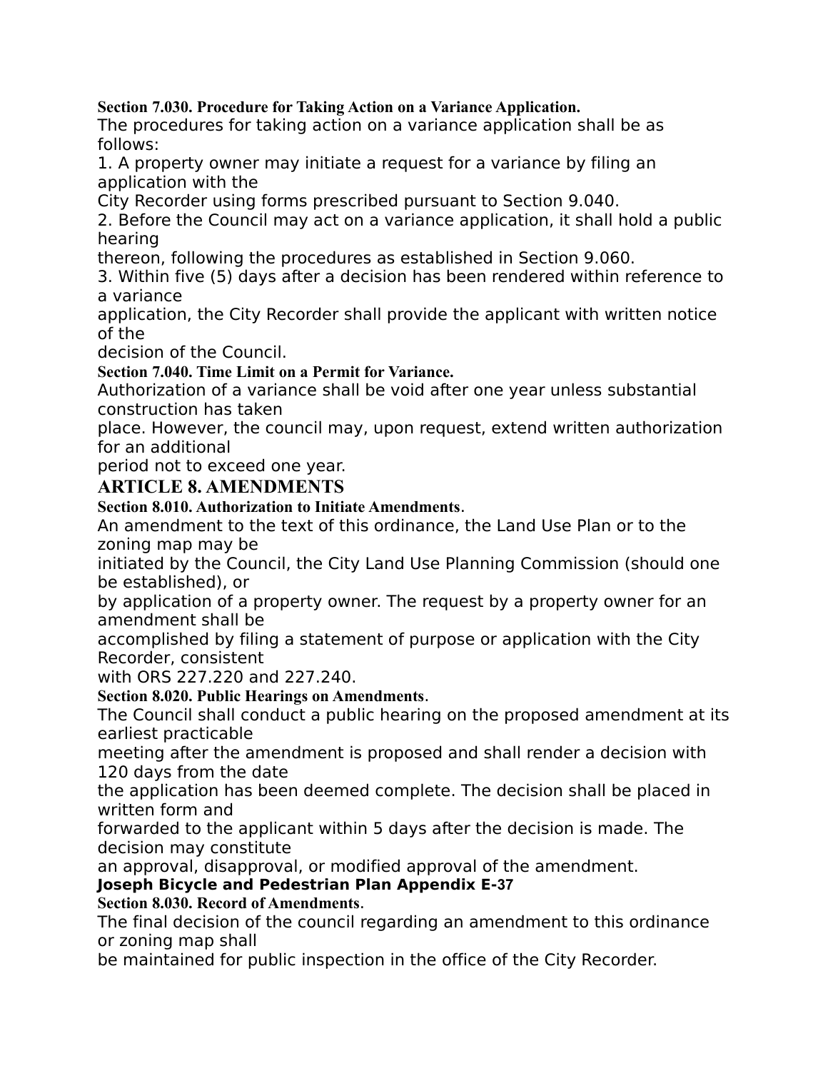**Section 7.030. Procedure for Taking Action on a Variance Application.**

The procedures for taking action on a variance application shall be as follows:

1. A property owner may initiate a request for a variance by filing an application with the City Recorder using forms prescribed pursuant to Section 9.040.
2. Before the Council may act on a variance application, it shall hold a public hearing thereon, following the procedures as established in Section 9.060.
3. Within five (5) days after a decision has been rendered within reference to a variance application, the City Recorder shall provide the applicant with written notice of the decision of the Council.

**Section 7.040. Time Limit on a Permit for Variance.**

Authorization of a variance shall be void after one year unless substantial construction has taken place. However, the council may, upon request, extend written authorization for an additional period not to exceed one year.

## ARTICLE 8. AMENDMENTS

**Section 8.010. Authorization to Initiate Amendments.**

An amendment to the text of this ordinance, the Land Use Plan or to the zoning map may be initiated by the Council, the City Land Use Planning Commission (should one be established), or by application of a property owner. The request by a property owner for an amendment shall be accomplished by filing a statement of purpose or application with the City Recorder, consistent with ORS 227.220 and 227.240.

**Section 8.020. Public Hearings on Amendments.**

The Council shall conduct a public hearing on the proposed amendment at its earliest practicable meeting after the amendment is proposed and shall render a decision with 120 days from the date the application has been deemed complete. The decision shall be placed in written form and forwarded to the applicant within 5 days after the decision is made. The decision may constitute an approval, disapproval, or modified approval of the amendment.

**Section 8.030. Record of Amendments.**

The final decision of the council regarding an amendment to this ordinance or zoning map shall be maintained for public inspection in the office of the City Recorder.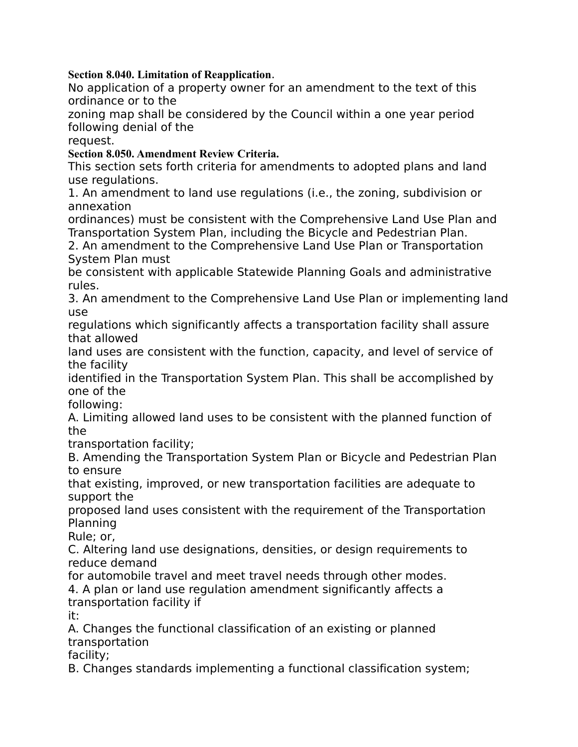**Section 8.040. Limitation of Reapplication**.

No application of a property owner for an amendment to the text of this ordinance or to the zoning map shall be considered by the Council within a one year period following denial of the request.

**Section 8.050. Amendment Review Criteria.**

This section sets forth criteria for amendments to adopted plans and land use regulations.

1. An amendment to land use regulations (i.e., the zoning, subdivision or annexation ordinances) must be consistent with the Comprehensive Land Use Plan and Transportation System Plan, including the Bicycle and Pedestrian Plan.
2. An amendment to the Comprehensive Land Use Plan or Transportation System Plan must be consistent with applicable Statewide Planning Goals and administrative rules.
3. An amendment to the Comprehensive Land Use Plan or implementing land use regulations which significantly affects a transportation facility shall assure that allowed land uses are consistent with the function, capacity, and level of service of the facility identified in the Transportation System Plan. This shall be accomplished by one of the following:

   A. Limiting allowed land uses to be consistent with the planned function of the transportation facility;

   B. Amending the Transportation System Plan or Bicycle and Pedestrian Plan to ensure that existing, improved, or new transportation facilities are adequate to support the proposed land uses consistent with the requirement of the Transportation Planning Rule; or,

   C. Altering land use designations, densities, or design requirements to reduce demand for automobile travel and meet travel needs through other modes.
4. A plan or land use regulation amendment significantly affects a transportation facility if it:

   A. Changes the functional classification of an existing or planned transportation facility;

   B. Changes standards implementing a functional classification system;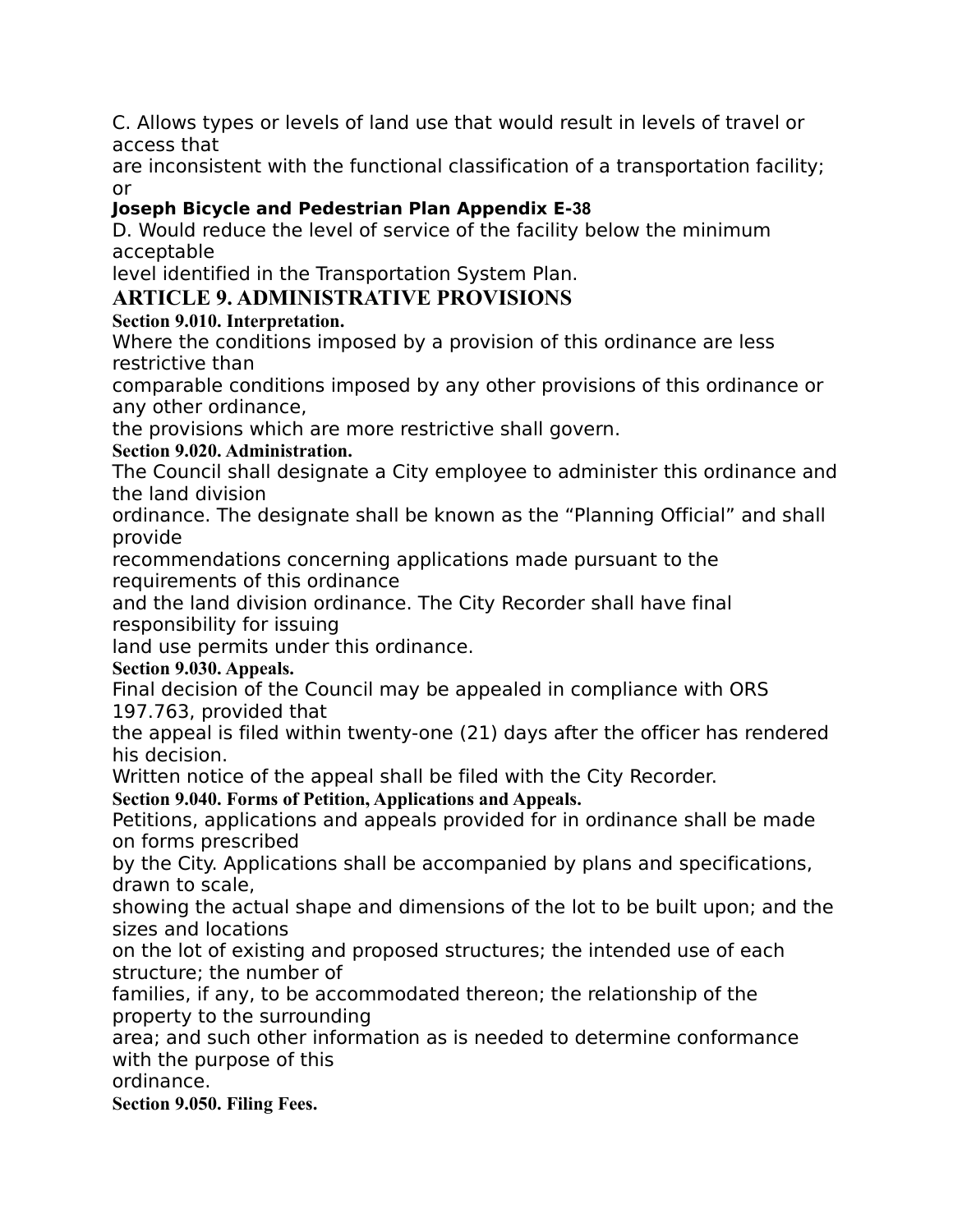C. Allows types or levels of land use that would result in levels of travel or access that are inconsistent with the functional classification of a transportation facility; or

D. Would reduce the level of service of the facility below the minimum acceptable level identified in the Transportation System Plan.

## ARTICLE 9. ADMINISTRATIVE PROVISIONS

### Section 9.010. Interpretation.

Where the conditions imposed by a provision of this ordinance are less restrictive than comparable conditions imposed by any other provisions of this ordinance or any other ordinance, the provisions which are more restrictive shall govern.

### Section 9.020. Administration.

The Council shall designate a City employee to administer this ordinance and the land division ordinance. The designate shall be known as the "Planning Official" and shall provide recommendations concerning applications made pursuant to the requirements of this ordinance and the land division ordinance. The City Recorder shall have final responsibility for issuing land use permits under this ordinance.

### Section 9.030. Appeals.

Final decision of the Council may be appealed in compliance with ORS 197.763, provided that the appeal is filed within twenty-one (21) days after the officer has rendered his decision. Written notice of the appeal shall be filed with the City Recorder.

### Section 9.040. Forms of Petition, Applications and Appeals.

Petitions, applications and appeals provided for in ordinance shall be made on forms prescribed by the City. Applications shall be accompanied by plans and specifications, drawn to scale, showing the actual shape and dimensions of the lot to be built upon; and the sizes and locations on the lot of existing and proposed structures; the intended use of each structure; the number of families, if any, to be accommodated thereon; the relationship of the property to the surrounding area; and such other information as is needed to determine conformance with the purpose of this ordinance.

### Section 9.050. Filing Fees.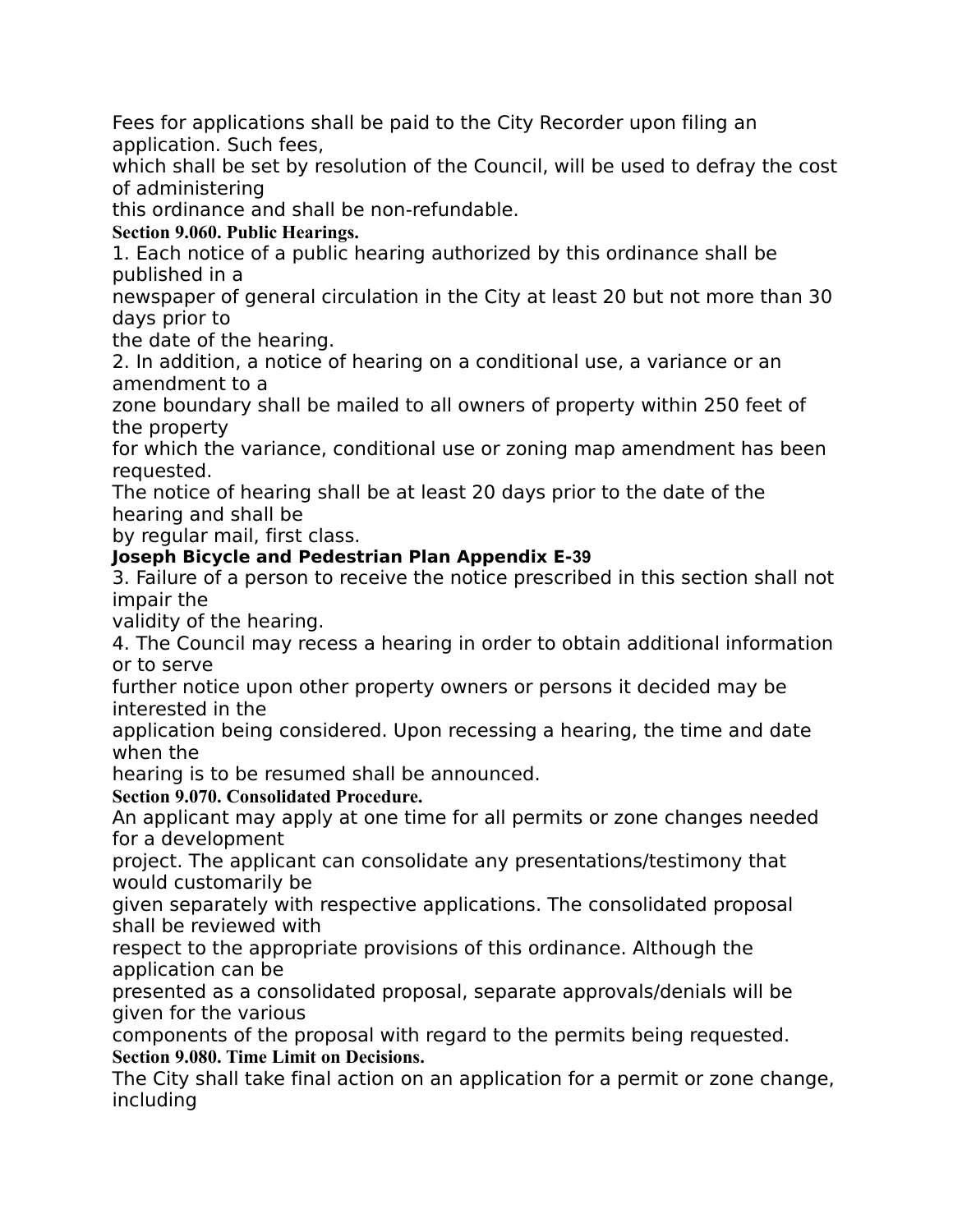Fees for applications shall be paid to the City Recorder upon filing an application. Such fees, which shall be set by resolution of the Council, will be used to defray the cost of administering this ordinance and shall be non-refundable.

**Section 9.060. Public Hearings.**

1. Each notice of a public hearing authorized by this ordinance shall be published in a newspaper of general circulation in the City at least 20 but not more than 30 days prior to the date of the hearing.
2. In addition, a notice of hearing on a conditional use, a variance or an amendment to a zone boundary shall be mailed to all owners of property within 250 feet of the property for which the variance, conditional use or zoning map amendment has been requested. The notice of hearing shall be at least 20 days prior to the date of the hearing and shall be by regular mail, first class.
3. Failure of a person to receive the notice prescribed in this section shall not impair the validity of the hearing.
4. The Council may recess a hearing in order to obtain additional information or to serve further notice upon other property owners or persons it decided may be interested in the application being considered. Upon recessing a hearing, the time and date when the hearing is to be resumed shall be announced.

**Section 9.070. Consolidated Procedure.**

An applicant may apply at one time for all permits or zone changes needed for a development project. The applicant can consolidate any presentations/testimony that would customarily be given separately with respective applications. The consolidated proposal shall be reviewed with respect to the appropriate provisions of this ordinance. Although the application can be presented as a consolidated proposal, separate approvals/denials will be given for the various components of the proposal with regard to the permits being requested.

**Section 9.080. Time Limit on Decisions.**

The City shall take final action on an application for a permit or zone change, including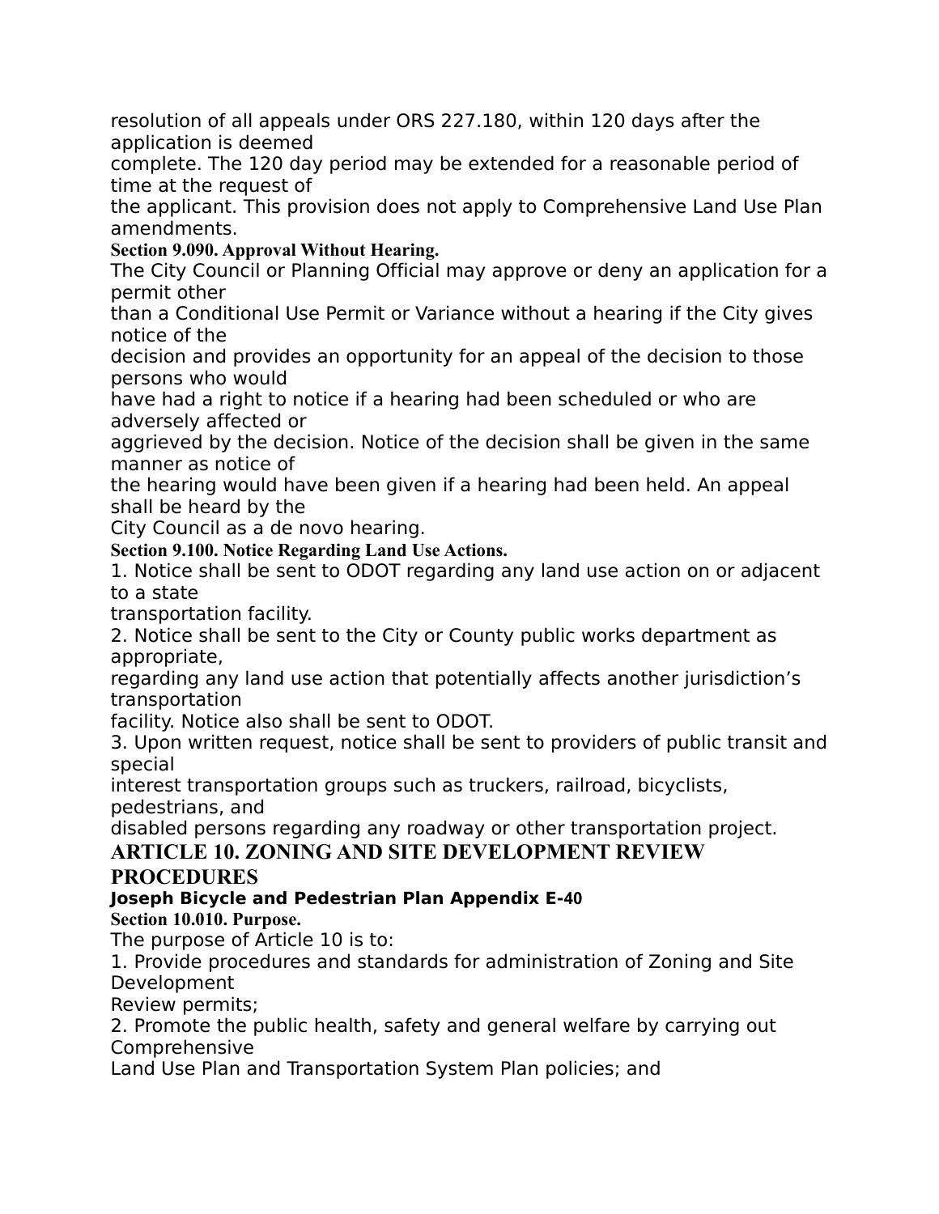resolution of all appeals under ORS 227.180, within 120 days after the application is deemed complete. The 120 day period may be extended for a reasonable period of time at the request of the applicant. This provision does not apply to Comprehensive Land Use Plan amendments.

**Section 9.090. Approval Without Hearing.**

The City Council or Planning Official may approve or deny an application for a permit other than a Conditional Use Permit or Variance without a hearing if the City gives notice of the decision and provides an opportunity for an appeal of the decision to those persons who would have had a right to notice if a hearing had been scheduled or who are adversely affected or aggrieved by the decision. Notice of the decision shall be given in the same manner as notice of the hearing would have been given if a hearing had been held. An appeal shall be heard by the City Council as a de novo hearing.

**Section 9.100. Notice Regarding Land Use Actions.**

1. Notice shall be sent to ODOT regarding any land use action on or adjacent to a state transportation facility.
2. Notice shall be sent to the City or County public works department as appropriate, regarding any land use action that potentially affects another jurisdiction's transportation facility. Notice also shall be sent to ODOT.
3. Upon written request, notice shall be sent to providers of public transit and special interest transportation groups such as truckers, railroad, bicyclists, pedestrians, and disabled persons regarding any roadway or other transportation project.

## ARTICLE 10. ZONING AND SITE DEVELOPMENT REVIEW PROCEDURES

**Section 10.010. Purpose.**

The purpose of Article 10 is to:

1. Provide procedures and standards for administration of Zoning and Site Development Review permits;
2. Promote the public health, safety and general welfare by carrying out Comprehensive Land Use Plan and Transportation System Plan policies; and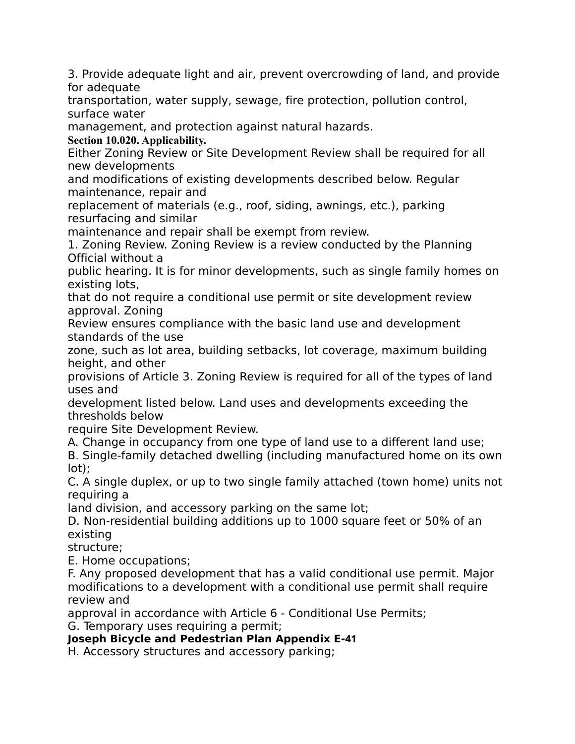3. Provide adequate light and air, prevent overcrowding of land, and provide for adequate transportation, water supply, sewage, fire protection, pollution control, surface water management, and protection against natural hazards.

**Section 10.020. Applicability.**

Either Zoning Review or Site Development Review shall be required for all new developments and modifications of existing developments described below. Regular maintenance, repair and replacement of materials (e.g., roof, siding, awnings, etc.), parking resurfacing and similar maintenance and repair shall be exempt from review.

1. Zoning Review. Zoning Review is a review conducted by the Planning Official without a public hearing. It is for minor developments, such as single family homes on existing lots, that do not require a conditional use permit or site development review approval. Zoning Review ensures compliance with the basic land use and development standards of the use zone, such as lot area, building setbacks, lot coverage, maximum building height, and other provisions of Article 3. Zoning Review is required for all of the types of land uses and development listed below. Land uses and developments exceeding the thresholds below require Site Development Review.

A. Change in occupancy from one type of land use to a different land use;

B. Single-family detached dwelling (including manufactured home on its own lot);

C. A single duplex, or up to two single family attached (town home) units not requiring a land division, and accessory parking on the same lot;

D. Non-residential building additions up to 1000 square feet or 50% of an existing structure;

E. Home occupations;

F. Any proposed development that has a valid conditional use permit. Major modifications to a development with a conditional use permit shall require review and approval in accordance with Article 6 - Conditional Use Permits;

G. Temporary uses requiring a permit;

H. Accessory structures and accessory parking;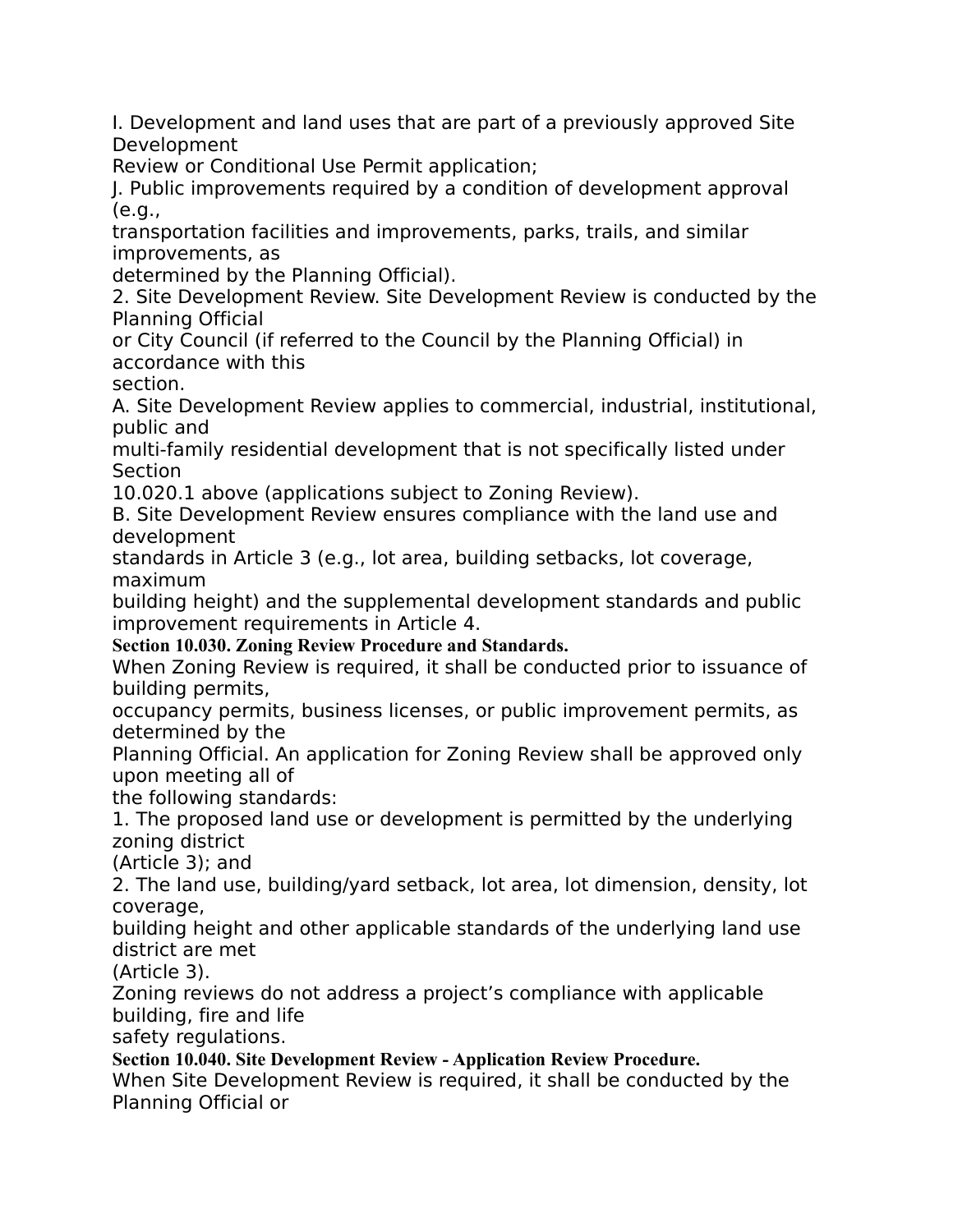I. Development and land uses that are part of a previously approved Site Development Review or Conditional Use Permit application;

J. Public improvements required by a condition of development approval (e.g., transportation facilities and improvements, parks, trails, and similar improvements, as determined by the Planning Official).

2. Site Development Review. Site Development Review is conducted by the Planning Official or City Council (if referred to the Council by the Planning Official) in accordance with this section.

A. Site Development Review applies to commercial, industrial, institutional, public and multi-family residential development that is not specifically listed under Section 10.020.1 above (applications subject to Zoning Review).

B. Site Development Review ensures compliance with the land use and development standards in Article 3 (e.g., lot area, building setbacks, lot coverage, maximum building height) and the supplemental development standards and public improvement requirements in Article 4.

**Section 10.030. Zoning Review Procedure and Standards.**

When Zoning Review is required, it shall be conducted prior to issuance of building permits, occupancy permits, business licenses, or public improvement permits, as determined by the Planning Official. An application for Zoning Review shall be approved only upon meeting all of the following standards:

1. The proposed land use or development is permitted by the underlying zoning district (Article 3); and

2. The land use, building/yard setback, lot area, lot dimension, density, lot coverage, building height and other applicable standards of the underlying land use district are met (Article 3).

Zoning reviews do not address a project's compliance with applicable building, fire and life safety regulations.

**Section 10.040. Site Development Review - Application Review Procedure.**

When Site Development Review is required, it shall be conducted by the Planning Official or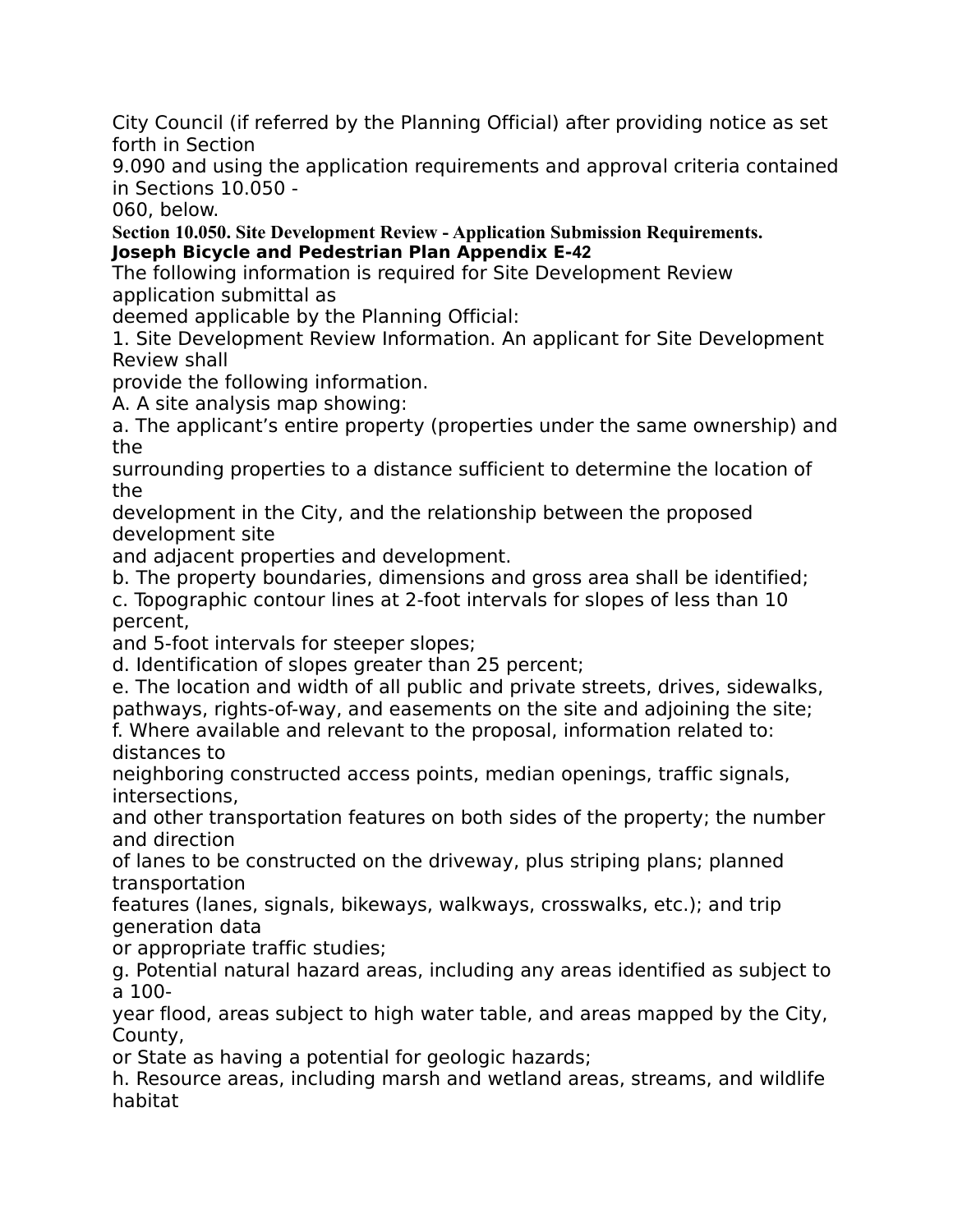City Council (if referred by the Planning Official) after providing notice as set forth in Section 9.090 and using the application requirements and approval criteria contained in Sections 10.050 - 060, below.

**Section 10.050. Site Development Review - Application Submission Requirements.**

The following information is required for Site Development Review application submittal as deemed applicable by the Planning Official:

1. Site Development Review Information. An applicant for Site Development Review shall provide the following information.

A. A site analysis map showing:

a. The applicant's entire property (properties under the same ownership) and the surrounding properties to a distance sufficient to determine the location of the development in the City, and the relationship between the proposed development site and adjacent properties and development.

b. The property boundaries, dimensions and gross area shall be identified;

c. Topographic contour lines at 2-foot intervals for slopes of less than 10 percent, and 5-foot intervals for steeper slopes;

d. Identification of slopes greater than 25 percent;

e. The location and width of all public and private streets, drives, sidewalks, pathways, rights-of-way, and easements on the site and adjoining the site;

f. Where available and relevant to the proposal, information related to: distances to neighboring constructed access points, median openings, traffic signals, intersections, and other transportation features on both sides of the property; the number and direction of lanes to be constructed on the driveway, plus striping plans; planned transportation features (lanes, signals, bikeways, walkways, crosswalks, etc.); and trip generation data or appropriate traffic studies;

g. Potential natural hazard areas, including any areas identified as subject to a 100-year flood, areas subject to high water table, and areas mapped by the City, County, or State as having a potential for geologic hazards;

h. Resource areas, including marsh and wetland areas, streams, and wildlife habitat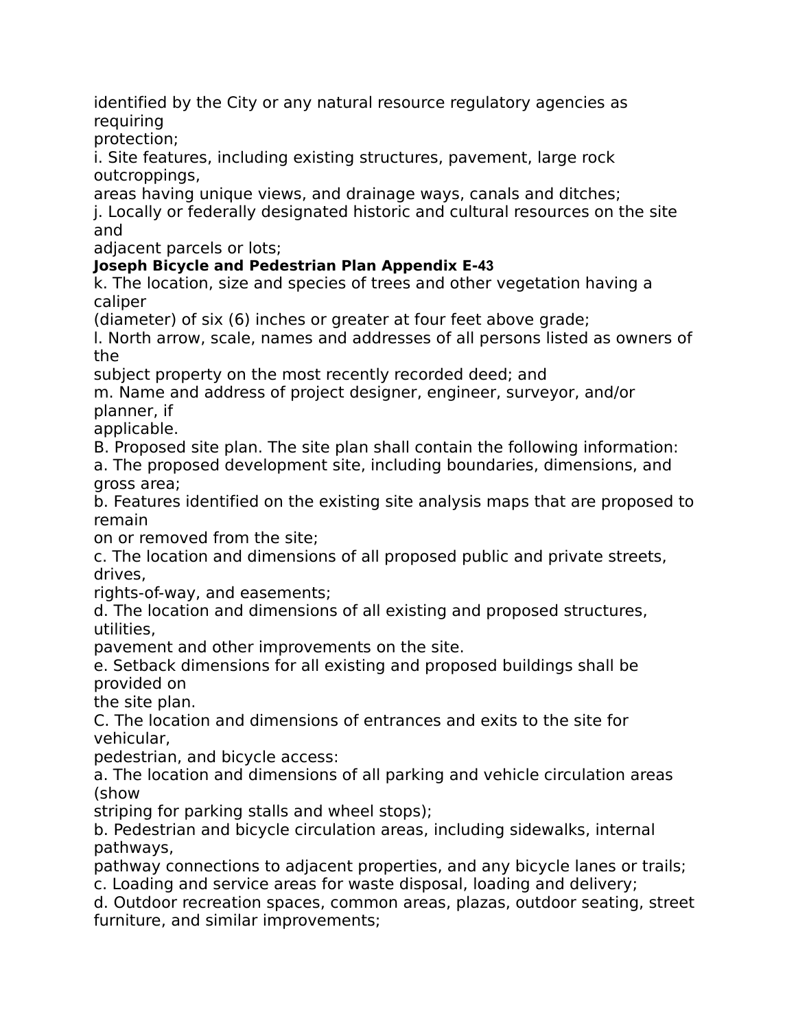identified by the City or any natural resource regulatory agencies as requiring protection;

i. Site features, including existing structures, pavement, large rock outcroppings, areas having unique views, and drainage ways, canals and ditches;

j. Locally or federally designated historic and cultural resources on the site and adjacent parcels or lots;

k. The location, size and species of trees and other vegetation having a caliper (diameter) of six (6) inches or greater at four feet above grade;

l. North arrow, scale, names and addresses of all persons listed as owners of the subject property on the most recently recorded deed; and

m. Name and address of project designer, engineer, surveyor, and/or planner, if applicable.

B. Proposed site plan. The site plan shall contain the following information:

a. The proposed development site, including boundaries, dimensions, and gross area;

b. Features identified on the existing site analysis maps that are proposed to remain on or removed from the site;

c. The location and dimensions of all proposed public and private streets, drives, rights-of-way, and easements;

d. The location and dimensions of all existing and proposed structures, utilities, pavement and other improvements on the site.

e. Setback dimensions for all existing and proposed buildings shall be provided on the site plan.

C. The location and dimensions of entrances and exits to the site for vehicular, pedestrian, and bicycle access:

a. The location and dimensions of all parking and vehicle circulation areas (show striping for parking stalls and wheel stops);

b. Pedestrian and bicycle circulation areas, including sidewalks, internal pathways, pathway connections to adjacent properties, and any bicycle lanes or trails;

c. Loading and service areas for waste disposal, loading and delivery;

d. Outdoor recreation spaces, common areas, plazas, outdoor seating, street furniture, and similar improvements;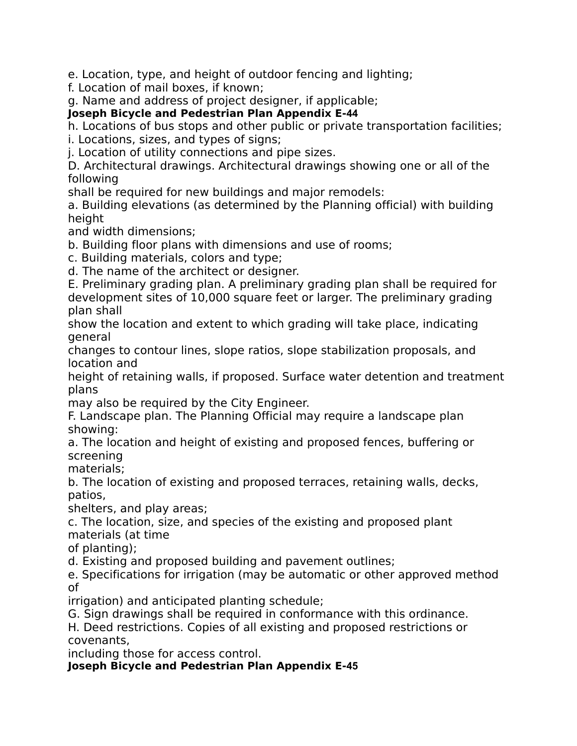e. Location, type, and height of outdoor fencing and lighting;
f. Location of mail boxes, if known;
g. Name and address of project designer, if applicable;
h. Locations of bus stops and other public or private transportation facilities;
i. Locations, sizes, and types of signs;
j. Location of utility connections and pipe sizes.

D. Architectural drawings. Architectural drawings showing one or all of the following shall be required for new buildings and major remodels:
a. Building elevations (as determined by the Planning official) with building height and width dimensions;
b. Building floor plans with dimensions and use of rooms;
c. Building materials, colors and type;
d. The name of the architect or designer.

E. Preliminary grading plan. A preliminary grading plan shall be required for development sites of 10,000 square feet or larger. The preliminary grading plan shall show the location and extent to which grading will take place, indicating general changes to contour lines, slope ratios, slope stabilization proposals, and location and height of retaining walls, if proposed. Surface water detention and treatment plans may also be required by the City Engineer.

F. Landscape plan. The Planning Official may require a landscape plan showing:
a. The location and height of existing and proposed fences, buffering or screening materials;
b. The location of existing and proposed terraces, retaining walls, decks, patios, shelters, and play areas;
c. The location, size, and species of the existing and proposed plant materials (at time of planting);
d. Existing and proposed building and pavement outlines;
e. Specifications for irrigation (may be automatic or other approved method of irrigation) and anticipated planting schedule;

G. Sign drawings shall be required in conformance with this ordinance.

H. Deed restrictions. Copies of all existing and proposed restrictions or covenants, including those for access control.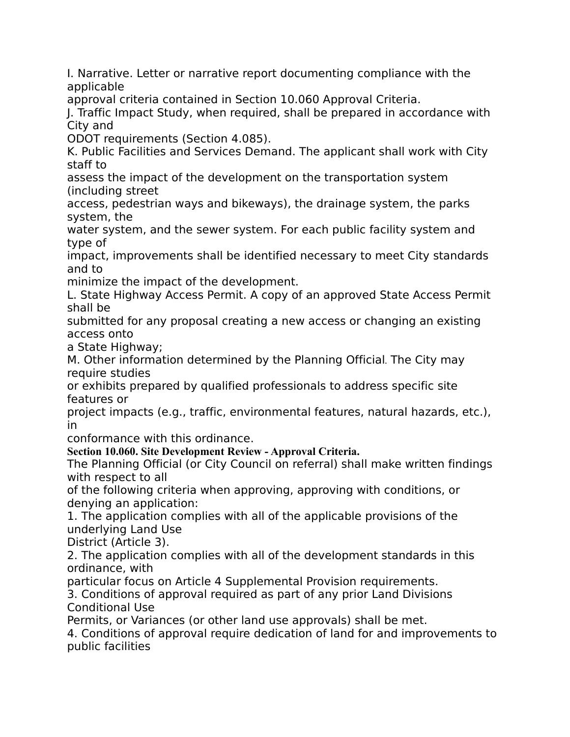I. Narrative. Letter or narrative report documenting compliance with the applicable approval criteria contained in Section 10.060 Approval Criteria.

J. Traffic Impact Study, when required, shall be prepared in accordance with City and ODOT requirements (Section 4.085).

K. Public Facilities and Services Demand. The applicant shall work with City staff to assess the impact of the development on the transportation system (including street access, pedestrian ways and bikeways), the drainage system, the parks system, the water system, and the sewer system. For each public facility system and type of impact, improvements shall be identified necessary to meet City standards and to minimize the impact of the development.

L. State Highway Access Permit. A copy of an approved State Access Permit shall be submitted for any proposal creating a new access or changing an existing access onto a State Highway;

M. Other information determined by the Planning Official. The City may require studies or exhibits prepared by qualified professionals to address specific site features or project impacts (e.g., traffic, environmental features, natural hazards, etc.), in conformance with this ordinance.

**Section 10.060. Site Development Review - Approval Criteria.**

The Planning Official (or City Council on referral) shall make written findings with respect to all of the following criteria when approving, approving with conditions, or denying an application:

1. The application complies with all of the applicable provisions of the underlying Land Use District (Article 3).
2. The application complies with all of the development standards in this ordinance, with particular focus on Article 4 Supplemental Provision requirements.
3. Conditions of approval required as part of any prior Land Divisions Conditional Use Permits, or Variances (or other land use approvals) shall be met.
4. Conditions of approval require dedication of land for and improvements to public facilities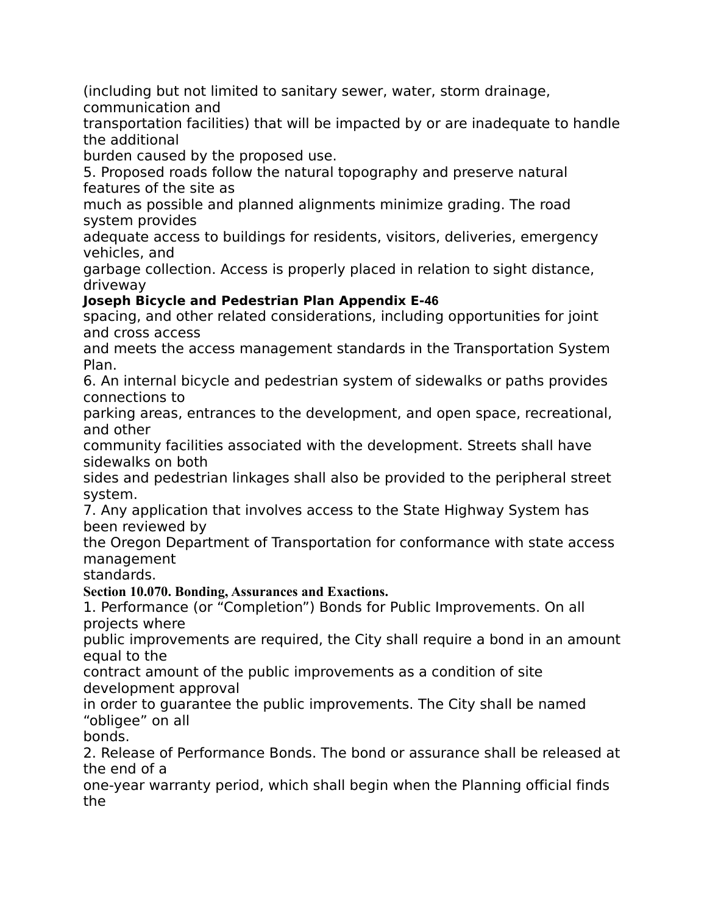(including but not limited to sanitary sewer, water, storm drainage, communication and transportation facilities) that will be impacted by or are inadequate to handle the additional burden caused by the proposed use.

5. Proposed roads follow the natural topography and preserve natural features of the site as much as possible and planned alignments minimize grading. The road system provides adequate access to buildings for residents, visitors, deliveries, emergency vehicles, and garbage collection. Access is properly placed in relation to sight distance, driveway spacing, and other related considerations, including opportunities for joint and cross access and meets the access management standards in the Transportation System Plan.

6. An internal bicycle and pedestrian system of sidewalks or paths provides connections to parking areas, entrances to the development, and open space, recreational, and other community facilities associated with the development. Streets shall have sidewalks on both sides and pedestrian linkages shall also be provided to the peripheral street system.

7. Any application that involves access to the State Highway System has been reviewed by the Oregon Department of Transportation for conformance with state access management standards.

**Section 10.070. Bonding, Assurances and Exactions.**

1. Performance (or "Completion") Bonds for Public Improvements. On all projects where public improvements are required, the City shall require a bond in an amount equal to the contract amount of the public improvements as a condition of site development approval in order to guarantee the public improvements. The City shall be named "obligee" on all bonds.

2. Release of Performance Bonds. The bond or assurance shall be released at the end of a one-year warranty period, which shall begin when the Planning official finds the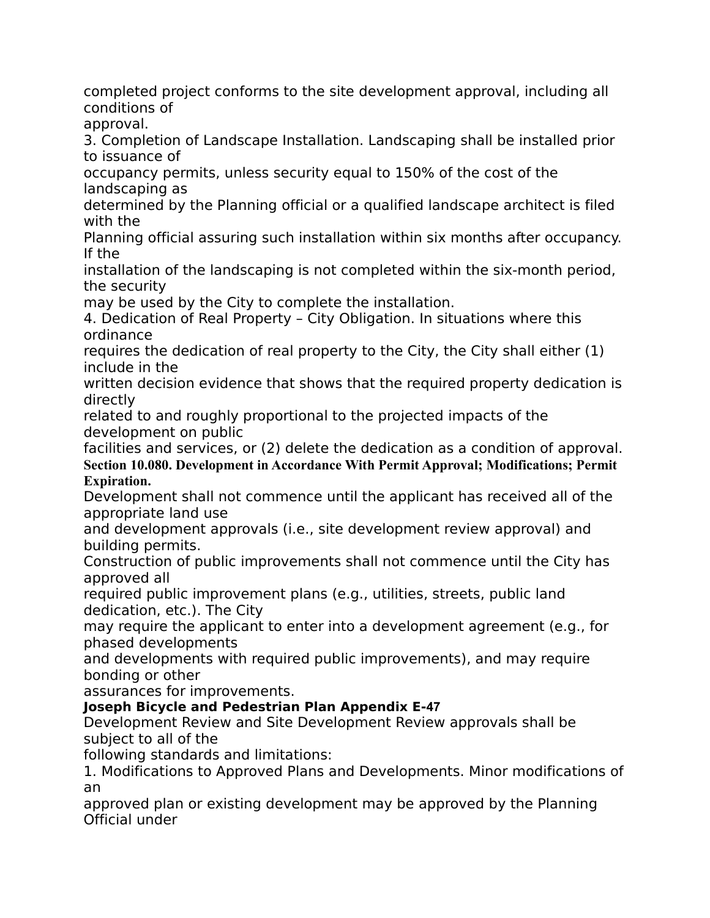completed project conforms to the site development approval, including all conditions of approval.

3. Completion of Landscape Installation. Landscaping shall be installed prior to issuance of occupancy permits, unless security equal to 150% of the cost of the landscaping as determined by the Planning official or a qualified landscape architect is filed with the Planning official assuring such installation within six months after occupancy. If the installation of the landscaping is not completed within the six-month period, the security may be used by the City to complete the installation.

4. Dedication of Real Property – City Obligation. In situations where this ordinance requires the dedication of real property to the City, the City shall either (1) include in the written decision evidence that shows that the required property dedication is directly related to and roughly proportional to the projected impacts of the development on public facilities and services, or (2) delete the dedication as a condition of approval.

**Section 10.080. Development in Accordance With Permit Approval; Modifications; Permit Expiration.**

Development shall not commence until the applicant has received all of the appropriate land use and development approvals (i.e., site development review approval) and building permits. Construction of public improvements shall not commence until the City has approved all required public improvement plans (e.g., utilities, streets, public land dedication, etc.). The City may require the applicant to enter into a development agreement (e.g., for phased developments and developments with required public improvements), and may require bonding or other assurances for improvements.

Development Review and Site Development Review approvals shall be subject to all of the following standards and limitations:

1. Modifications to Approved Plans and Developments. Minor modifications of an approved plan or existing development may be approved by the Planning Official under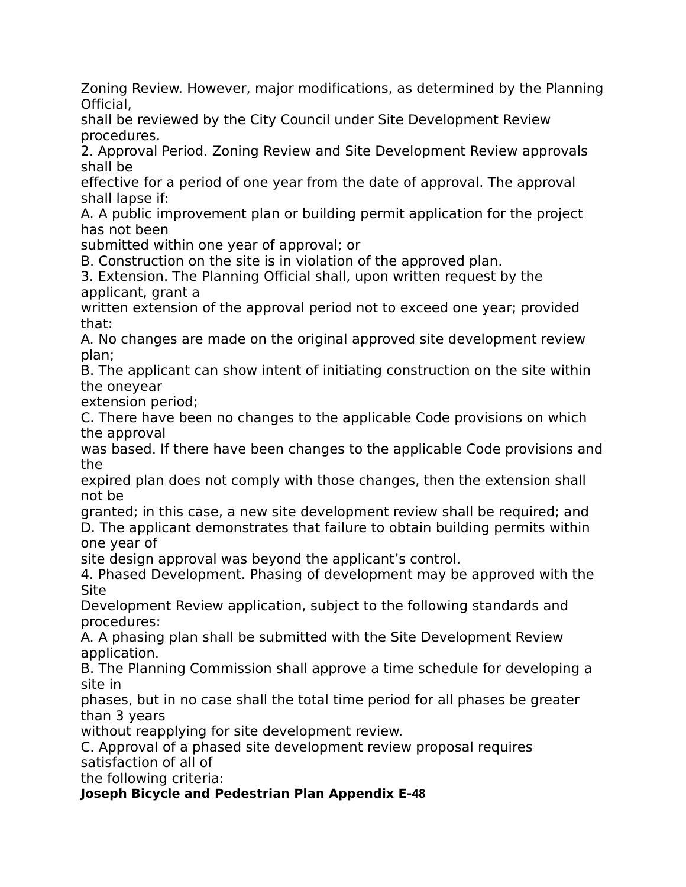Zoning Review. However, major modifications, as determined by the Planning Official, shall be reviewed by the City Council under Site Development Review procedures.

2. Approval Period. Zoning Review and Site Development Review approvals shall be effective for a period of one year from the date of approval. The approval shall lapse if:

A. A public improvement plan or building permit application for the project has not been submitted within one year of approval; or

B. Construction on the site is in violation of the approved plan.

3. Extension. The Planning Official shall, upon written request by the applicant, grant a written extension of the approval period not to exceed one year; provided that:

A. No changes are made on the original approved site development review plan;

B. The applicant can show intent of initiating construction on the site within the oneyear extension period;

C. There have been no changes to the applicable Code provisions on which the approval was based. If there have been changes to the applicable Code provisions and the expired plan does not comply with those changes, then the extension shall not be granted; in this case, a new site development review shall be required; and

D. The applicant demonstrates that failure to obtain building permits within one year of site design approval was beyond the applicant's control.

4. Phased Development. Phasing of development may be approved with the Site Development Review application, subject to the following standards and procedures:

A. A phasing plan shall be submitted with the Site Development Review application.

B. The Planning Commission shall approve a time schedule for developing a site in phases, but in no case shall the total time period for all phases be greater than 3 years without reapplying for site development review.

C. Approval of a phased site development review proposal requires satisfaction of all of the following criteria: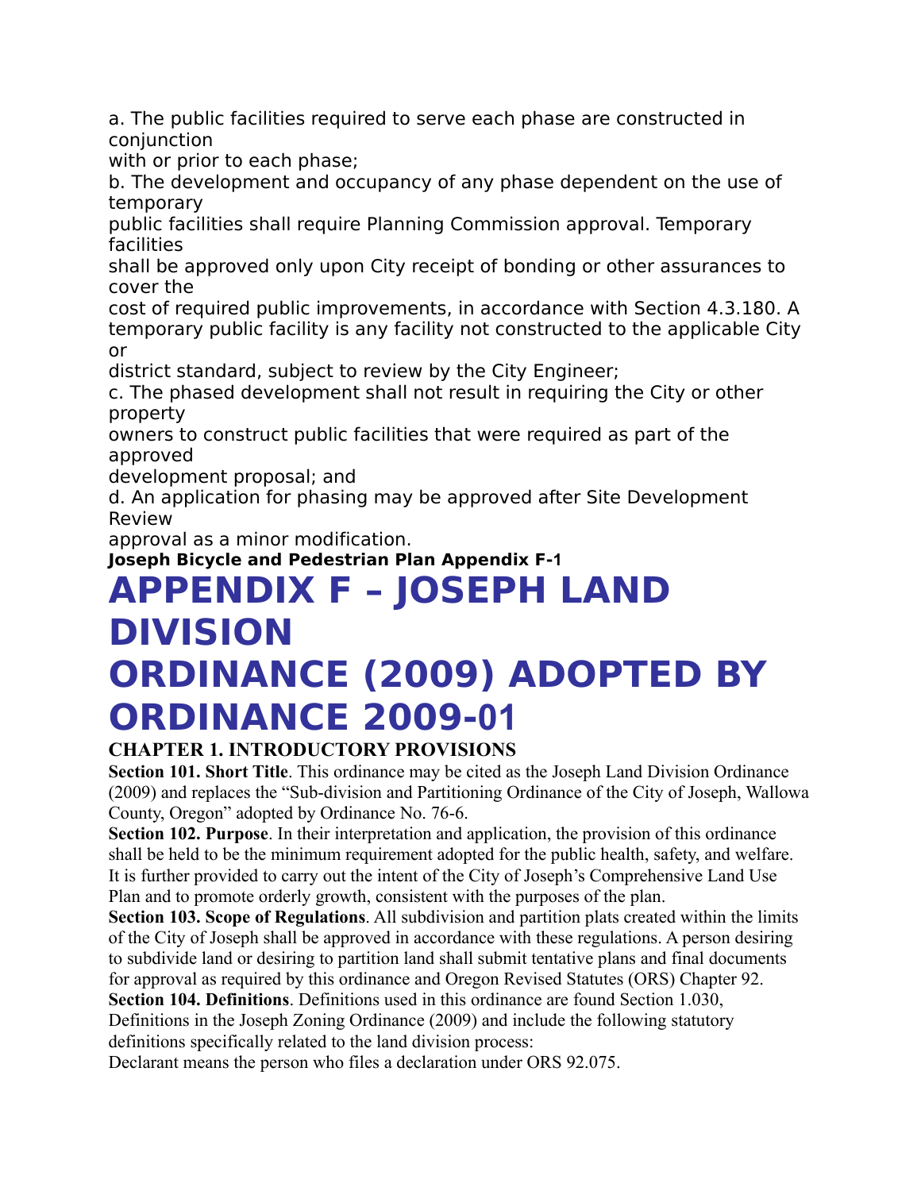a. The public facilities required to serve each phase are constructed in conjunction with or prior to each phase;

b. The development and occupancy of any phase dependent on the use of temporary public facilities shall require Planning Commission approval. Temporary facilities shall be approved only upon City receipt of bonding or other assurances to cover the cost of required public improvements, in accordance with Section 4.3.180. A temporary public facility is any facility not constructed to the applicable City or district standard, subject to review by the City Engineer;

c. The phased development shall not result in requiring the City or other property owners to construct public facilities that were required as part of the approved development proposal; and

d. An application for phasing may be approved after Site Development Review approval as a minor modification.

# APPENDIX F – JOSEPH LAND DIVISION ORDINANCE (2009) ADOPTED BY ORDINANCE 2009-01

## CHAPTER 1. INTRODUCTORY PROVISIONS

**Section 101. Short Title**. This ordinance may be cited as the Joseph Land Division Ordinance (2009) and replaces the "Sub-division and Partitioning Ordinance of the City of Joseph, Wallowa County, Oregon" adopted by Ordinance No. 76-6.

**Section 102. Purpose**. In their interpretation and application, the provision of this ordinance shall be held to be the minimum requirement adopted for the public health, safety, and welfare. It is further provided to carry out the intent of the City of Joseph's Comprehensive Land Use Plan and to promote orderly growth, consistent with the purposes of the plan.

**Section 103. Scope of Regulations**. All subdivision and partition plats created within the limits of the City of Joseph shall be approved in accordance with these regulations. A person desiring to subdivide land or desiring to partition land shall submit tentative plans and final documents for approval as required by this ordinance and Oregon Revised Statutes (ORS) Chapter 92.

**Section 104. Definitions**. Definitions used in this ordinance are found Section 1.030, Definitions in the Joseph Zoning Ordinance (2009) and include the following statutory definitions specifically related to the land division process:

Declarant means the person who files a declaration under ORS 92.075.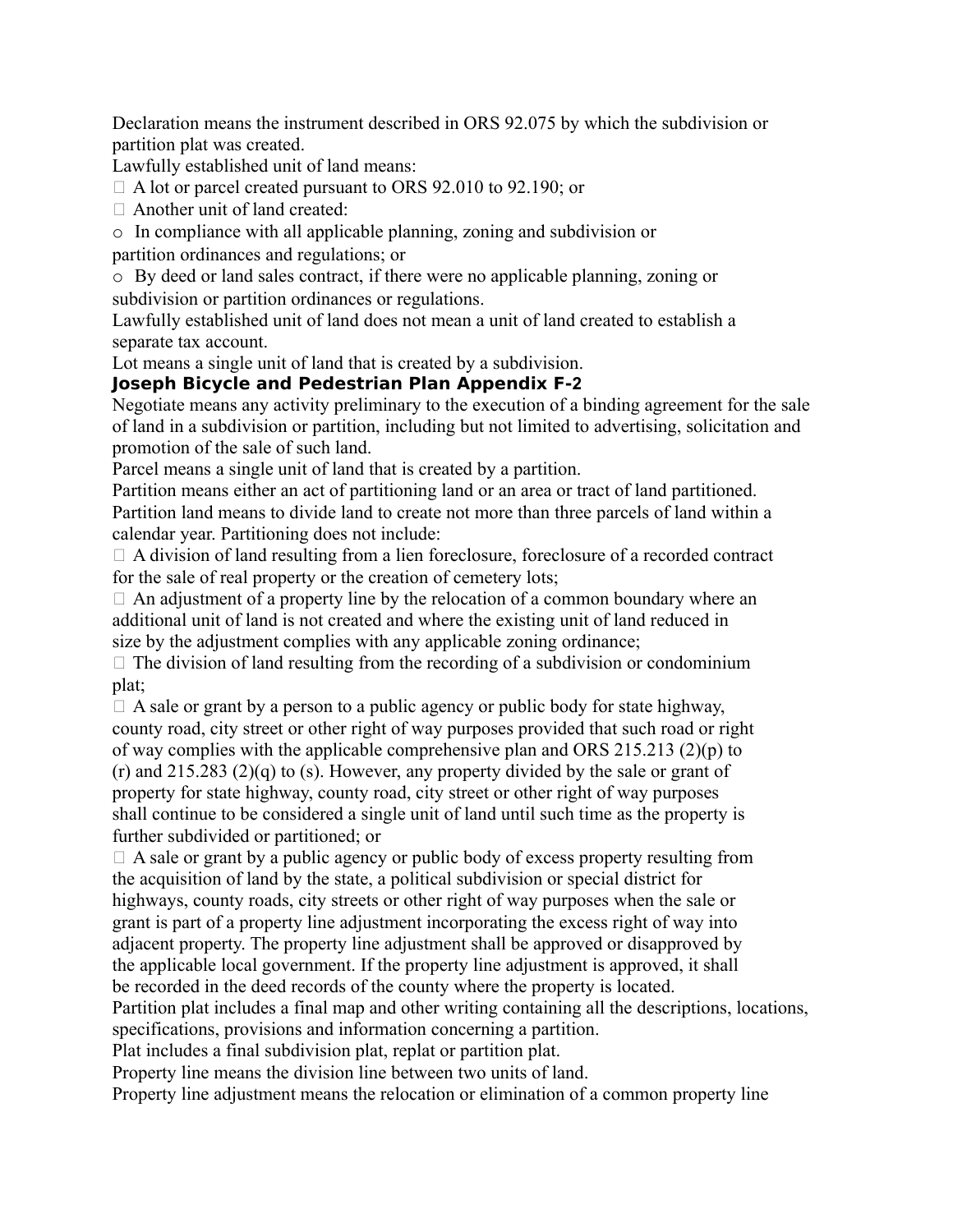Declaration means the instrument described in ORS 92.075 by which the subdivision or partition plat was created.

Lawfully established unit of land means:

- A lot or parcel created pursuant to ORS 92.010 to 92.190; or
- Another unit of land created:
  - In compliance with all applicable planning, zoning and subdivision or partition ordinances and regulations; or
  - By deed or land sales contract, if there were no applicable planning, zoning or subdivision or partition ordinances or regulations.

Lawfully established unit of land does not mean a unit of land created to establish a separate tax account.

Lot means a single unit of land that is created by a subdivision.

**Joseph Bicycle and Pedestrian Plan Appendix F-2**

Negotiate means any activity preliminary to the execution of a binding agreement for the sale of land in a subdivision or partition, including but not limited to advertising, solicitation and promotion of the sale of such land.

Parcel means a single unit of land that is created by a partition.

Partition means either an act of partitioning land or an area or tract of land partitioned.

Partition land means to divide land to create not more than three parcels of land within a calendar year. Partitioning does not include:

- A division of land resulting from a lien foreclosure, foreclosure of a recorded contract for the sale of real property or the creation of cemetery lots;
- An adjustment of a property line by the relocation of a common boundary where an additional unit of land is not created and where the existing unit of land reduced in size by the adjustment complies with any applicable zoning ordinance;
- The division of land resulting from the recording of a subdivision or condominium plat;
- A sale or grant by a person to a public agency or public body for state highway, county road, city street or other right of way purposes provided that such road or right of way complies with the applicable comprehensive plan and ORS 215.213 (2)(p) to (r) and 215.283 (2)(q) to (s). However, any property divided by the sale or grant of property for state highway, county road, city street or other right of way purposes shall continue to be considered a single unit of land until such time as the property is further subdivided or partitioned; or
- A sale or grant by a public agency or public body of excess property resulting from the acquisition of land by the state, a political subdivision or special district for highways, county roads, city streets or other right of way purposes when the sale or grant is part of a property line adjustment incorporating the excess right of way into adjacent property. The property line adjustment shall be approved or disapproved by the applicable local government. If the property line adjustment is approved, it shall be recorded in the deed records of the county where the property is located.

Partition plat includes a final map and other writing containing all the descriptions, locations, specifications, provisions and information concerning a partition.

Plat includes a final subdivision plat, replat or partition plat.

Property line means the division line between two units of land.

Property line adjustment means the relocation or elimination of a common property line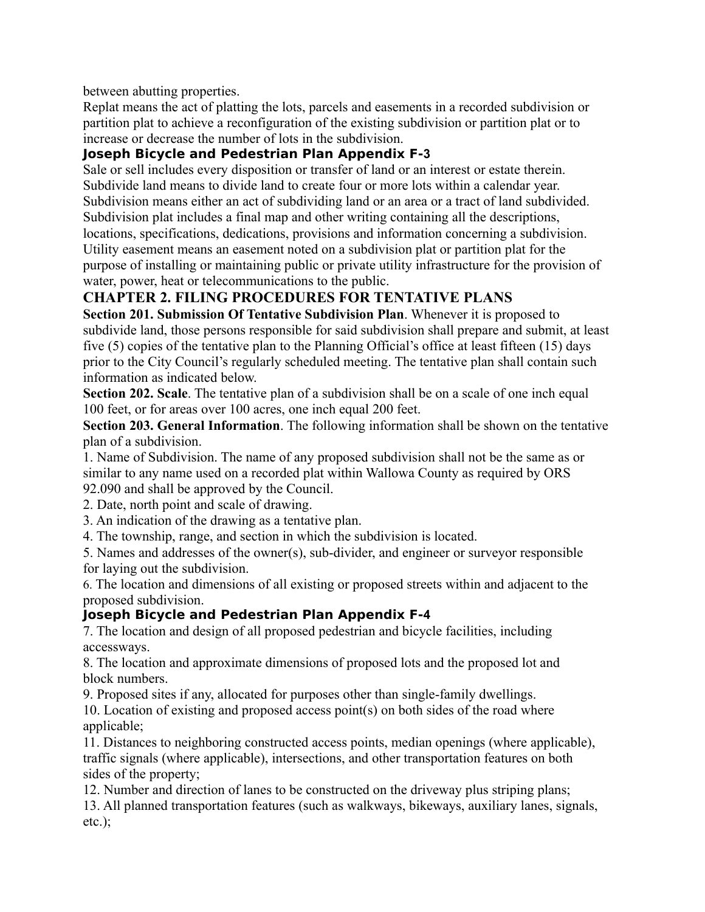between abutting properties.

Replat means the act of platting the lots, parcels and easements in a recorded subdivision or partition plat to achieve a reconfiguration of the existing subdivision or partition plat or to increase or decrease the number of lots in the subdivision.

Sale or sell includes every disposition or transfer of land or an interest or estate therein.

Subdivide land means to divide land to create four or more lots within a calendar year.

Subdivision means either an act of subdividing land or an area or a tract of land subdivided.

Subdivision plat includes a final map and other writing containing all the descriptions, locations, specifications, dedications, provisions and information concerning a subdivision.

Utility easement means an easement noted on a subdivision plat or partition plat for the purpose of installing or maintaining public or private utility infrastructure for the provision of water, power, heat or telecommunications to the public.

## CHAPTER 2. FILING PROCEDURES FOR TENTATIVE PLANS

**Section 201. Submission Of Tentative Subdivision Plan**. Whenever it is proposed to subdivide land, those persons responsible for said subdivision shall prepare and submit, at least five (5) copies of the tentative plan to the Planning Official's office at least fifteen (15) days prior to the City Council's regularly scheduled meeting. The tentative plan shall contain such information as indicated below.

**Section 202. Scale**. The tentative plan of a subdivision shall be on a scale of one inch equal 100 feet, or for areas over 100 acres, one inch equal 200 feet.

**Section 203. General Information**. The following information shall be shown on the tentative plan of a subdivision.

1. Name of Subdivision. The name of any proposed subdivision shall not be the same as or similar to any name used on a recorded plat within Wallowa County as required by ORS 92.090 and shall be approved by the Council.
2. Date, north point and scale of drawing.
3. An indication of the drawing as a tentative plan.
4. The township, range, and section in which the subdivision is located.
5. Names and addresses of the owner(s), sub-divider, and engineer or surveyor responsible for laying out the subdivision.
6. The location and dimensions of all existing or proposed streets within and adjacent to the proposed subdivision.
7. The location and design of all proposed pedestrian and bicycle facilities, including accessways.
8. The location and approximate dimensions of proposed lots and the proposed lot and block numbers.
9. Proposed sites if any, allocated for purposes other than single-family dwellings.
10. Location of existing and proposed access point(s) on both sides of the road where applicable;
11. Distances to neighboring constructed access points, median openings (where applicable), traffic signals (where applicable), intersections, and other transportation features on both sides of the property;
12. Number and direction of lanes to be constructed on the driveway plus striping plans;
13. All planned transportation features (such as walkways, bikeways, auxiliary lanes, signals, etc.);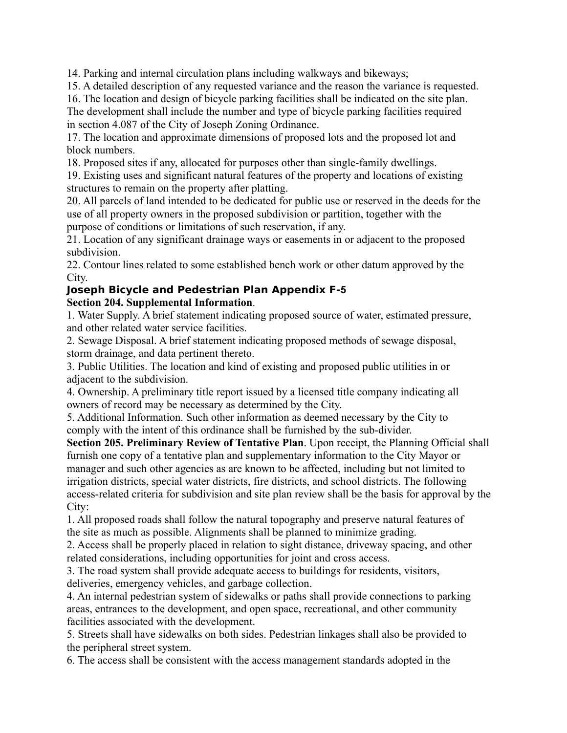14. Parking and internal circulation plans including walkways and bikeways;

15. A detailed description of any requested variance and the reason the variance is requested.

16. The location and design of bicycle parking facilities shall be indicated on the site plan. The development shall include the number and type of bicycle parking facilities required in section 4.087 of the City of Joseph Zoning Ordinance.

17. The location and approximate dimensions of proposed lots and the proposed lot and block numbers.

18. Proposed sites if any, allocated for purposes other than single-family dwellings.

19. Existing uses and significant natural features of the property and locations of existing structures to remain on the property after platting.

20. All parcels of land intended to be dedicated for public use or reserved in the deeds for the use of all property owners in the proposed subdivision or partition, together with the purpose of conditions or limitations of such reservation, if any.

21. Location of any significant drainage ways or easements in or adjacent to the proposed subdivision.

22. Contour lines related to some established bench work or other datum approved by the City.

**Section 204. Supplemental Information**.

1. Water Supply. A brief statement indicating proposed source of water, estimated pressure, and other related water service facilities.

2. Sewage Disposal. A brief statement indicating proposed methods of sewage disposal, storm drainage, and data pertinent thereto.

3. Public Utilities. The location and kind of existing and proposed public utilities in or adjacent to the subdivision.

4. Ownership. A preliminary title report issued by a licensed title company indicating all owners of record may be necessary as determined by the City.

5. Additional Information. Such other information as deemed necessary by the City to comply with the intent of this ordinance shall be furnished by the sub-divider.

**Section 205. Preliminary Review of Tentative Plan**. Upon receipt, the Planning Official shall furnish one copy of a tentative plan and supplementary information to the City Mayor or manager and such other agencies as are known to be affected, including but not limited to irrigation districts, special water districts, fire districts, and school districts. The following access-related criteria for subdivision and site plan review shall be the basis for approval by the City:

1. All proposed roads shall follow the natural topography and preserve natural features of the site as much as possible. Alignments shall be planned to minimize grading.

2. Access shall be properly placed in relation to sight distance, driveway spacing, and other related considerations, including opportunities for joint and cross access.

3. The road system shall provide adequate access to buildings for residents, visitors, deliveries, emergency vehicles, and garbage collection.

4. An internal pedestrian system of sidewalks or paths shall provide connections to parking areas, entrances to the development, and open space, recreational, and other community facilities associated with the development.

5. Streets shall have sidewalks on both sides. Pedestrian linkages shall also be provided to the peripheral street system.

6. The access shall be consistent with the access management standards adopted in the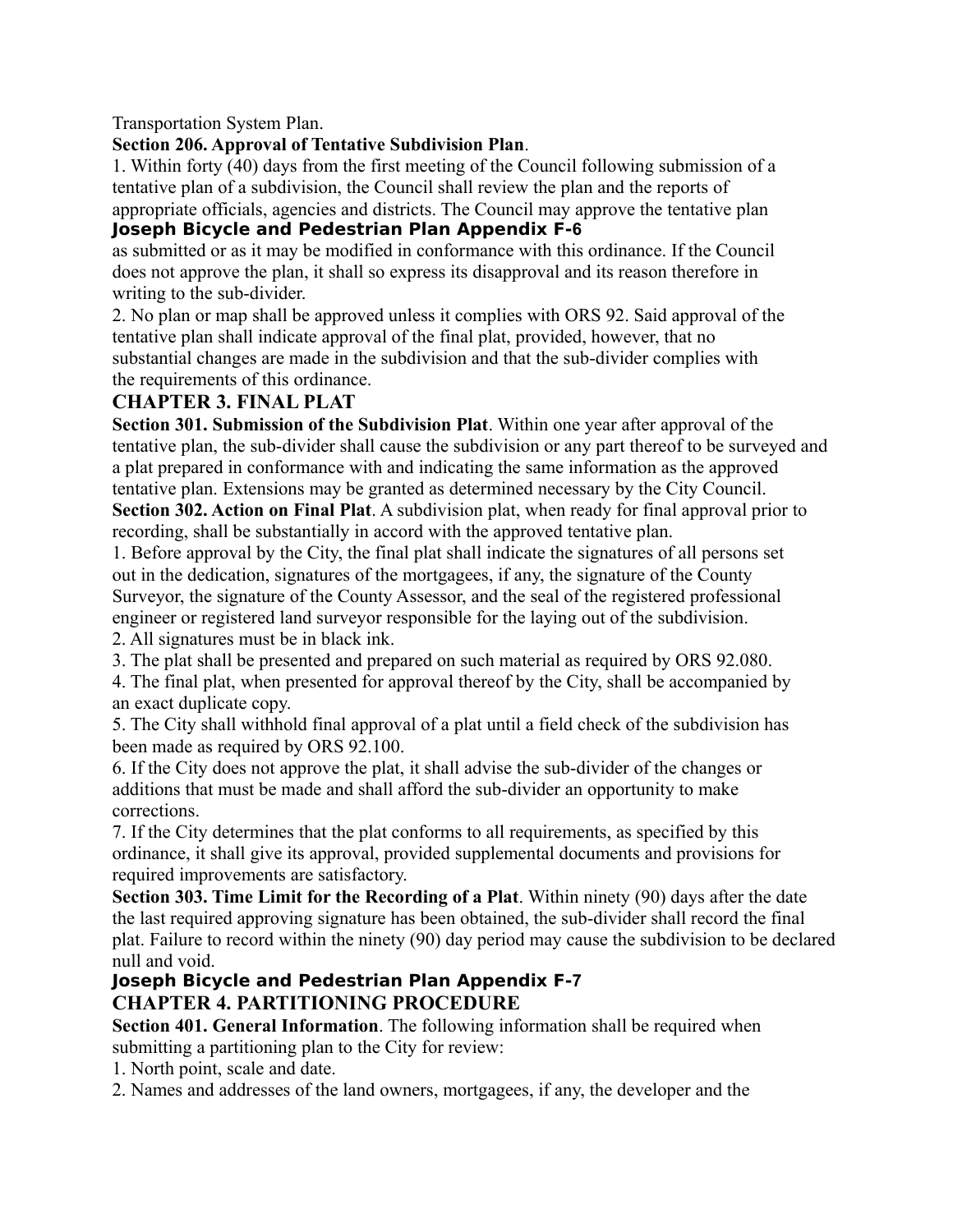Transportation System Plan.

**Section 206. Approval of Tentative Subdivision Plan**.

1. Within forty (40) days from the first meeting of the Council following submission of a tentative plan of a subdivision, the Council shall review the plan and the reports of appropriate officials, agencies and districts. The Council may approve the tentative plan as submitted or as it may be modified in conformance with this ordinance. If the Council does not approve the plan, it shall so express its disapproval and its reason therefore in writing to the sub-divider.
2. No plan or map shall be approved unless it complies with ORS 92. Said approval of the tentative plan shall indicate approval of the final plat, provided, however, that no substantial changes are made in the subdivision and that the sub-divider complies with the requirements of this ordinance.

## CHAPTER 3. FINAL PLAT

**Section 301. Submission of the Subdivision Plat**. Within one year after approval of the tentative plan, the sub-divider shall cause the subdivision or any part thereof to be surveyed and a plat prepared in conformance with and indicating the same information as the approved tentative plan. Extensions may be granted as determined necessary by the City Council.

**Section 302. Action on Final Plat**. A subdivision plat, when ready for final approval prior to recording, shall be substantially in accord with the approved tentative plan.

1. Before approval by the City, the final plat shall indicate the signatures of all persons set out in the dedication, signatures of the mortgagees, if any, the signature of the County Surveyor, the signature of the County Assessor, and the seal of the registered professional engineer or registered land surveyor responsible for the laying out of the subdivision.
2. All signatures must be in black ink.
3. The plat shall be presented and prepared on such material as required by ORS 92.080.
4. The final plat, when presented for approval thereof by the City, shall be accompanied by an exact duplicate copy.
5. The City shall withhold final approval of a plat until a field check of the subdivision has been made as required by ORS 92.100.
6. If the City does not approve the plat, it shall advise the sub-divider of the changes or additions that must be made and shall afford the sub-divider an opportunity to make corrections.
7. If the City determines that the plat conforms to all requirements, as specified by this ordinance, it shall give its approval, provided supplemental documents and provisions for required improvements are satisfactory.

**Section 303. Time Limit for the Recording of a Plat**. Within ninety (90) days after the date the last required approving signature has been obtained, the sub-divider shall record the final plat. Failure to record within the ninety (90) day period may cause the subdivision to be declared null and void.

## CHAPTER 4. PARTITIONING PROCEDURE

**Section 401. General Information**. The following information shall be required when submitting a partitioning plan to the City for review:

1. North point, scale and date.
2. Names and addresses of the land owners, mortgagees, if any, the developer and the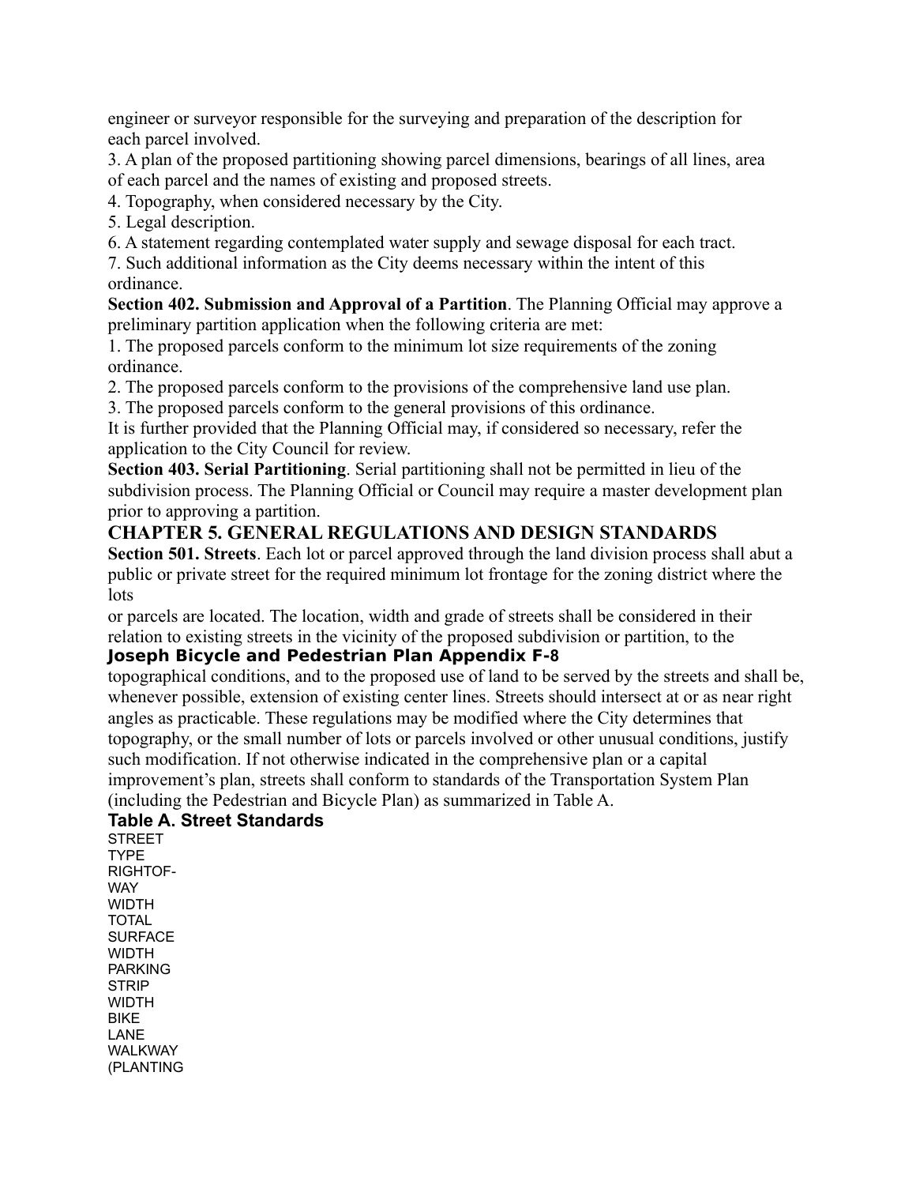engineer or surveyor responsible for the surveying and preparation of the description for each parcel involved.

3. A plan of the proposed partitioning showing parcel dimensions, bearings of all lines, area of each parcel and the names of existing and proposed streets.
4. Topography, when considered necessary by the City.
5. Legal description.
6. A statement regarding contemplated water supply and sewage disposal for each tract.
7. Such additional information as the City deems necessary within the intent of this ordinance.

**Section 402. Submission and Approval of a Partition**. The Planning Official may approve a preliminary partition application when the following criteria are met:

1. The proposed parcels conform to the minimum lot size requirements of the zoning ordinance.
2. The proposed parcels conform to the provisions of the comprehensive land use plan.
3. The proposed parcels conform to the general provisions of this ordinance.

It is further provided that the Planning Official may, if considered so necessary, refer the application to the City Council for review.

**Section 403. Serial Partitioning**. Serial partitioning shall not be permitted in lieu of the subdivision process. The Planning Official or Council may require a master development plan prior to approving a partition.

## CHAPTER 5. GENERAL REGULATIONS AND DESIGN STANDARDS

**Section 501. Streets**. Each lot or parcel approved through the land division process shall abut a public or private street for the required minimum lot frontage for the zoning district where the lots or parcels are located. The location, width and grade of streets shall be considered in their relation to existing streets in the vicinity of the proposed subdivision or partition, to the topographical conditions, and to the proposed use of land to be served by the streets and shall be, whenever possible, extension of existing center lines. Streets should intersect at or as near right angles as practicable. These regulations may be modified where the City determines that topography, or the small number of lots or parcels involved or other unusual conditions, justify such modification. If not otherwise indicated in the comprehensive plan or a capital improvement's plan, streets shall conform to standards of the Transportation System Plan (including the Pedestrian and Bicycle Plan) as summarized in Table A.

### Table A. Street Standards

STREET TYPE

RIGHTOF-WAY WIDTH

TOTAL SURFACE WIDTH

PARKING STRIP WIDTH

BIKE LANE

WALKWAY (PLANTING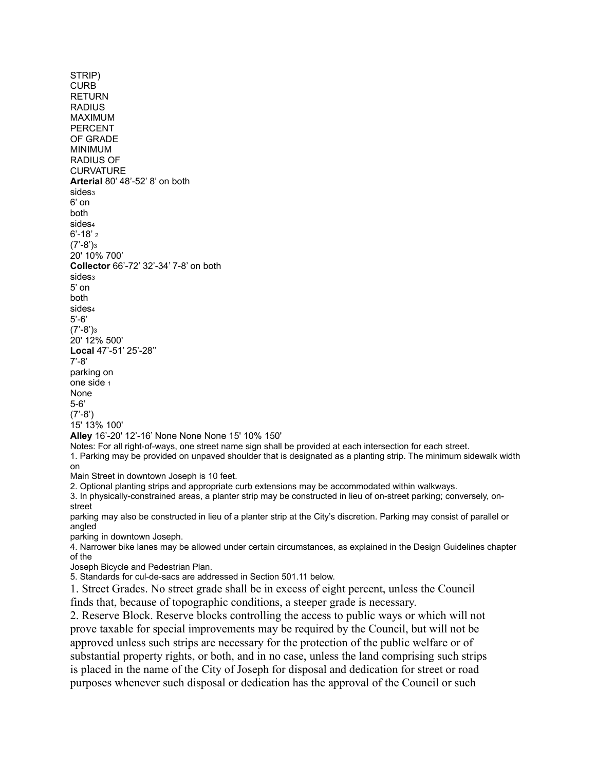| | | | | | STRIP) | CURB RETURN RADIUS | MAXIMUM PERCENT OF GRADE | MINIMUM RADIUS OF CURVATURE |
|---|---|---|---|---|---|---|---|---|
| **Arterial** | 80’ | 48’-52’ | 8’ on both sides[3] | 6’ on both sides[4] | 6’-18’ [2] (7’-8’)[3] | 20' | 10% | 700' |
| **Collector** | 66’-72’ | 32’-34’ | 7-8’ on both sides[3] | 5’ on both sides[4] | 5’-6’ (7’-8’)[3] | 20' | 12% | 500' |
| **Local** | 47’-51’ | 25’-28’’ | 7’-8’ parking on one side [1] | None | 5-6’ (7’-8’) | 15' | 13% | 100' |
| **Alley** | 16’-20' | 12’-16’ | None | None | None | 15' | 10% | 150' |

Notes: For all right-of-ways, one street name sign shall be provided at each intersection for each street.

1. Parking may be provided on unpaved shoulder that is designated as a planting strip. The minimum sidewalk width on Main Street in downtown Joseph is 10 feet.
2. Optional planting strips and appropriate curb extensions may be accommodated within walkways.
3. In physically-constrained areas, a planter strip may be constructed in lieu of on-street parking; conversely, on-street parking may also be constructed in lieu of a planter strip at the City’s discretion. Parking may consist of parallel or angled parking in downtown Joseph.
4. Narrower bike lanes may be allowed under certain circumstances, as explained in the Design Guidelines chapter of the Joseph Bicycle and Pedestrian Plan.
5. Standards for cul-de-sacs are addressed in Section 501.11 below.

1. Street Grades. No street grade shall be in excess of eight percent, unless the Council finds that, because of topographic conditions, a steeper grade is necessary.
2. Reserve Block. Reserve blocks controlling the access to public ways or which will not prove taxable for special improvements may be required by the Council, but will not be approved unless such strips are necessary for the protection of the public welfare or of substantial property rights, or both, and in no case, unless the land comprising such strips is placed in the name of the City of Joseph for disposal and dedication for street or road purposes whenever such disposal or dedication has the approval of the Council or such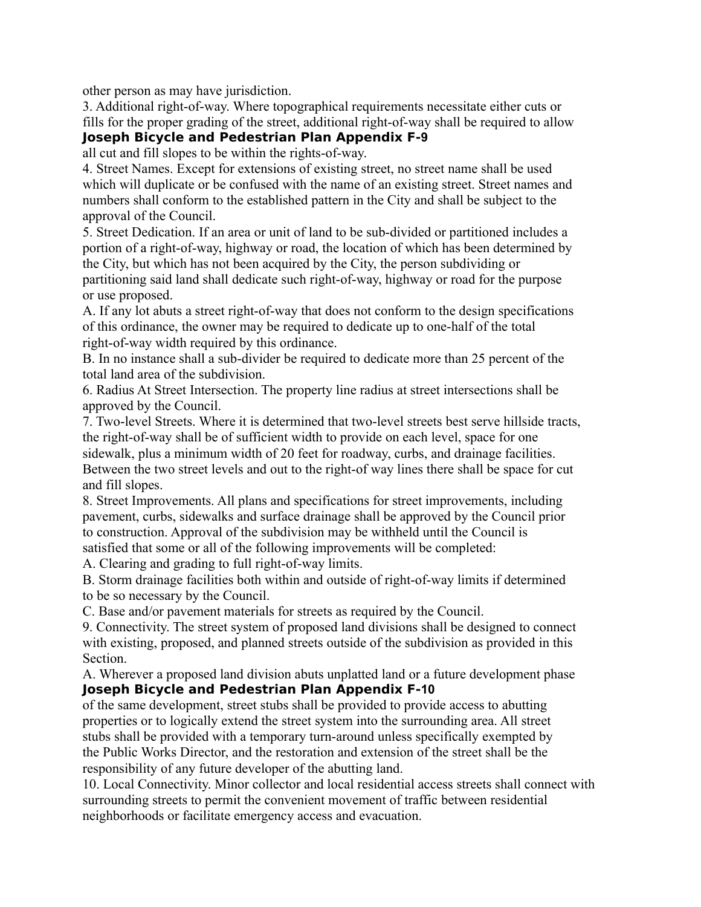other person as may have jurisdiction.

3. Additional right-of-way. Where topographical requirements necessitate either cuts or fills for the proper grading of the street, additional right-of-way shall be required to allow all cut and fill slopes to be within the rights-of-way.

4. Street Names. Except for extensions of existing street, no street name shall be used which will duplicate or be confused with the name of an existing street. Street names and numbers shall conform to the established pattern in the City and shall be subject to the approval of the Council.

5. Street Dedication. If an area or unit of land to be sub-divided or partitioned includes a portion of a right-of-way, highway or road, the location of which has been determined by the City, but which has not been acquired by the City, the person subdividing or partitioning said land shall dedicate such right-of-way, highway or road for the purpose or use proposed.

A. If any lot abuts a street right-of-way that does not conform to the design specifications of this ordinance, the owner may be required to dedicate up to one-half of the total right-of-way width required by this ordinance.

B. In no instance shall a sub-divider be required to dedicate more than 25 percent of the total land area of the subdivision.

6. Radius At Street Intersection. The property line radius at street intersections shall be approved by the Council.

7. Two-level Streets. Where it is determined that two-level streets best serve hillside tracts, the right-of-way shall be of sufficient width to provide on each level, space for one sidewalk, plus a minimum width of 20 feet for roadway, curbs, and drainage facilities. Between the two street levels and out to the right-of way lines there shall be space for cut and fill slopes.

8. Street Improvements. All plans and specifications for street improvements, including pavement, curbs, sidewalks and surface drainage shall be approved by the Council prior to construction. Approval of the subdivision may be withheld until the Council is satisfied that some or all of the following improvements will be completed:

A. Clearing and grading to full right-of-way limits.

B. Storm drainage facilities both within and outside of right-of-way limits if determined to be so necessary by the Council.

C. Base and/or pavement materials for streets as required by the Council.

9. Connectivity. The street system of proposed land divisions shall be designed to connect with existing, proposed, and planned streets outside of the subdivision as provided in this Section.

A. Wherever a proposed land division abuts unplatted land or a future development phase of the same development, street stubs shall be provided to provide access to abutting properties or to logically extend the street system into the surrounding area. All street stubs shall be provided with a temporary turn-around unless specifically exempted by the Public Works Director, and the restoration and extension of the street shall be the responsibility of any future developer of the abutting land.

10. Local Connectivity. Minor collector and local residential access streets shall connect with surrounding streets to permit the convenient movement of traffic between residential neighborhoods or facilitate emergency access and evacuation.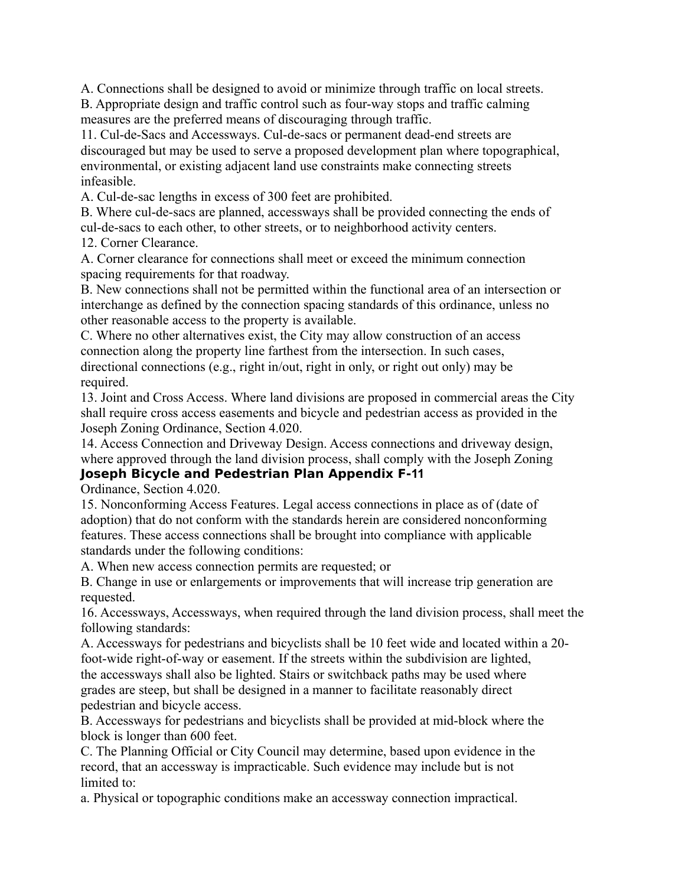A. Connections shall be designed to avoid or minimize through traffic on local streets.
B. Appropriate design and traffic control such as four-way stops and traffic calming measures are the preferred means of discouraging through traffic.
11. Cul-de-Sacs and Accessways. Cul-de-sacs or permanent dead-end streets are discouraged but may be used to serve a proposed development plan where topographical, environmental, or existing adjacent land use constraints make connecting streets infeasible.
A. Cul-de-sac lengths in excess of 300 feet are prohibited.
B. Where cul-de-sacs are planned, accessways shall be provided connecting the ends of cul-de-sacs to each other, to other streets, or to neighborhood activity centers.
12. Corner Clearance.
A. Corner clearance for connections shall meet or exceed the minimum connection spacing requirements for that roadway.
B. New connections shall not be permitted within the functional area of an intersection or interchange as defined by the connection spacing standards of this ordinance, unless no other reasonable access to the property is available.
C. Where no other alternatives exist, the City may allow construction of an access connection along the property line farthest from the intersection. In such cases, directional connections (e.g., right in/out, right in only, or right out only) may be required.
13. Joint and Cross Access. Where land divisions are proposed in commercial areas the City shall require cross access easements and bicycle and pedestrian access as provided in the Joseph Zoning Ordinance, Section 4.020.
14. Access Connection and Driveway Design. Access connections and driveway design, where approved through the land division process, shall comply with the Joseph Zoning Ordinance, Section 4.020.
15. Nonconforming Access Features. Legal access connections in place as of (date of adoption) that do not conform with the standards herein are considered nonconforming features. These access connections shall be brought into compliance with applicable standards under the following conditions:
A. When new access connection permits are requested; or
B. Change in use or enlargements or improvements that will increase trip generation are requested.
16. Accessways, Accessways, when required through the land division process, shall meet the following standards:
A. Accessways for pedestrians and bicyclists shall be 10 feet wide and located within a 20-foot-wide right-of-way or easement. If the streets within the subdivision are lighted, the accessways shall also be lighted. Stairs or switchback paths may be used where grades are steep, but shall be designed in a manner to facilitate reasonably direct pedestrian and bicycle access.
B. Accessways for pedestrians and bicyclists shall be provided at mid-block where the block is longer than 600 feet.
C. The Planning Official or City Council may determine, based upon evidence in the record, that an accessway is impracticable. Such evidence may include but is not limited to:
a. Physical or topographic conditions make an accessway connection impractical.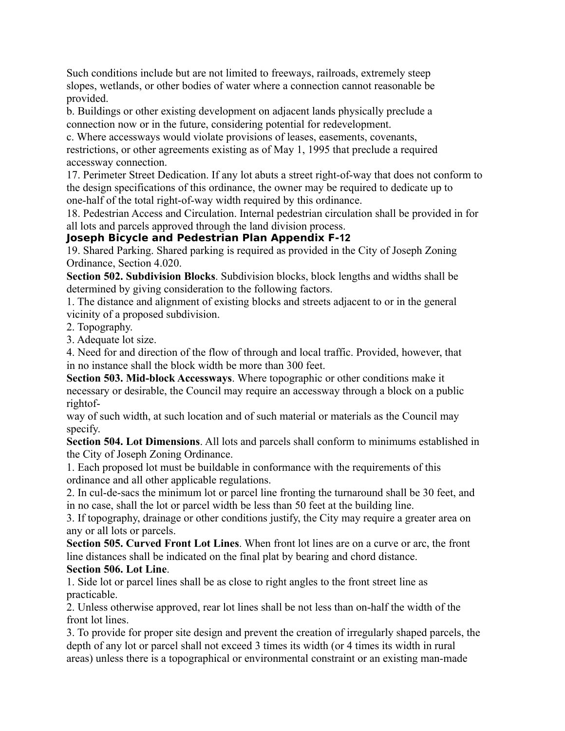Such conditions include but are not limited to freeways, railroads, extremely steep slopes, wetlands, or other bodies of water where a connection cannot reasonable be provided.

b. Buildings or other existing development on adjacent lands physically preclude a connection now or in the future, considering potential for redevelopment.

c. Where accessways would violate provisions of leases, easements, covenants, restrictions, or other agreements existing as of May 1, 1995 that preclude a required accessway connection.

17. Perimeter Street Dedication. If any lot abuts a street right-of-way that does not conform to the design specifications of this ordinance, the owner may be required to dedicate up to one-half of the total right-of-way width required by this ordinance.

18. Pedestrian Access and Circulation. Internal pedestrian circulation shall be provided in for all lots and parcels approved through the land division process.

**Joseph Bicycle and Pedestrian Plan Appendix F-12**

19. Shared Parking. Shared parking is required as provided in the City of Joseph Zoning Ordinance, Section 4.020.

**Section 502. Subdivision Blocks**. Subdivision blocks, block lengths and widths shall be determined by giving consideration to the following factors.

1. The distance and alignment of existing blocks and streets adjacent to or in the general vicinity of a proposed subdivision.
2. Topography.
3. Adequate lot size.
4. Need for and direction of the flow of through and local traffic. Provided, however, that in no instance shall the block width be more than 300 feet.

**Section 503. Mid-block Accessways**. Where topographic or other conditions make it necessary or desirable, the Council may require an accessway through a block on a public rightof-
way of such width, at such location and of such material or materials as the Council may specify.

**Section 504. Lot Dimensions**. All lots and parcels shall conform to minimums established in the City of Joseph Zoning Ordinance.

1. Each proposed lot must be buildable in conformance with the requirements of this ordinance and all other applicable regulations.
2. In cul-de-sacs the minimum lot or parcel line fronting the turnaround shall be 30 feet, and in no case, shall the lot or parcel width be less than 50 feet at the building line.
3. If topography, drainage or other conditions justify, the City may require a greater area on any or all lots or parcels.

**Section 505. Curved Front Lot Lines**. When front lot lines are on a curve or arc, the front line distances shall be indicated on the final plat by bearing and chord distance.

**Section 506. Lot Line**.

1. Side lot or parcel lines shall be as close to right angles to the front street line as practicable.
2. Unless otherwise approved, rear lot lines shall be not less than on-half the width of the front lot lines.
3. To provide for proper site design and prevent the creation of irregularly shaped parcels, the depth of any lot or parcel shall not exceed 3 times its width (or 4 times its width in rural areas) unless there is a topographical or environmental constraint or an existing man-made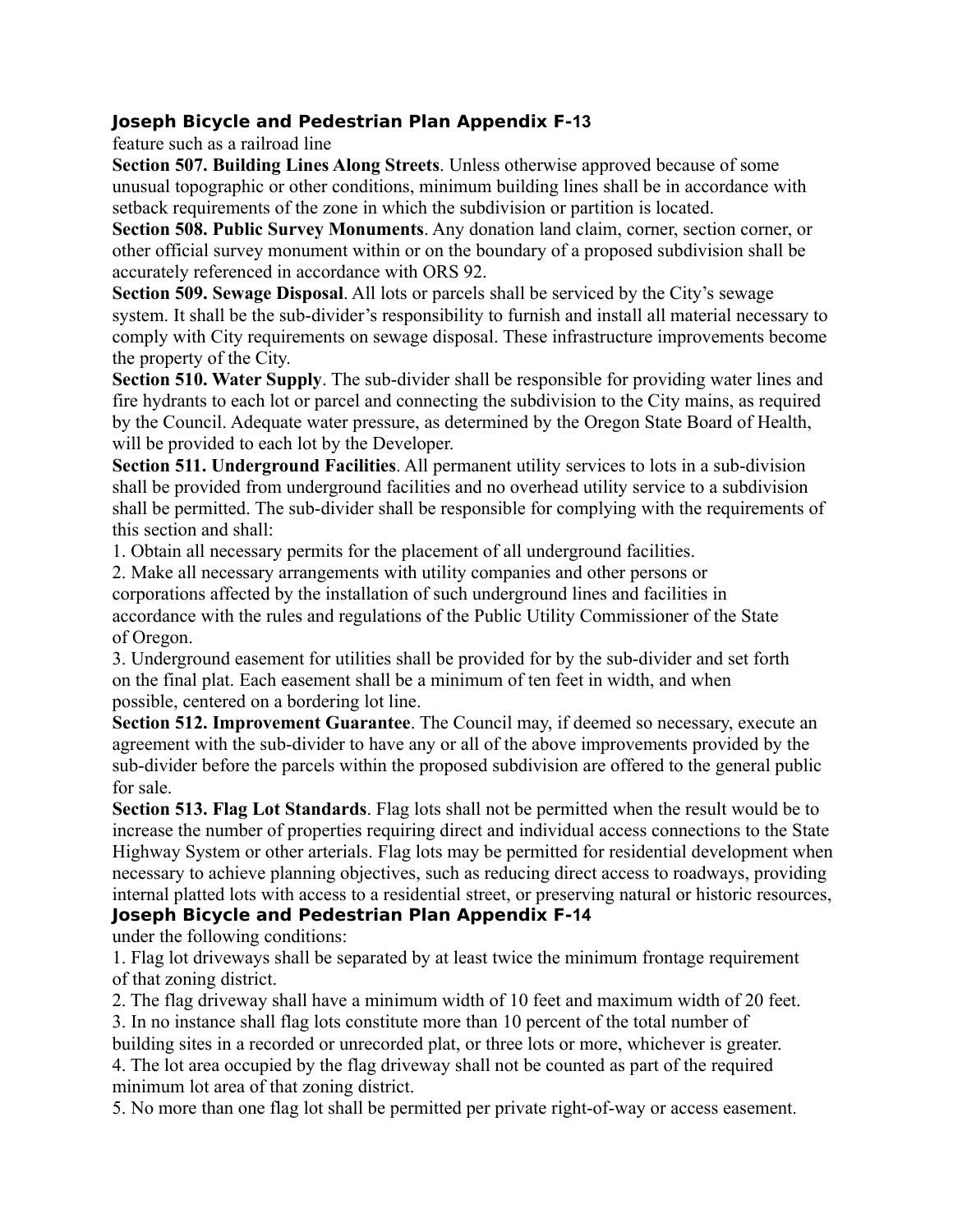feature such as a railroad line

**Section 507. Building Lines Along Streets**. Unless otherwise approved because of some unusual topographic or other conditions, minimum building lines shall be in accordance with setback requirements of the zone in which the subdivision or partition is located.

**Section 508. Public Survey Monuments**. Any donation land claim, corner, section corner, or other official survey monument within or on the boundary of a proposed subdivision shall be accurately referenced in accordance with ORS 92.

**Section 509. Sewage Disposal**. All lots or parcels shall be serviced by the City's sewage system. It shall be the sub-divider's responsibility to furnish and install all material necessary to comply with City requirements on sewage disposal. These infrastructure improvements become the property of the City.

**Section 510. Water Supply**. The sub-divider shall be responsible for providing water lines and fire hydrants to each lot or parcel and connecting the subdivision to the City mains, as required by the Council. Adequate water pressure, as determined by the Oregon State Board of Health, will be provided to each lot by the Developer.

**Section 511. Underground Facilities**. All permanent utility services to lots in a sub-division shall be provided from underground facilities and no overhead utility service to a subdivision shall be permitted. The sub-divider shall be responsible for complying with the requirements of this section and shall:

1. Obtain all necessary permits for the placement of all underground facilities.
2. Make all necessary arrangements with utility companies and other persons or corporations affected by the installation of such underground lines and facilities in accordance with the rules and regulations of the Public Utility Commissioner of the State of Oregon.
3. Underground easement for utilities shall be provided for by the sub-divider and set forth on the final plat. Each easement shall be a minimum of ten feet in width, and when possible, centered on a bordering lot line.

**Section 512. Improvement Guarantee**. The Council may, if deemed so necessary, execute an agreement with the sub-divider to have any or all of the above improvements provided by the sub-divider before the parcels within the proposed subdivision are offered to the general public for sale.

**Section 513. Flag Lot Standards**. Flag lots shall not be permitted when the result would be to increase the number of properties requiring direct and individual access connections to the State Highway System or other arterials. Flag lots may be permitted for residential development when necessary to achieve planning objectives, such as reducing direct access to roadways, providing internal platted lots with access to a residential street, or preserving natural or historic resources, under the following conditions:

1. Flag lot driveways shall be separated by at least twice the minimum frontage requirement of that zoning district.
2. The flag driveway shall have a minimum width of 10 feet and maximum width of 20 feet.
3. In no instance shall flag lots constitute more than 10 percent of the total number of building sites in a recorded or unrecorded plat, or three lots or more, whichever is greater.
4. The lot area occupied by the flag driveway shall not be counted as part of the required minimum lot area of that zoning district.
5. No more than one flag lot shall be permitted per private right-of-way or access easement.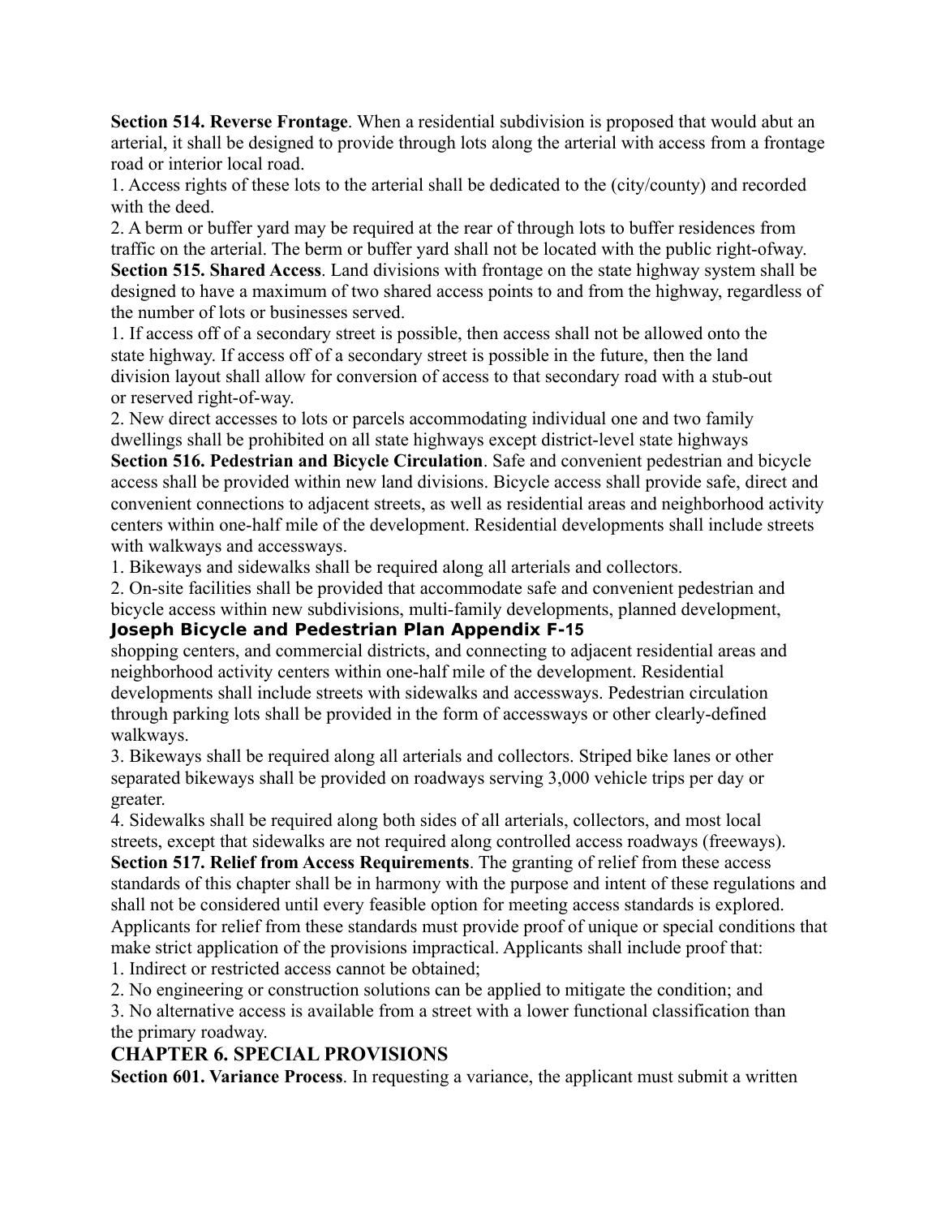**Section 514. Reverse Frontage**. When a residential subdivision is proposed that would abut an arterial, it shall be designed to provide through lots along the arterial with access from a frontage road or interior local road.

1. Access rights of these lots to the arterial shall be dedicated to the (city/county) and recorded with the deed.
2. A berm or buffer yard may be required at the rear of through lots to buffer residences from traffic on the arterial. The berm or buffer yard shall not be located with the public right-ofway.

**Section 515. Shared Access**. Land divisions with frontage on the state highway system shall be designed to have a maximum of two shared access points to and from the highway, regardless of the number of lots or businesses served.

1. If access off of a secondary street is possible, then access shall not be allowed onto the state highway. If access off of a secondary street is possible in the future, then the land division layout shall allow for conversion of access to that secondary road with a stub-out or reserved right-of-way.
2. New direct accesses to lots or parcels accommodating individual one and two family dwellings shall be prohibited on all state highways except district-level state highways

**Section 516. Pedestrian and Bicycle Circulation**. Safe and convenient pedestrian and bicycle access shall be provided within new land divisions. Bicycle access shall provide safe, direct and convenient connections to adjacent streets, as well as residential areas and neighborhood activity centers within one-half mile of the development. Residential developments shall include streets with walkways and accessways.

1. Bikeways and sidewalks shall be required along all arterials and collectors.
2. On-site facilities shall be provided that accommodate safe and convenient pedestrian and bicycle access within new subdivisions, multi-family developments, planned development, shopping centers, and commercial districts, and connecting to adjacent residential areas and neighborhood activity centers within one-half mile of the development. Residential developments shall include streets with sidewalks and accessways. Pedestrian circulation through parking lots shall be provided in the form of accessways or other clearly-defined walkways.
3. Bikeways shall be required along all arterials and collectors. Striped bike lanes or other separated bikeways shall be provided on roadways serving 3,000 vehicle trips per day or greater.
4. Sidewalks shall be required along both sides of all arterials, collectors, and most local streets, except that sidewalks are not required along controlled access roadways (freeways).

**Section 517. Relief from Access Requirements**. The granting of relief from these access standards of this chapter shall be in harmony with the purpose and intent of these regulations and shall not be considered until every feasible option for meeting access standards is explored. Applicants for relief from these standards must provide proof of unique or special conditions that make strict application of the provisions impractical. Applicants shall include proof that:

1. Indirect or restricted access cannot be obtained;
2. No engineering or construction solutions can be applied to mitigate the condition; and
3. No alternative access is available from a street with a lower functional classification than the primary roadway.

## CHAPTER 6. SPECIAL PROVISIONS

**Section 601. Variance Process**. In requesting a variance, the applicant must submit a written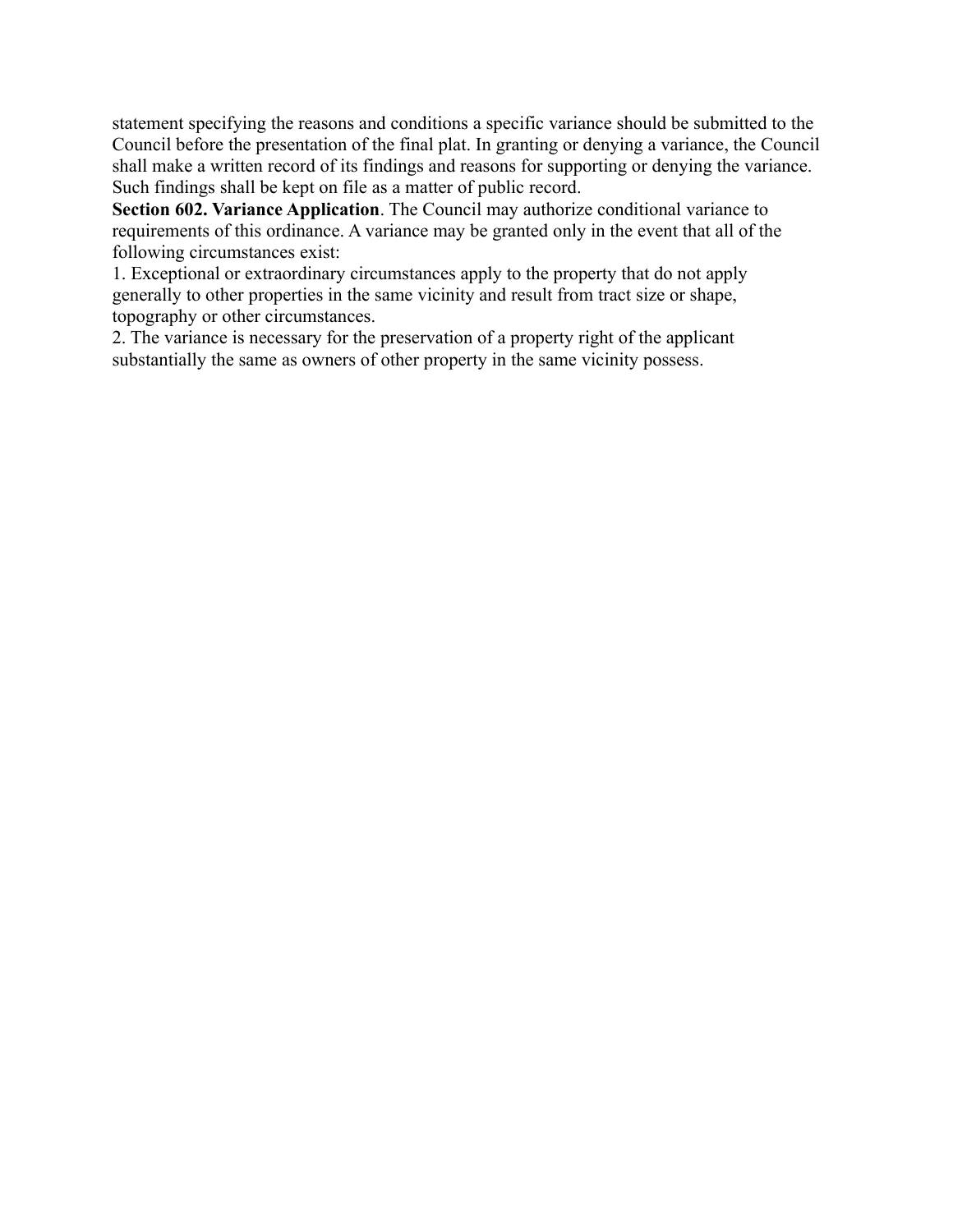statement specifying the reasons and conditions a specific variance should be submitted to the Council before the presentation of the final plat. In granting or denying a variance, the Council shall make a written record of its findings and reasons for supporting or denying the variance. Such findings shall be kept on file as a matter of public record.

**Section 602. Variance Application**. The Council may authorize conditional variance to requirements of this ordinance. A variance may be granted only in the event that all of the following circumstances exist:

1. Exceptional or extraordinary circumstances apply to the property that do not apply generally to other properties in the same vicinity and result from tract size or shape, topography or other circumstances.
2. The variance is necessary for the preservation of a property right of the applicant substantially the same as owners of other property in the same vicinity possess.